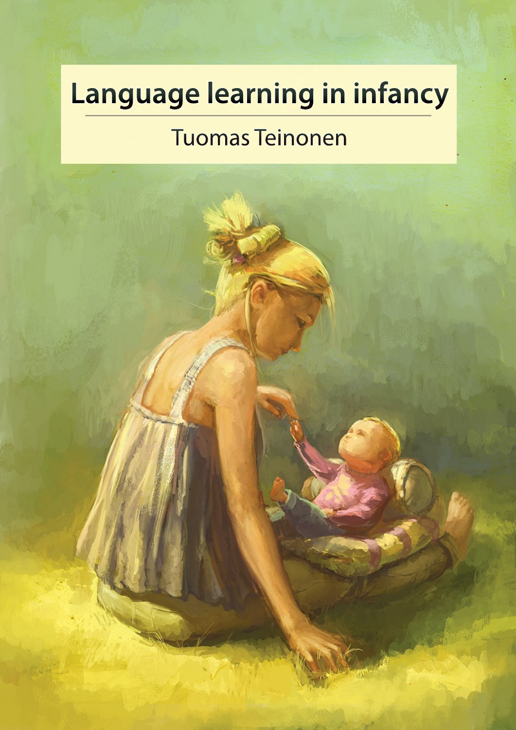# Language learning in infancy

Tuomas Teinonen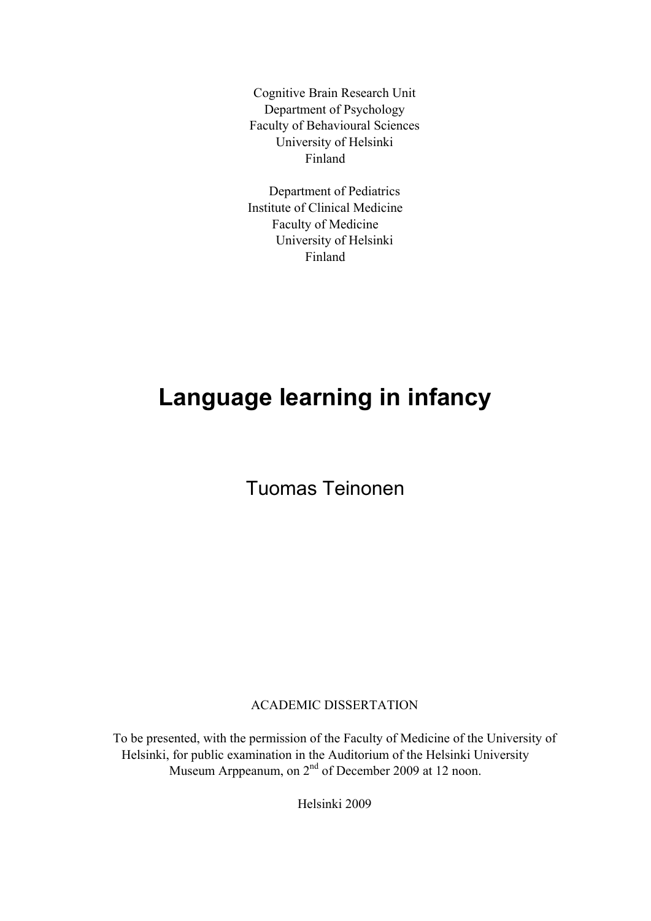Cognitive Brain Research Unit
Department of Psychology
Faculty of Behavioural Sciences
University of Helsinki
Finland

Department of Pediatrics
Institute of Clinical Medicine
Faculty of Medicine
University of Helsinki
Finland

# Language learning in infancy

Tuomas Teinonen

ACADEMIC DISSERTATION

To be presented, with the permission of the Faculty of Medicine of the University of Helsinki, for public examination in the Auditorium of the Helsinki University Museum Arppeanum, on 2nd of December 2009 at 12 noon.

Helsinki 2009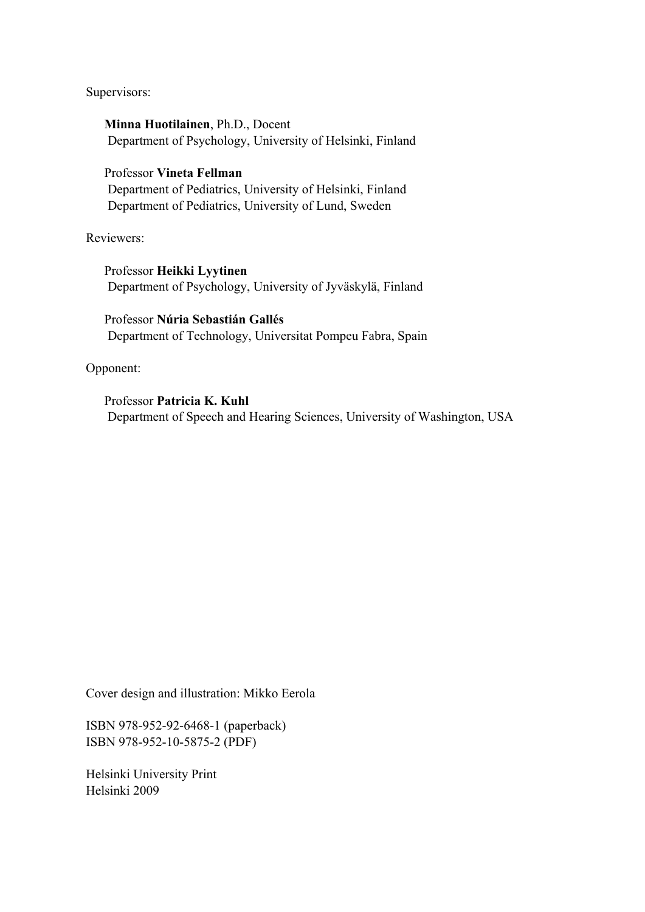Supervisors:

**Minna Huotilainen**, Ph.D., Docent
Department of Psychology, University of Helsinki, Finland

Professor **Vineta Fellman**
Department of Pediatrics, University of Helsinki, Finland
Department of Pediatrics, University of Lund, Sweden

Reviewers:

Professor **Heikki Lyytinen**
Department of Psychology, University of Jyväskylä, Finland

Professor **Núria Sebastián Gallés**
Department of Technology, Universitat Pompeu Fabra, Spain

Opponent:

Professor **Patricia K. Kuhl**
Department of Speech and Hearing Sciences, University of Washington, USA

Cover design and illustration: Mikko Eerola

ISBN 978-952-92-6468-1 (paperback)
ISBN 978-952-10-5875-2 (PDF)

Helsinki University Print
Helsinki 2009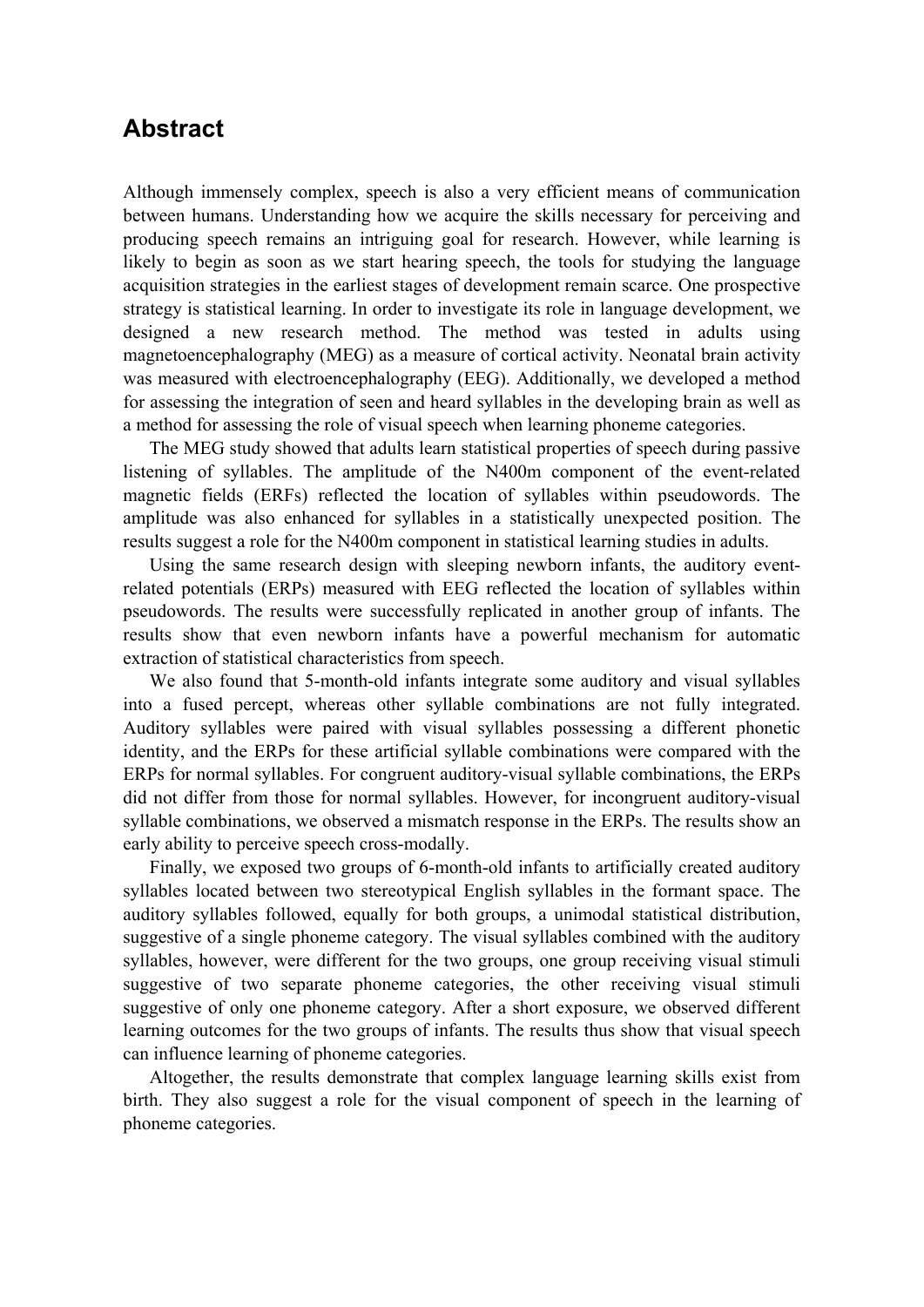## Abstract

Although immensely complex, speech is also a very efficient means of communication between humans. Understanding how we acquire the skills necessary for perceiving and producing speech remains an intriguing goal for research. However, while learning is likely to begin as soon as we start hearing speech, the tools for studying the language acquisition strategies in the earliest stages of development remain scarce. One prospective strategy is statistical learning. In order to investigate its role in language development, we designed a new research method. The method was tested in adults using magnetoencephalography (MEG) as a measure of cortical activity. Neonatal brain activity was measured with electroencephalography (EEG). Additionally, we developed a method for assessing the integration of seen and heard syllables in the developing brain as well as a method for assessing the role of visual speech when learning phoneme categories.

The MEG study showed that adults learn statistical properties of speech during passive listening of syllables. The amplitude of the N400m component of the event-related magnetic fields (ERFs) reflected the location of syllables within pseudowords. The amplitude was also enhanced for syllables in a statistically unexpected position. The results suggest a role for the N400m component in statistical learning studies in adults.

Using the same research design with sleeping newborn infants, the auditory event-related potentials (ERPs) measured with EEG reflected the location of syllables within pseudowords. The results were successfully replicated in another group of infants. The results show that even newborn infants have a powerful mechanism for automatic extraction of statistical characteristics from speech.

We also found that 5-month-old infants integrate some auditory and visual syllables into a fused percept, whereas other syllable combinations are not fully integrated. Auditory syllables were paired with visual syllables possessing a different phonetic identity, and the ERPs for these artificial syllable combinations were compared with the ERPs for normal syllables. For congruent auditory-visual syllable combinations, the ERPs did not differ from those for normal syllables. However, for incongruent auditory-visual syllable combinations, we observed a mismatch response in the ERPs. The results show an early ability to perceive speech cross-modally.

Finally, we exposed two groups of 6-month-old infants to artificially created auditory syllables located between two stereotypical English syllables in the formant space. The auditory syllables followed, equally for both groups, a unimodal statistical distribution, suggestive of a single phoneme category. The visual syllables combined with the auditory syllables, however, were different for the two groups, one group receiving visual stimuli suggestive of two separate phoneme categories, the other receiving visual stimuli suggestive of only one phoneme category. After a short exposure, we observed different learning outcomes for the two groups of infants. The results thus show that visual speech can influence learning of phoneme categories.

Altogether, the results demonstrate that complex language learning skills exist from birth. They also suggest a role for the visual component of speech in the learning of phoneme categories.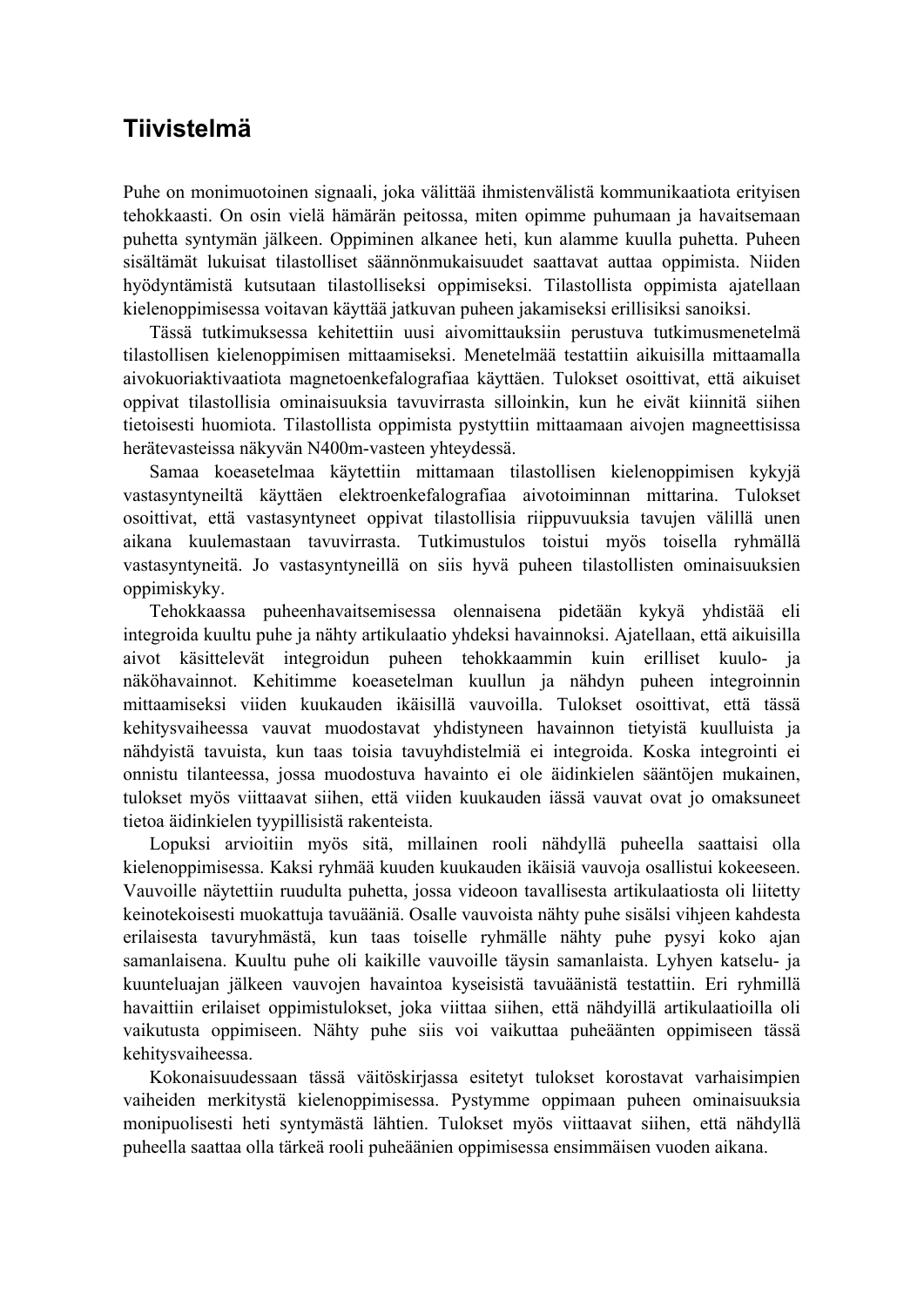# Tiivistelmä

Puhe on monimuotoinen signaali, joka välittää ihmistenvälistä kommunikaatiota erityisen tehokkaasti. On osin vielä hämärän peitossa, miten opimme puhumaan ja havaitsemaan puhetta syntymän jälkeen. Oppiminen alkanee heti, kun alamme kuulla puhetta. Puheen sisältämät lukuisat tilastolliset säännönmukaisuudet saattavat auttaa oppimista. Niiden hyödyntämistä kutsutaan tilastolliseksi oppimiseksi. Tilastollista oppimista ajatellaan kielenoppimisessa voitavan käyttää jatkuvan puheen jakamiseksi erillisiksi sanoiksi.

Tässä tutkimuksessa kehitettiin uusi aivomittauksiin perustuva tutkimusmenetelmä tilastollisen kielenoppimisen mittaamiseksi. Menetelmää testattiin aikuisilla mittaamalla aivokuoriaktivaatiota magnetoenkefalografiaa käyttäen. Tulokset osoittivat, että aikuiset oppivat tilastollisia ominaisuuksia tavuvirrasta silloinkin, kun he eivät kiinnitä siihen tietoisesti huomiota. Tilastollista oppimista pystyttiin mittaamaan aivojen magneettisissa herätevasteissa näkyvän N400m-vasteen yhteydessä.

Samaa koeasetelmaa käytettiin mittamaan tilastollisen kielenoppimisen kykyjä vastasyntyneiltä käyttäen elektroenkefalografiaa aivotoiminnan mittarina. Tulokset osoittivat, että vastasyntyneet oppivat tilastollisia riippuvuuksia tavujen välillä unen aikana kuulemastaan tavuvirrasta. Tutkimustulos toistui myös toisella ryhmällä vastasyntyneitä. Jo vastasyntyneillä on siis hyvä puheen tilastollisten ominaisuuksien oppimiskyky.

Tehokkaassa puheenhavaitsemisessa olennaisena pidetään kykyä yhdistää eli integroida kuultu puhe ja nähty artikulaatio yhdeksi havainnoksi. Ajatellaan, että aikuisilla aivot käsittelevät integroidun puheen tehokkaammin kuin erilliset kuulo- ja näköhavainnot. Kehitimme koeasetelman kuullun ja nähdyn puheen integroinnin mittaamiseksi viiden kuukauden ikäisillä vauvoilla. Tulokset osoittivat, että tässä kehitysvaiheessa vauvat muodostavat yhdistyneen havainnon tietyistä kuulluista ja nähdyistä tavuista, kun taas toisia tavuyhdistelmiä ei integroida. Koska integrointi ei onnistu tilanteessa, jossa muodostuva havainto ei ole äidinkielen sääntöjen mukainen, tulokset myös viittaavat siihen, että viiden kuukauden iässä vauvat ovat jo omaksuneet tietoa äidinkielen tyypillisistä rakenteista.

Lopuksi arvioitiin myös sitä, millainen rooli nähdyllä puheella saattaisi olla kielenoppimisessa. Kaksi ryhmää kuuden kuukauden ikäisiä vauvoja osallistui kokeeseen. Vauvoille näytettiin ruudulta puhetta, jossa videoon tavallisesta artikulaatiosta oli liitetty keinotekoisesti muokattuja tavuääniä. Osalle vauvoista nähty puhe sisälsi vihjeen kahdesta erilaisesta tavuryhmästä, kun taas toiselle ryhmälle nähty puhe pysyi koko ajan samanlaisena. Kuultu puhe oli kaikille vauvoille täysin samanlaista. Lyhyen katselu- ja kuunteluajan jälkeen vauvojen havaintoa kyseisistä tavuäänistä testattiin. Eri ryhmillä havaittiin erilaiset oppimistulokset, joka viittaa siihen, että nähdyillä artikulaatioilla oli vaikutusta oppimiseen. Nähty puhe siis voi vaikuttaa puheäänten oppimiseen tässä kehitysvaiheessa.

Kokonaisuudessaan tässä väitöskirjassa esitetyt tulokset korostavat varhaisimpien vaiheiden merkitystä kielenoppimisessa. Pystymme oppimaan puheen ominaisuuksia monipuolisesti heti syntymästä lähtien. Tulokset myös viittaavat siihen, että nähdyllä puheella saattaa olla tärkeä rooli puheäänien oppimisessa ensimmäisen vuoden aikana.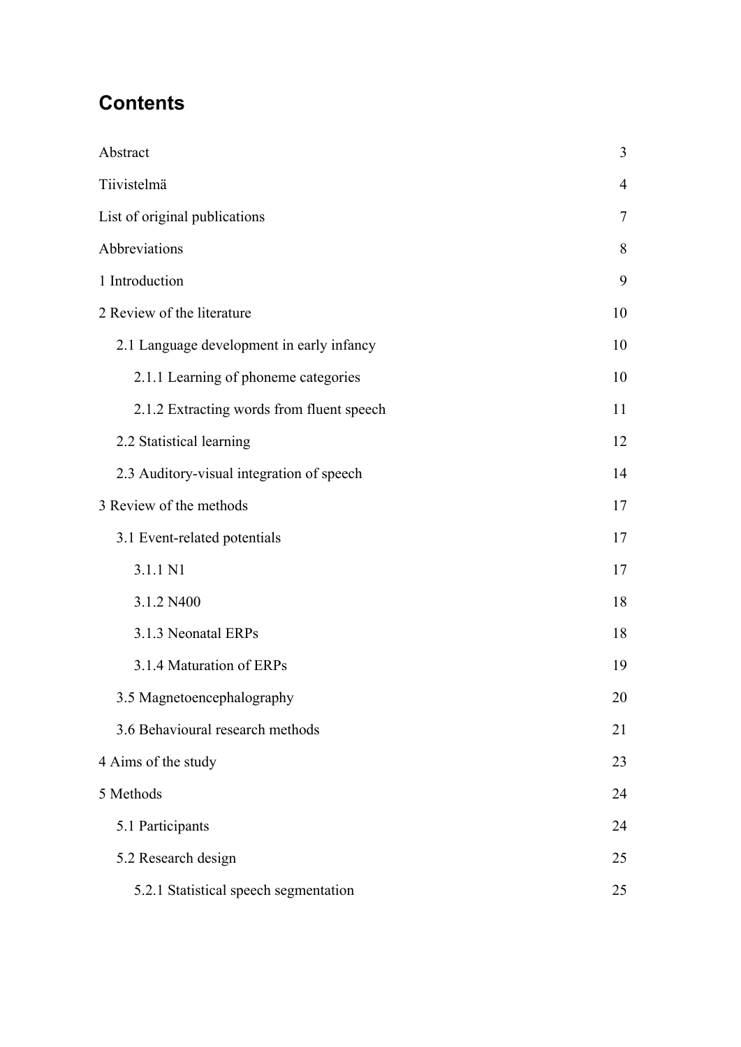# Contents

| | |
|---|---|
| Abstract | 3 |
| Tiivistelmä | 4 |
| List of original publications | 7 |
| Abbreviations | 8 |
| 1 Introduction | 9 |
| 2 Review of the literature | 10 |
| 2.1 Language development in early infancy | 10 |
| 2.1.1 Learning of phoneme categories | 10 |
| 2.1.2 Extracting words from fluent speech | 11 |
| 2.2 Statistical learning | 12 |
| 2.3 Auditory-visual integration of speech | 14 |
| 3 Review of the methods | 17 |
| 3.1 Event-related potentials | 17 |
| 3.1.1 N1 | 17 |
| 3.1.2 N400 | 18 |
| 3.1.3 Neonatal ERPs | 18 |
| 3.1.4 Maturation of ERPs | 19 |
| 3.5 Magnetoencephalography | 20 |
| 3.6 Behavioural research methods | 21 |
| 4 Aims of the study | 23 |
| 5 Methods | 24 |
| 5.1 Participants | 24 |
| 5.2 Research design | 25 |
| 5.2.1 Statistical speech segmentation | 25 |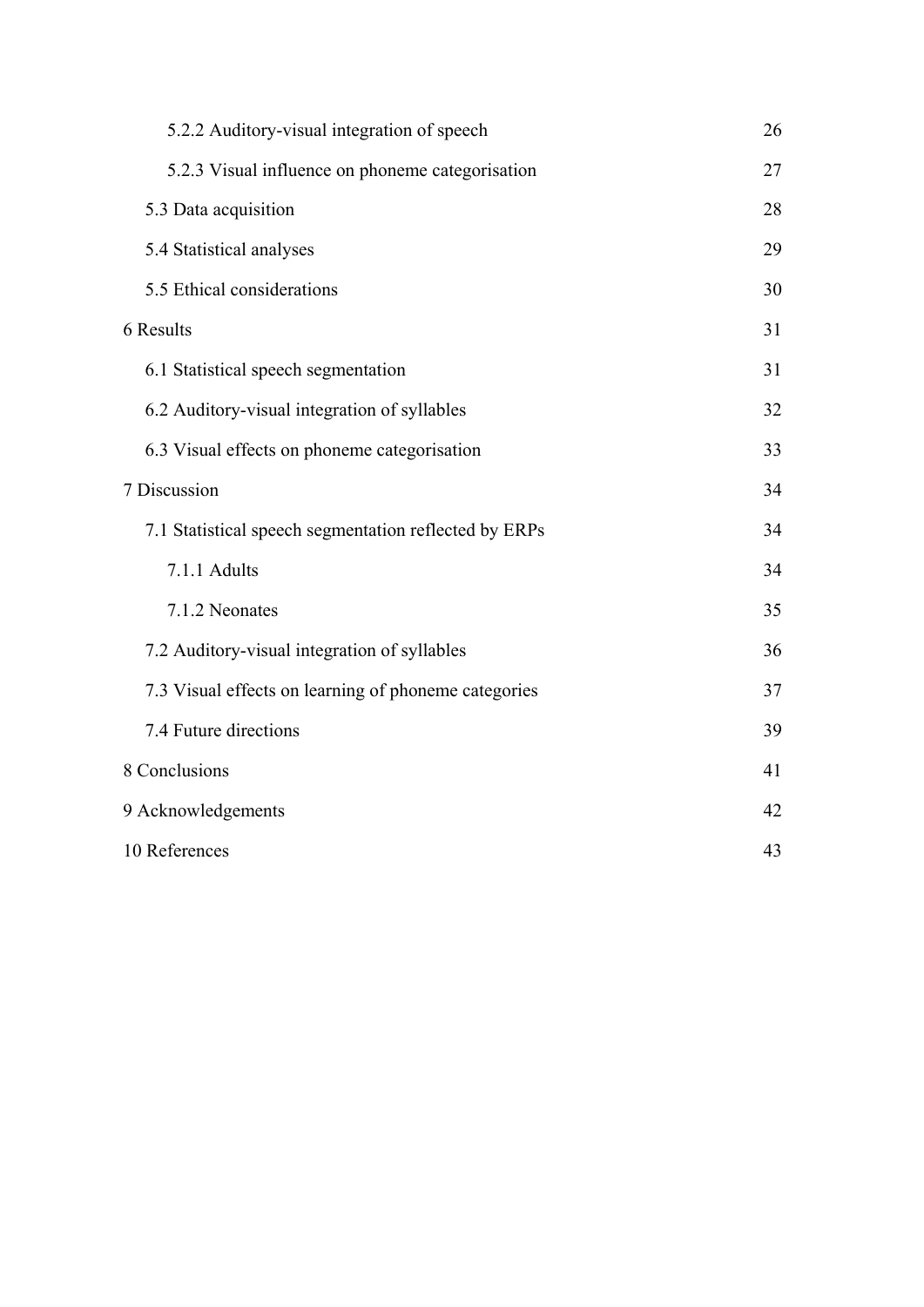| | |
|---|---|
| 5.2.2 Auditory-visual integration of speech | 26 |
| 5.2.3 Visual influence on phoneme categorisation | 27 |
| 5.3 Data acquisition | 28 |
| 5.4 Statistical analyses | 29 |
| 5.5 Ethical considerations | 30 |
| 6 Results | 31 |
| 6.1 Statistical speech segmentation | 31 |
| 6.2 Auditory-visual integration of syllables | 32 |
| 6.3 Visual effects on phoneme categorisation | 33 |
| 7 Discussion | 34 |
| 7.1 Statistical speech segmentation reflected by ERPs | 34 |
| 7.1.1 Adults | 34 |
| 7.1.2 Neonates | 35 |
| 7.2 Auditory-visual integration of syllables | 36 |
| 7.3 Visual effects on learning of phoneme categories | 37 |
| 7.4 Future directions | 39 |
| 8 Conclusions | 41 |
| 9 Acknowledgements | 42 |
| 10 References | 43 |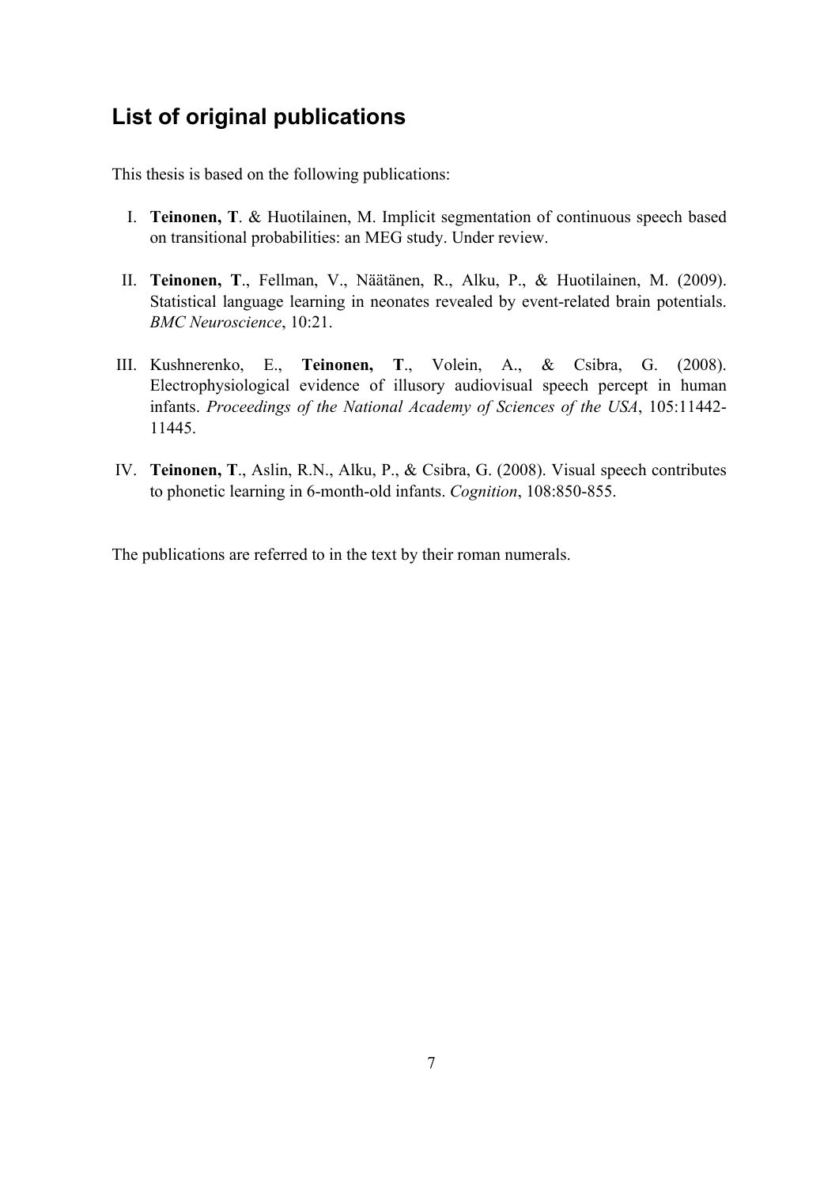## List of original publications

This thesis is based on the following publications:

I. **Teinonen, T**. & Huotilainen, M. Implicit segmentation of continuous speech based on transitional probabilities: an MEG study. Under review.

II. **Teinonen, T**., Fellman, V., Näätänen, R., Alku, P., & Huotilainen, M. (2009). Statistical language learning in neonates revealed by event-related brain potentials. *BMC Neuroscience*, 10:21.

III. Kushnerenko, E., **Teinonen, T**., Volein, A., & Csibra, G. (2008). Electrophysiological evidence of illusory audiovisual speech percept in human infants. *Proceedings of the National Academy of Sciences of the USA*, 105:11442-11445.

IV. **Teinonen, T**., Aslin, R.N., Alku, P., & Csibra, G. (2008). Visual speech contributes to phonetic learning in 6-month-old infants. *Cognition*, 108:850-855.

The publications are referred to in the text by their roman numerals.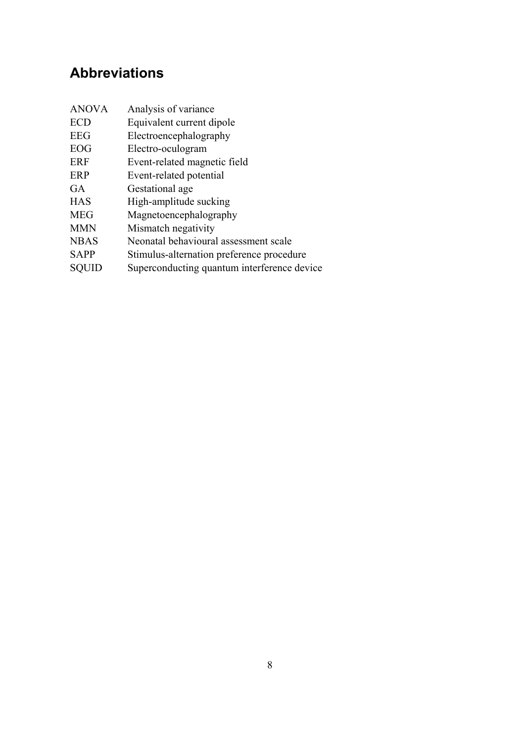## Abbreviations

| | |
|---|---|
| ANOVA | Analysis of variance |
| ECD | Equivalent current dipole |
| EEG | Electroencephalography |
| EOG | Electro-oculogram |
| ERF | Event-related magnetic field |
| ERP | Event-related potential |
| GA | Gestational age |
| HAS | High-amplitude sucking |
| MEG | Magnetoencephalography |
| MMN | Mismatch negativity |
| NBAS | Neonatal behavioural assessment scale |
| SAPP | Stimulus-alternation preference procedure |
| SQUID | Superconducting quantum interference device |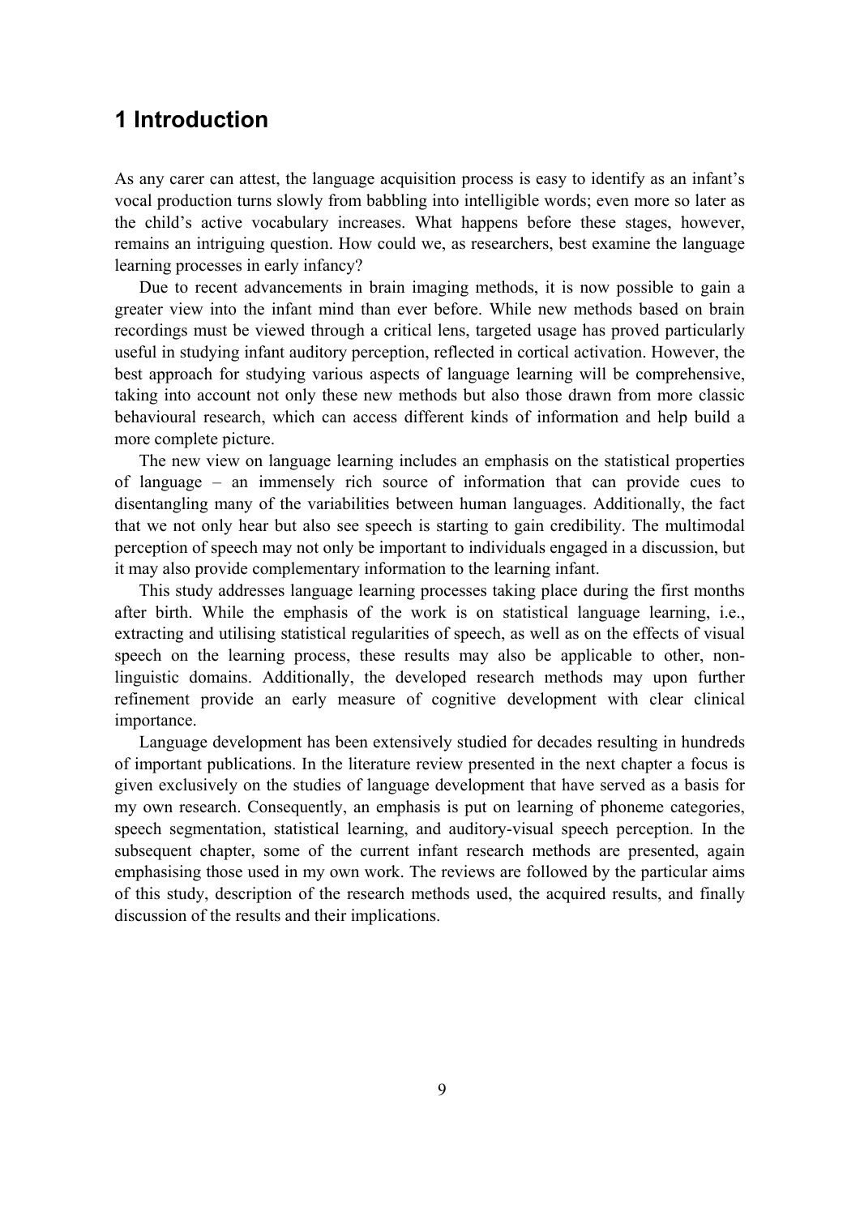# 1 Introduction

As any carer can attest, the language acquisition process is easy to identify as an infant's vocal production turns slowly from babbling into intelligible words; even more so later as the child's active vocabulary increases. What happens before these stages, however, remains an intriguing question. How could we, as researchers, best examine the language learning processes in early infancy?

Due to recent advancements in brain imaging methods, it is now possible to gain a greater view into the infant mind than ever before. While new methods based on brain recordings must be viewed through a critical lens, targeted usage has proved particularly useful in studying infant auditory perception, reflected in cortical activation. However, the best approach for studying various aspects of language learning will be comprehensive, taking into account not only these new methods but also those drawn from more classic behavioural research, which can access different kinds of information and help build a more complete picture.

The new view on language learning includes an emphasis on the statistical properties of language – an immensely rich source of information that can provide cues to disentangling many of the variabilities between human languages. Additionally, the fact that we not only hear but also see speech is starting to gain credibility. The multimodal perception of speech may not only be important to individuals engaged in a discussion, but it may also provide complementary information to the learning infant.

This study addresses language learning processes taking place during the first months after birth. While the emphasis of the work is on statistical language learning, i.e., extracting and utilising statistical regularities of speech, as well as on the effects of visual speech on the learning process, these results may also be applicable to other, non-linguistic domains. Additionally, the developed research methods may upon further refinement provide an early measure of cognitive development with clear clinical importance.

Language development has been extensively studied for decades resulting in hundreds of important publications. In the literature review presented in the next chapter a focus is given exclusively on the studies of language development that have served as a basis for my own research. Consequently, an emphasis is put on learning of phoneme categories, speech segmentation, statistical learning, and auditory-visual speech perception. In the subsequent chapter, some of the current infant research methods are presented, again emphasising those used in my own work. The reviews are followed by the particular aims of this study, description of the research methods used, the acquired results, and finally discussion of the results and their implications.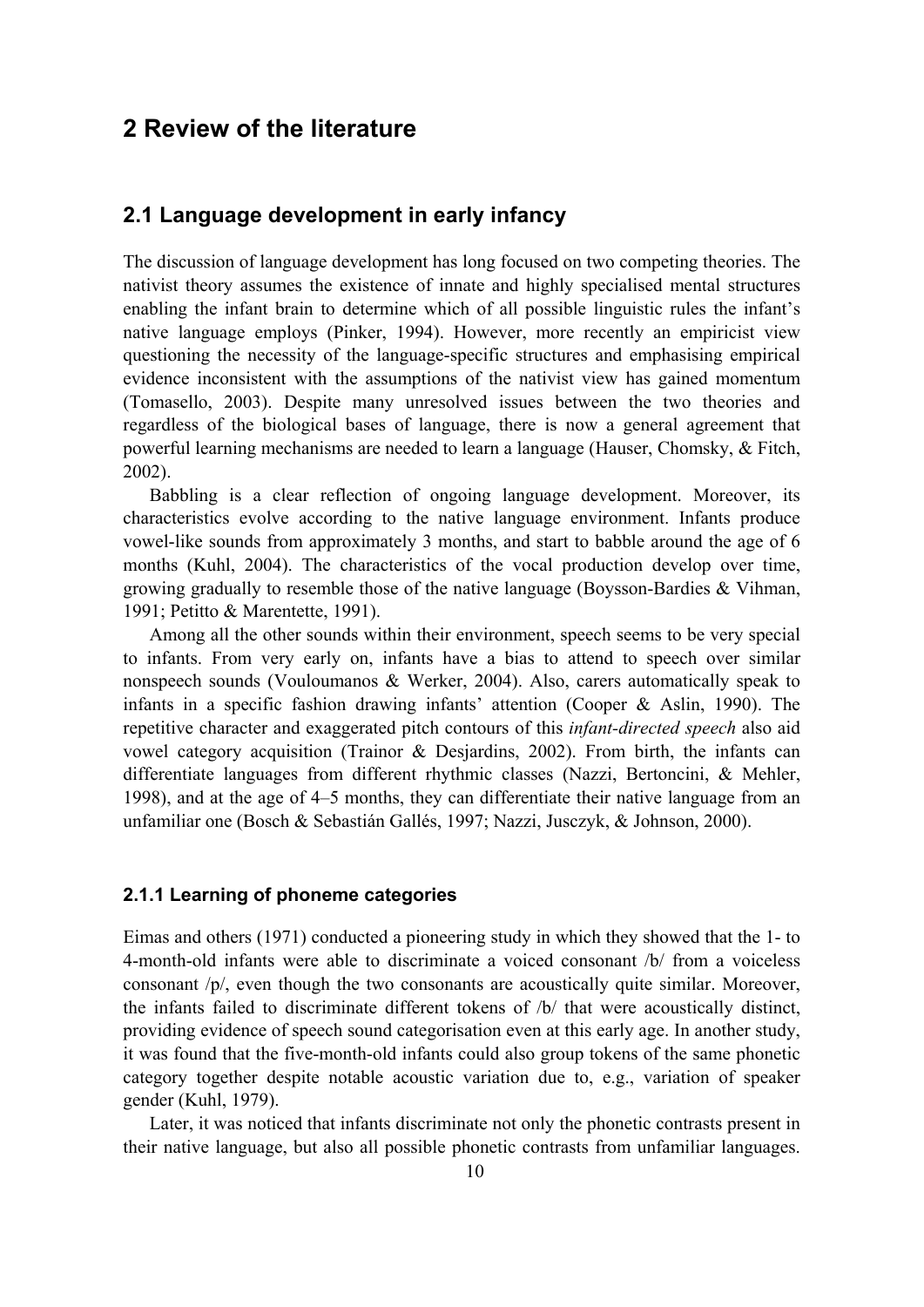# 2 Review of the literature

## 2.1 Language development in early infancy

The discussion of language development has long focused on two competing theories. The nativist theory assumes the existence of innate and highly specialised mental structures enabling the infant brain to determine which of all possible linguistic rules the infant's native language employs (Pinker, 1994). However, more recently an empiricist view questioning the necessity of the language-specific structures and emphasising empirical evidence inconsistent with the assumptions of the nativist view has gained momentum (Tomasello, 2003). Despite many unresolved issues between the two theories and regardless of the biological bases of language, there is now a general agreement that powerful learning mechanisms are needed to learn a language (Hauser, Chomsky, & Fitch, 2002).

Babbling is a clear reflection of ongoing language development. Moreover, its characteristics evolve according to the native language environment. Infants produce vowel-like sounds from approximately 3 months, and start to babble around the age of 6 months (Kuhl, 2004). The characteristics of the vocal production develop over time, growing gradually to resemble those of the native language (Boysson-Bardies & Vihman, 1991; Petitto & Marentette, 1991).

Among all the other sounds within their environment, speech seems to be very special to infants. From very early on, infants have a bias to attend to speech over similar nonspeech sounds (Vouloumanos & Werker, 2004). Also, carers automatically speak to infants in a specific fashion drawing infants' attention (Cooper & Aslin, 1990). The repetitive character and exaggerated pitch contours of this *infant-directed speech* also aid vowel category acquisition (Trainor & Desjardins, 2002). From birth, the infants can differentiate languages from different rhythmic classes (Nazzi, Bertoncini, & Mehler, 1998), and at the age of 4–5 months, they can differentiate their native language from an unfamiliar one (Bosch & Sebastián Gallés, 1997; Nazzi, Jusczyk, & Johnson, 2000).

### 2.1.1 Learning of phoneme categories

Eimas and others (1971) conducted a pioneering study in which they showed that the 1- to 4-month-old infants were able to discriminate a voiced consonant /b/ from a voiceless consonant /p/, even though the two consonants are acoustically quite similar. Moreover, the infants failed to discriminate different tokens of /b/ that were acoustically distinct, providing evidence of speech sound categorisation even at this early age. In another study, it was found that the five-month-old infants could also group tokens of the same phonetic category together despite notable acoustic variation due to, e.g., variation of speaker gender (Kuhl, 1979).

Later, it was noticed that infants discriminate not only the phonetic contrasts present in their native language, but also all possible phonetic contrasts from unfamiliar languages.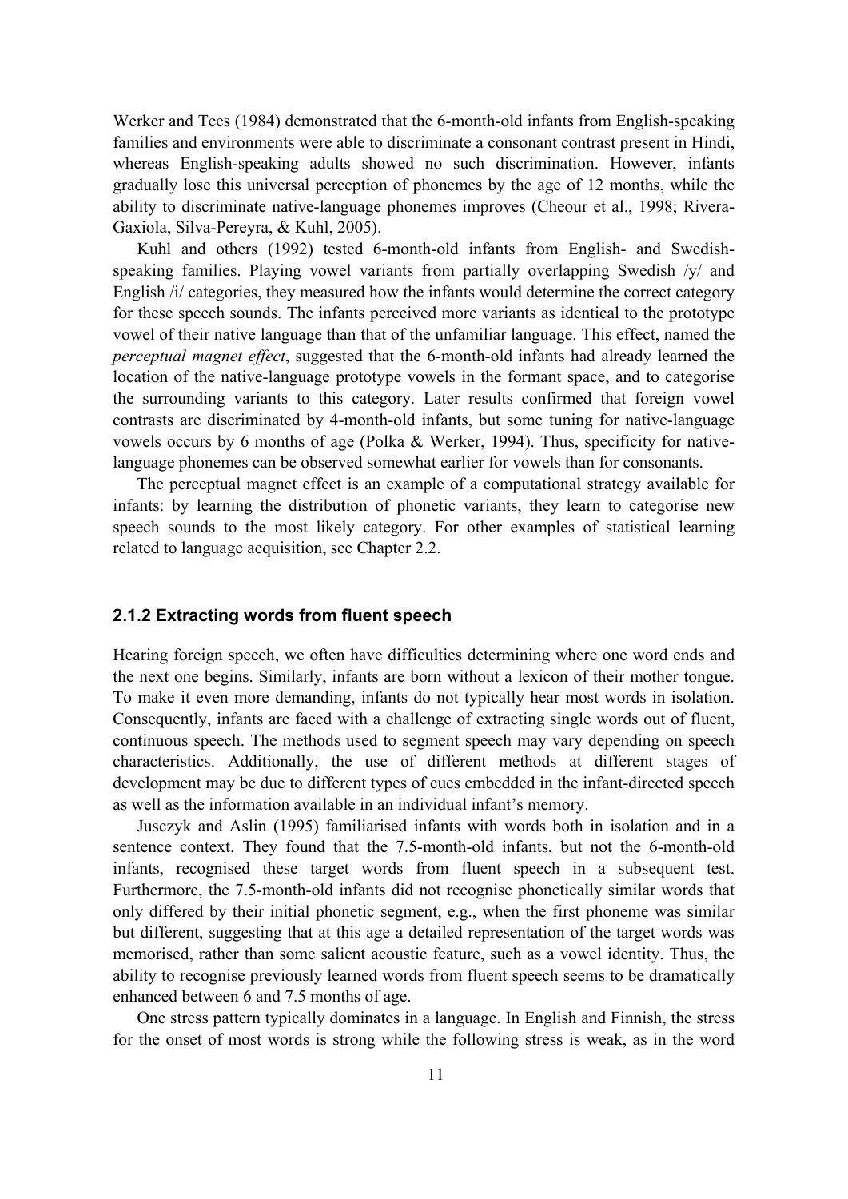Werker and Tees (1984) demonstrated that the 6-month-old infants from English-speaking families and environments were able to discriminate a consonant contrast present in Hindi, whereas English-speaking adults showed no such discrimination. However, infants gradually lose this universal perception of phonemes by the age of 12 months, while the ability to discriminate native-language phonemes improves (Cheour et al., 1998; Rivera-Gaxiola, Silva-Pereyra, & Kuhl, 2005).

Kuhl and others (1992) tested 6-month-old infants from English- and Swedish-speaking families. Playing vowel variants from partially overlapping Swedish /y/ and English /i/ categories, they measured how the infants would determine the correct category for these speech sounds. The infants perceived more variants as identical to the prototype vowel of their native language than that of the unfamiliar language. This effect, named the *perceptual magnet effect*, suggested that the 6-month-old infants had already learned the location of the native-language prototype vowels in the formant space, and to categorise the surrounding variants to this category. Later results confirmed that foreign vowel contrasts are discriminated by 4-month-old infants, but some tuning for native-language vowels occurs by 6 months of age (Polka & Werker, 1994). Thus, specificity for native-language phonemes can be observed somewhat earlier for vowels than for consonants.

The perceptual magnet effect is an example of a computational strategy available for infants: by learning the distribution of phonetic variants, they learn to categorise new speech sounds to the most likely category. For other examples of statistical learning related to language acquisition, see Chapter 2.2.

### 2.1.2 Extracting words from fluent speech

Hearing foreign speech, we often have difficulties determining where one word ends and the next one begins. Similarly, infants are born without a lexicon of their mother tongue. To make it even more demanding, infants do not typically hear most words in isolation. Consequently, infants are faced with a challenge of extracting single words out of fluent, continuous speech. The methods used to segment speech may vary depending on speech characteristics. Additionally, the use of different methods at different stages of development may be due to different types of cues embedded in the infant-directed speech as well as the information available in an individual infant's memory.

Jusczyk and Aslin (1995) familiarised infants with words both in isolation and in a sentence context. They found that the 7.5-month-old infants, but not the 6-month-old infants, recognised these target words from fluent speech in a subsequent test. Furthermore, the 7.5-month-old infants did not recognise phonetically similar words that only differed by their initial phonetic segment, e.g., when the first phoneme was similar but different, suggesting that at this age a detailed representation of the target words was memorised, rather than some salient acoustic feature, such as a vowel identity. Thus, the ability to recognise previously learned words from fluent speech seems to be dramatically enhanced between 6 and 7.5 months of age.

One stress pattern typically dominates in a language. In English and Finnish, the stress for the onset of most words is strong while the following stress is weak, as in the word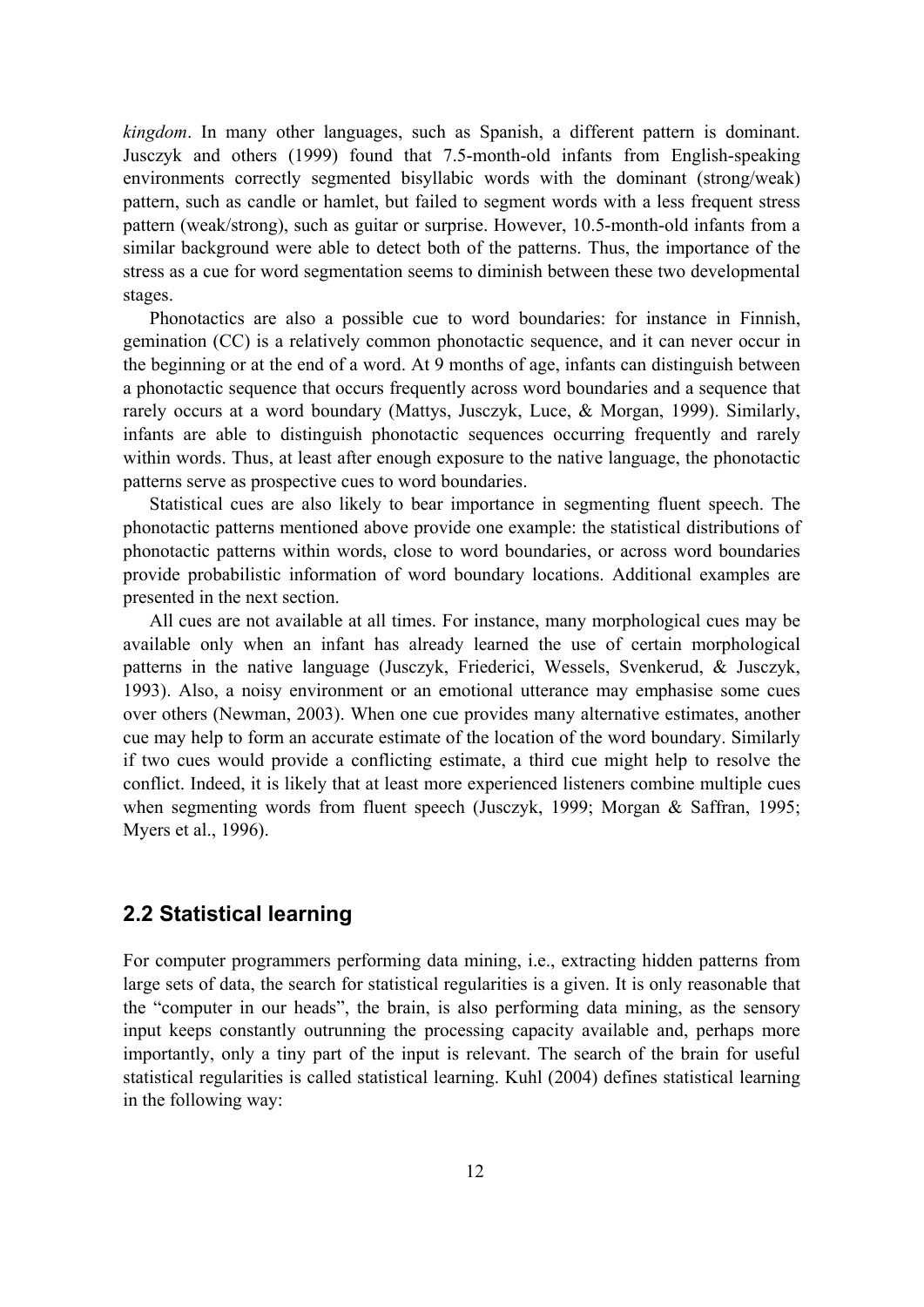*kingdom*. In many other languages, such as Spanish, a different pattern is dominant. Jusczyk and others (1999) found that 7.5-month-old infants from English-speaking environments correctly segmented bisyllabic words with the dominant (strong/weak) pattern, such as candle or hamlet, but failed to segment words with a less frequent stress pattern (weak/strong), such as guitar or surprise. However, 10.5-month-old infants from a similar background were able to detect both of the patterns. Thus, the importance of the stress as a cue for word segmentation seems to diminish between these two developmental stages.

Phonotactics are also a possible cue to word boundaries: for instance in Finnish, gemination (CC) is a relatively common phonotactic sequence, and it can never occur in the beginning or at the end of a word. At 9 months of age, infants can distinguish between a phonotactic sequence that occurs frequently across word boundaries and a sequence that rarely occurs at a word boundary (Mattys, Jusczyk, Luce, & Morgan, 1999). Similarly, infants are able to distinguish phonotactic sequences occurring frequently and rarely within words. Thus, at least after enough exposure to the native language, the phonotactic patterns serve as prospective cues to word boundaries.

Statistical cues are also likely to bear importance in segmenting fluent speech. The phonotactic patterns mentioned above provide one example: the statistical distributions of phonotactic patterns within words, close to word boundaries, or across word boundaries provide probabilistic information of word boundary locations. Additional examples are presented in the next section.

All cues are not available at all times. For instance, many morphological cues may be available only when an infant has already learned the use of certain morphological patterns in the native language (Jusczyk, Friederici, Wessels, Svenkerud, & Jusczyk, 1993). Also, a noisy environment or an emotional utterance may emphasise some cues over others (Newman, 2003). When one cue provides many alternative estimates, another cue may help to form an accurate estimate of the location of the word boundary. Similarly if two cues would provide a conflicting estimate, a third cue might help to resolve the conflict. Indeed, it is likely that at least more experienced listeners combine multiple cues when segmenting words from fluent speech (Jusczyk, 1999; Morgan & Saffran, 1995; Myers et al., 1996).

## 2.2 Statistical learning

For computer programmers performing data mining, i.e., extracting hidden patterns from large sets of data, the search for statistical regularities is a given. It is only reasonable that the "computer in our heads", the brain, is also performing data mining, as the sensory input keeps constantly outrunning the processing capacity available and, perhaps more importantly, only a tiny part of the input is relevant. The search of the brain for useful statistical regularities is called statistical learning. Kuhl (2004) defines statistical learning in the following way: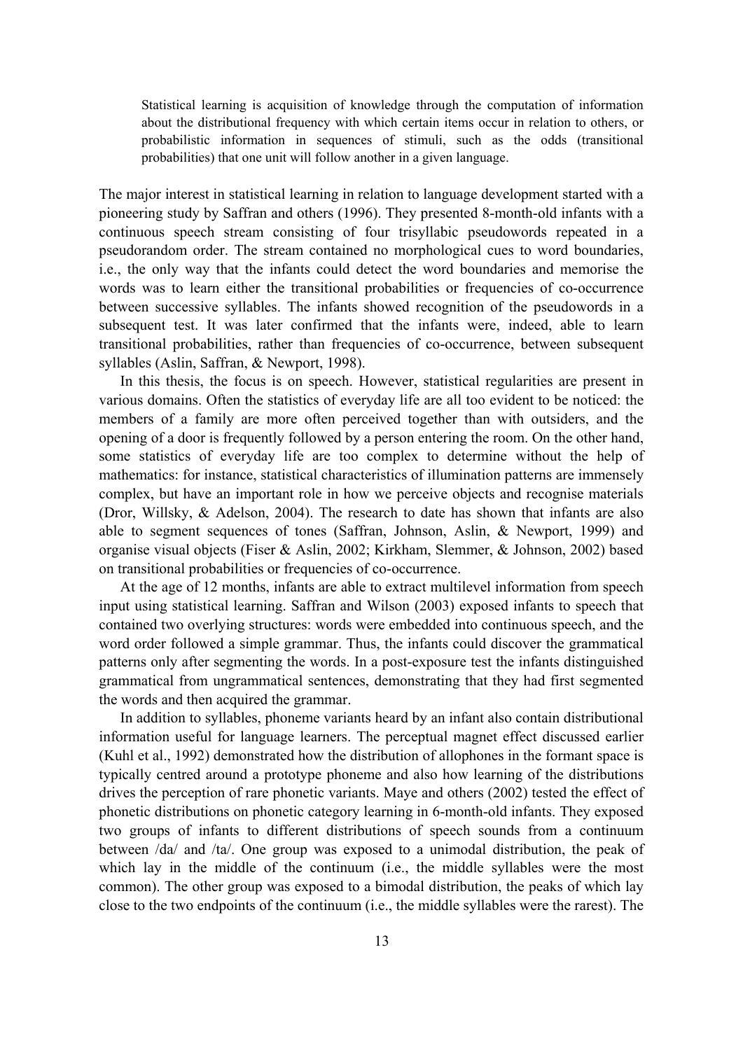> Statistical learning is acquisition of knowledge through the computation of information about the distributional frequency with which certain items occur in relation to others, or probabilistic information in sequences of stimuli, such as the odds (transitional probabilities) that one unit will follow another in a given language.

The major interest in statistical learning in relation to language development started with a pioneering study by Saffran and others (1996). They presented 8-month-old infants with a continuous speech stream consisting of four trisyllabic pseudowords repeated in a pseudorandom order. The stream contained no morphological cues to word boundaries, i.e., the only way that the infants could detect the word boundaries and memorise the words was to learn either the transitional probabilities or frequencies of co-occurrence between successive syllables. The infants showed recognition of the pseudowords in a subsequent test. It was later confirmed that the infants were, indeed, able to learn transitional probabilities, rather than frequencies of co-occurrence, between subsequent syllables (Aslin, Saffran, & Newport, 1998).

In this thesis, the focus is on speech. However, statistical regularities are present in various domains. Often the statistics of everyday life are all too evident to be noticed: the members of a family are more often perceived together than with outsiders, and the opening of a door is frequently followed by a person entering the room. On the other hand, some statistics of everyday life are too complex to determine without the help of mathematics: for instance, statistical characteristics of illumination patterns are immensely complex, but have an important role in how we perceive objects and recognise materials (Dror, Willsky, & Adelson, 2004). The research to date has shown that infants are also able to segment sequences of tones (Saffran, Johnson, Aslin, & Newport, 1999) and organise visual objects (Fiser & Aslin, 2002; Kirkham, Slemmer, & Johnson, 2002) based on transitional probabilities or frequencies of co-occurrence.

At the age of 12 months, infants are able to extract multilevel information from speech input using statistical learning. Saffran and Wilson (2003) exposed infants to speech that contained two overlying structures: words were embedded into continuous speech, and the word order followed a simple grammar. Thus, the infants could discover the grammatical patterns only after segmenting the words. In a post-exposure test the infants distinguished grammatical from ungrammatical sentences, demonstrating that they had first segmented the words and then acquired the grammar.

In addition to syllables, phoneme variants heard by an infant also contain distributional information useful for language learners. The perceptual magnet effect discussed earlier (Kuhl et al., 1992) demonstrated how the distribution of allophones in the formant space is typically centred around a prototype phoneme and also how learning of the distributions drives the perception of rare phonetic variants. Maye and others (2002) tested the effect of phonetic distributions on phonetic category learning in 6-month-old infants. They exposed two groups of infants to different distributions of speech sounds from a continuum between /da/ and /ta/. One group was exposed to a unimodal distribution, the peak of which lay in the middle of the continuum (i.e., the middle syllables were the most common). The other group was exposed to a bimodal distribution, the peaks of which lay close to the two endpoints of the continuum (i.e., the middle syllables were the rarest). The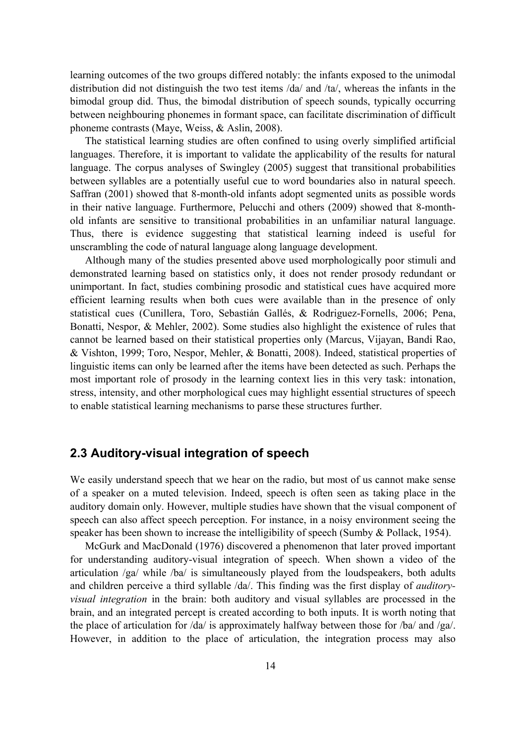learning outcomes of the two groups differed notably: the infants exposed to the unimodal distribution did not distinguish the two test items /da/ and /ta/, whereas the infants in the bimodal group did. Thus, the bimodal distribution of speech sounds, typically occurring between neighbouring phonemes in formant space, can facilitate discrimination of difficult phoneme contrasts (Maye, Weiss, & Aslin, 2008).

The statistical learning studies are often confined to using overly simplified artificial languages. Therefore, it is important to validate the applicability of the results for natural language. The corpus analyses of Swingley (2005) suggest that transitional probabilities between syllables are a potentially useful cue to word boundaries also in natural speech. Saffran (2001) showed that 8-month-old infants adopt segmented units as possible words in their native language. Furthermore, Pelucchi and others (2009) showed that 8-month-old infants are sensitive to transitional probabilities in an unfamiliar natural language. Thus, there is evidence suggesting that statistical learning indeed is useful for unscrambling the code of natural language along language development.

Although many of the studies presented above used morphologically poor stimuli and demonstrated learning based on statistics only, it does not render prosody redundant or unimportant. In fact, studies combining prosodic and statistical cues have acquired more efficient learning results when both cues were available than in the presence of only statistical cues (Cunillera, Toro, Sebastián Gallés, & Rodriguez-Fornells, 2006; Pena, Bonatti, Nespor, & Mehler, 2002). Some studies also highlight the existence of rules that cannot be learned based on their statistical properties only (Marcus, Vijayan, Bandi Rao, & Vishton, 1999; Toro, Nespor, Mehler, & Bonatti, 2008). Indeed, statistical properties of linguistic items can only be learned after the items have been detected as such. Perhaps the most important role of prosody in the learning context lies in this very task: intonation, stress, intensity, and other morphological cues may highlight essential structures of speech to enable statistical learning mechanisms to parse these structures further.

## 2.3 Auditory-visual integration of speech

We easily understand speech that we hear on the radio, but most of us cannot make sense of a speaker on a muted television. Indeed, speech is often seen as taking place in the auditory domain only. However, multiple studies have shown that the visual component of speech can also affect speech perception. For instance, in a noisy environment seeing the speaker has been shown to increase the intelligibility of speech (Sumby & Pollack, 1954).

McGurk and MacDonald (1976) discovered a phenomenon that later proved important for understanding auditory-visual integration of speech. When shown a video of the articulation /ga/ while /ba/ is simultaneously played from the loudspeakers, both adults and children perceive a third syllable /da/. This finding was the first display of *auditory-visual integration* in the brain: both auditory and visual syllables are processed in the brain, and an integrated percept is created according to both inputs. It is worth noting that the place of articulation for /da/ is approximately halfway between those for /ba/ and /ga/. However, in addition to the place of articulation, the integration process may also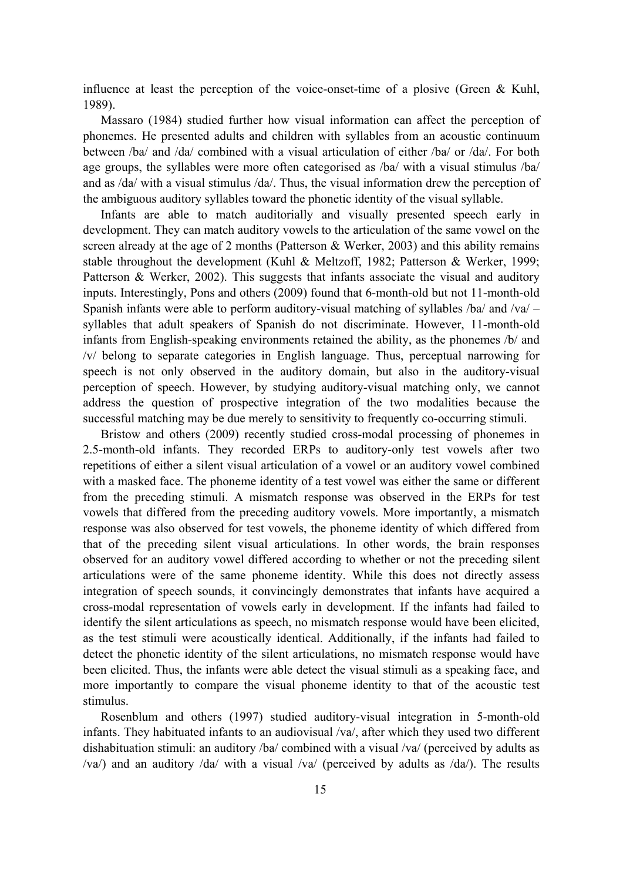influence at least the perception of the voice-onset-time of a plosive (Green & Kuhl, 1989).

Massaro (1984) studied further how visual information can affect the perception of phonemes. He presented adults and children with syllables from an acoustic continuum between /ba/ and /da/ combined with a visual articulation of either /ba/ or /da/. For both age groups, the syllables were more often categorised as /ba/ with a visual stimulus /ba/ and as /da/ with a visual stimulus /da/. Thus, the visual information drew the perception of the ambiguous auditory syllables toward the phonetic identity of the visual syllable.

Infants are able to match auditorially and visually presented speech early in development. They can match auditory vowels to the articulation of the same vowel on the screen already at the age of 2 months (Patterson & Werker, 2003) and this ability remains stable throughout the development (Kuhl & Meltzoff, 1982; Patterson & Werker, 1999; Patterson & Werker, 2002). This suggests that infants associate the visual and auditory inputs. Interestingly, Pons and others (2009) found that 6-month-old but not 11-month-old Spanish infants were able to perform auditory-visual matching of syllables /ba/ and /va/ – syllables that adult speakers of Spanish do not discriminate. However, 11-month-old infants from English-speaking environments retained the ability, as the phonemes /b/ and /v/ belong to separate categories in English language. Thus, perceptual narrowing for speech is not only observed in the auditory domain, but also in the auditory-visual perception of speech. However, by studying auditory-visual matching only, we cannot address the question of prospective integration of the two modalities because the successful matching may be due merely to sensitivity to frequently co-occurring stimuli.

Bristow and others (2009) recently studied cross-modal processing of phonemes in 2.5-month-old infants. They recorded ERPs to auditory-only test vowels after two repetitions of either a silent visual articulation of a vowel or an auditory vowel combined with a masked face. The phoneme identity of a test vowel was either the same or different from the preceding stimuli. A mismatch response was observed in the ERPs for test vowels that differed from the preceding auditory vowels. More importantly, a mismatch response was also observed for test vowels, the phoneme identity of which differed from that of the preceding silent visual articulations. In other words, the brain responses observed for an auditory vowel differed according to whether or not the preceding silent articulations were of the same phoneme identity. While this does not directly assess integration of speech sounds, it convincingly demonstrates that infants have acquired a cross-modal representation of vowels early in development. If the infants had failed to identify the silent articulations as speech, no mismatch response would have been elicited, as the test stimuli were acoustically identical. Additionally, if the infants had failed to detect the phonetic identity of the silent articulations, no mismatch response would have been elicited. Thus, the infants were able detect the visual stimuli as a speaking face, and more importantly to compare the visual phoneme identity to that of the acoustic test stimulus.

Rosenblum and others (1997) studied auditory-visual integration in 5-month-old infants. They habituated infants to an audiovisual /va/, after which they used two different dishabituation stimuli: an auditory /ba/ combined with a visual /va/ (perceived by adults as /va/) and an auditory /da/ with a visual /va/ (perceived by adults as /da/). The results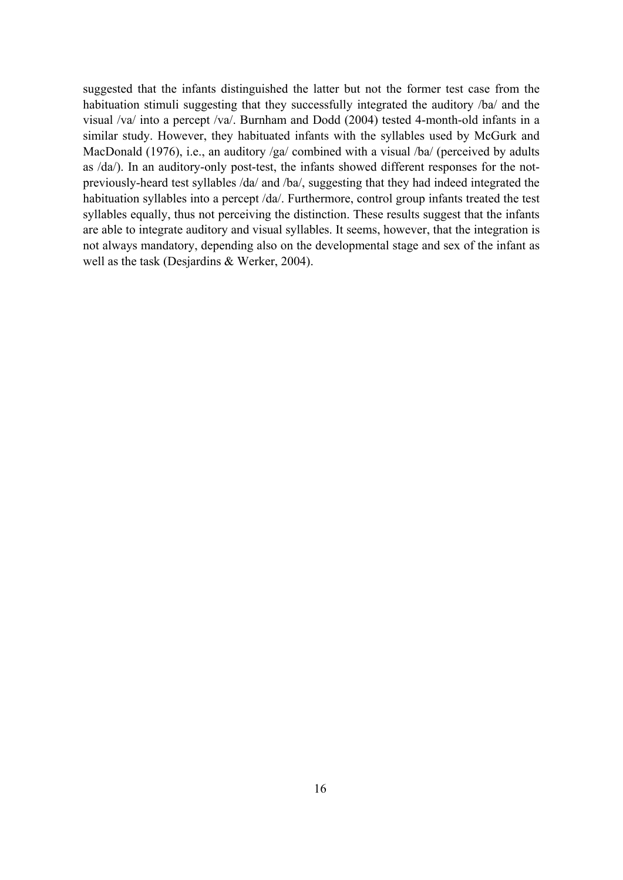suggested that the infants distinguished the latter but not the former test case from the habituation stimuli suggesting that they successfully integrated the auditory /ba/ and the visual /va/ into a percept /va/. Burnham and Dodd (2004) tested 4-month-old infants in a similar study. However, they habituated infants with the syllables used by McGurk and MacDonald (1976), i.e., an auditory /ga/ combined with a visual /ba/ (perceived by adults as /da/). In an auditory-only post-test, the infants showed different responses for the not-previously-heard test syllables /da/ and /ba/, suggesting that they had indeed integrated the habituation syllables into a percept /da/. Furthermore, control group infants treated the test syllables equally, thus not perceiving the distinction. These results suggest that the infants are able to integrate auditory and visual syllables. It seems, however, that the integration is not always mandatory, depending also on the developmental stage and sex of the infant as well as the task (Desjardins & Werker, 2004).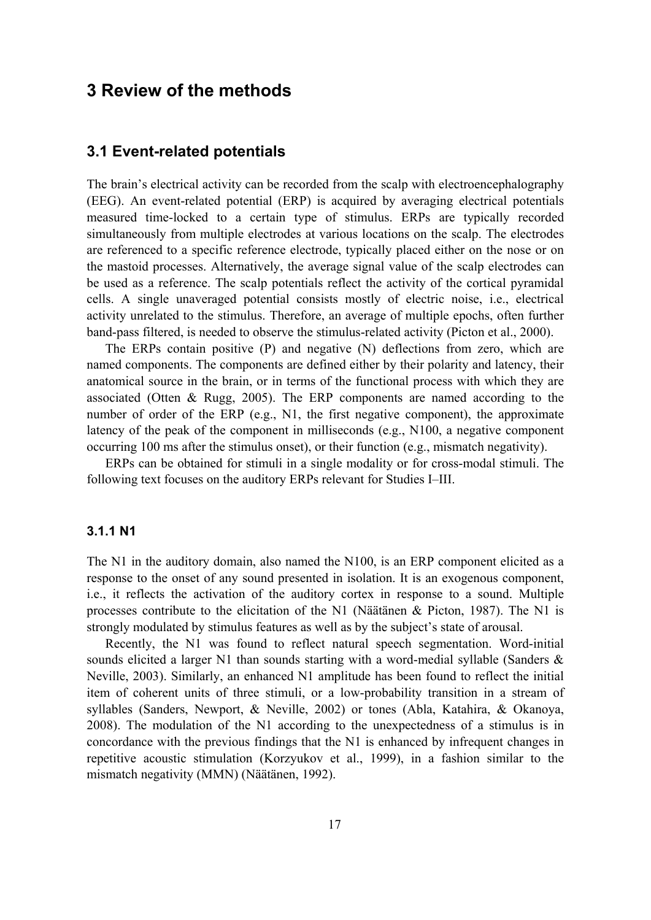# 3 Review of the methods

## 3.1 Event-related potentials

The brain's electrical activity can be recorded from the scalp with electroencephalography (EEG). An event-related potential (ERP) is acquired by averaging electrical potentials measured time-locked to a certain type of stimulus. ERPs are typically recorded simultaneously from multiple electrodes at various locations on the scalp. The electrodes are referenced to a specific reference electrode, typically placed either on the nose or on the mastoid processes. Alternatively, the average signal value of the scalp electrodes can be used as a reference. The scalp potentials reflect the activity of the cortical pyramidal cells. A single unaveraged potential consists mostly of electric noise, i.e., electrical activity unrelated to the stimulus. Therefore, an average of multiple epochs, often further band-pass filtered, is needed to observe the stimulus-related activity (Picton et al., 2000).

The ERPs contain positive (P) and negative (N) deflections from zero, which are named components. The components are defined either by their polarity and latency, their anatomical source in the brain, or in terms of the functional process with which they are associated (Otten & Rugg, 2005). The ERP components are named according to the number of order of the ERP (e.g., N1, the first negative component), the approximate latency of the peak of the component in milliseconds (e.g., N100, a negative component occurring 100 ms after the stimulus onset), or their function (e.g., mismatch negativity).

ERPs can be obtained for stimuli in a single modality or for cross-modal stimuli. The following text focuses on the auditory ERPs relevant for Studies I–III.

### 3.1.1 N1

The N1 in the auditory domain, also named the N100, is an ERP component elicited as a response to the onset of any sound presented in isolation. It is an exogenous component, i.e., it reflects the activation of the auditory cortex in response to a sound. Multiple processes contribute to the elicitation of the N1 (Näätänen & Picton, 1987). The N1 is strongly modulated by stimulus features as well as by the subject's state of arousal.

Recently, the N1 was found to reflect natural speech segmentation. Word-initial sounds elicited a larger N1 than sounds starting with a word-medial syllable (Sanders & Neville, 2003). Similarly, an enhanced N1 amplitude has been found to reflect the initial item of coherent units of three stimuli, or a low-probability transition in a stream of syllables (Sanders, Newport, & Neville, 2002) or tones (Abla, Katahira, & Okanoya, 2008). The modulation of the N1 according to the unexpectedness of a stimulus is in concordance with the previous findings that the N1 is enhanced by infrequent changes in repetitive acoustic stimulation (Korzyukov et al., 1999), in a fashion similar to the mismatch negativity (MMN) (Näätänen, 1992).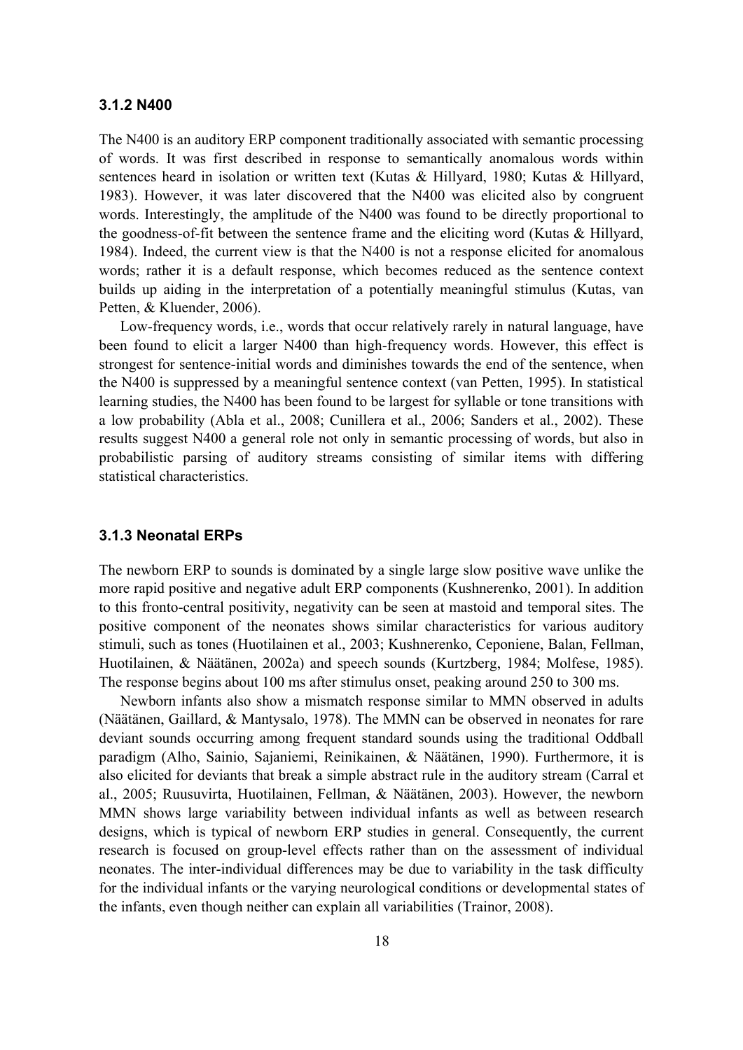### 3.1.2 N400

The N400 is an auditory ERP component traditionally associated with semantic processing of words. It was first described in response to semantically anomalous words within sentences heard in isolation or written text (Kutas & Hillyard, 1980; Kutas & Hillyard, 1983). However, it was later discovered that the N400 was elicited also by congruent words. Interestingly, the amplitude of the N400 was found to be directly proportional to the goodness-of-fit between the sentence frame and the eliciting word (Kutas & Hillyard, 1984). Indeed, the current view is that the N400 is not a response elicited for anomalous words; rather it is a default response, which becomes reduced as the sentence context builds up aiding in the interpretation of a potentially meaningful stimulus (Kutas, van Petten, & Kluender, 2006).

Low-frequency words, i.e., words that occur relatively rarely in natural language, have been found to elicit a larger N400 than high-frequency words. However, this effect is strongest for sentence-initial words and diminishes towards the end of the sentence, when the N400 is suppressed by a meaningful sentence context (van Petten, 1995). In statistical learning studies, the N400 has been found to be largest for syllable or tone transitions with a low probability (Abla et al., 2008; Cunillera et al., 2006; Sanders et al., 2002). These results suggest N400 a general role not only in semantic processing of words, but also in probabilistic parsing of auditory streams consisting of similar items with differing statistical characteristics.

### 3.1.3 Neonatal ERPs

The newborn ERP to sounds is dominated by a single large slow positive wave unlike the more rapid positive and negative adult ERP components (Kushnerenko, 2001). In addition to this fronto-central positivity, negativity can be seen at mastoid and temporal sites. The positive component of the neonates shows similar characteristics for various auditory stimuli, such as tones (Huotilainen et al., 2003; Kushnerenko, Ceponiene, Balan, Fellman, Huotilainen, & Näätänen, 2002a) and speech sounds (Kurtzberg, 1984; Molfese, 1985). The response begins about 100 ms after stimulus onset, peaking around 250 to 300 ms.

Newborn infants also show a mismatch response similar to MMN observed in adults (Näätänen, Gaillard, & Mantysalo, 1978). The MMN can be observed in neonates for rare deviant sounds occurring among frequent standard sounds using the traditional Oddball paradigm (Alho, Sainio, Sajaniemi, Reinikainen, & Näätänen, 1990). Furthermore, it is also elicited for deviants that break a simple abstract rule in the auditory stream (Carral et al., 2005; Ruusuvirta, Huotilainen, Fellman, & Näätänen, 2003). However, the newborn MMN shows large variability between individual infants as well as between research designs, which is typical of newborn ERP studies in general. Consequently, the current research is focused on group-level effects rather than on the assessment of individual neonates. The inter-individual differences may be due to variability in the task difficulty for the individual infants or the varying neurological conditions or developmental states of the infants, even though neither can explain all variabilities (Trainor, 2008).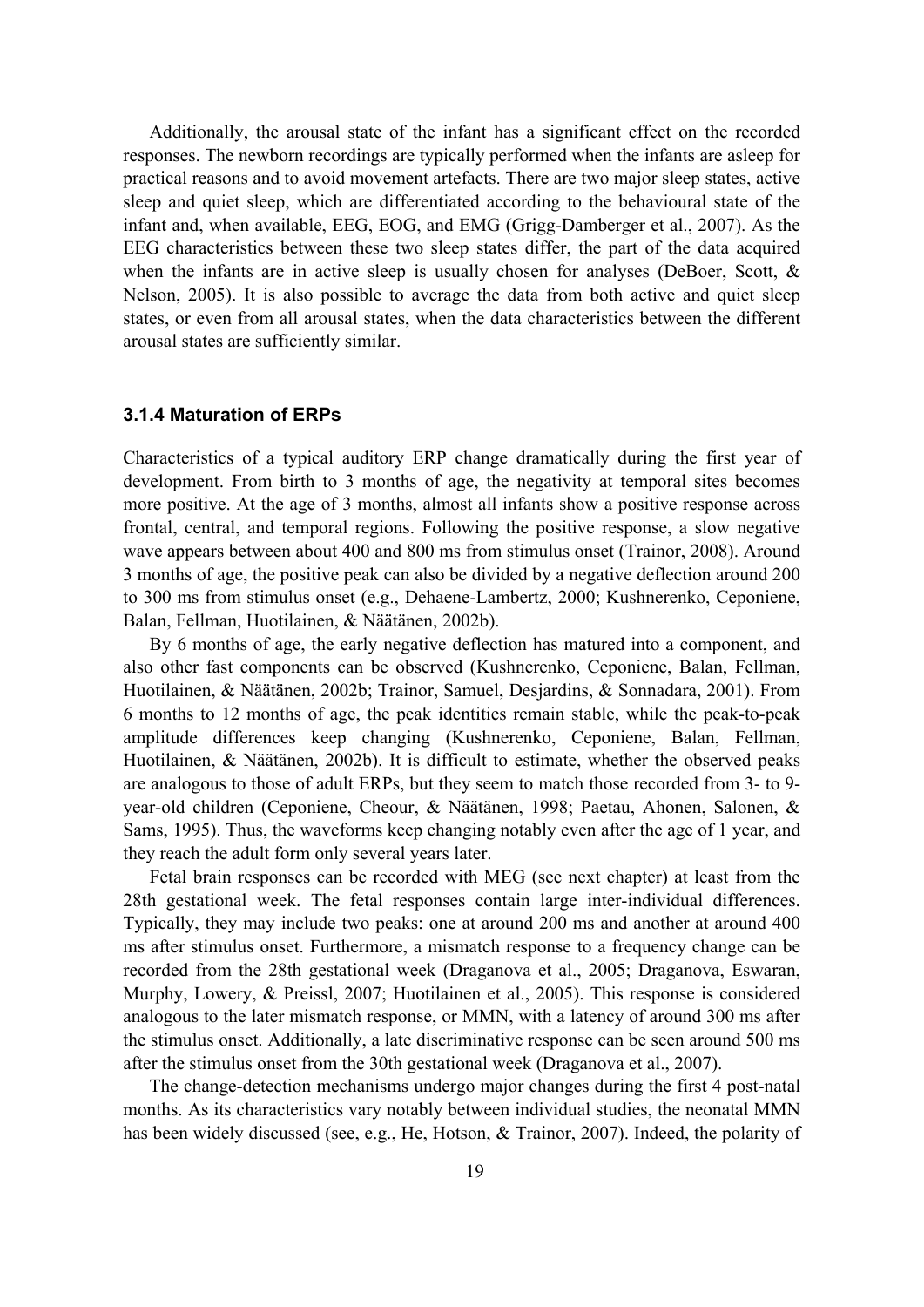Additionally, the arousal state of the infant has a significant effect on the recorded responses. The newborn recordings are typically performed when the infants are asleep for practical reasons and to avoid movement artefacts. There are two major sleep states, active sleep and quiet sleep, which are differentiated according to the behavioural state of the infant and, when available, EEG, EOG, and EMG (Grigg-Damberger et al., 2007). As the EEG characteristics between these two sleep states differ, the part of the data acquired when the infants are in active sleep is usually chosen for analyses (DeBoer, Scott, & Nelson, 2005). It is also possible to average the data from both active and quiet sleep states, or even from all arousal states, when the data characteristics between the different arousal states are sufficiently similar.

### 3.1.4 Maturation of ERPs

Characteristics of a typical auditory ERP change dramatically during the first year of development. From birth to 3 months of age, the negativity at temporal sites becomes more positive. At the age of 3 months, almost all infants show a positive response across frontal, central, and temporal regions. Following the positive response, a slow negative wave appears between about 400 and 800 ms from stimulus onset (Trainor, 2008). Around 3 months of age, the positive peak can also be divided by a negative deflection around 200 to 300 ms from stimulus onset (e.g., Dehaene-Lambertz, 2000; Kushnerenko, Ceponiene, Balan, Fellman, Huotilainen, & Näätänen, 2002b).

By 6 months of age, the early negative deflection has matured into a component, and also other fast components can be observed (Kushnerenko, Ceponiene, Balan, Fellman, Huotilainen, & Näätänen, 2002b; Trainor, Samuel, Desjardins, & Sonnadara, 2001). From 6 months to 12 months of age, the peak identities remain stable, while the peak-to-peak amplitude differences keep changing (Kushnerenko, Ceponiene, Balan, Fellman, Huotilainen, & Näätänen, 2002b). It is difficult to estimate, whether the observed peaks are analogous to those of adult ERPs, but they seem to match those recorded from 3- to 9-year-old children (Ceponiene, Cheour, & Näätänen, 1998; Paetau, Ahonen, Salonen, & Sams, 1995). Thus, the waveforms keep changing notably even after the age of 1 year, and they reach the adult form only several years later.

Fetal brain responses can be recorded with MEG (see next chapter) at least from the 28th gestational week. The fetal responses contain large inter-individual differences. Typically, they may include two peaks: one at around 200 ms and another at around 400 ms after stimulus onset. Furthermore, a mismatch response to a frequency change can be recorded from the 28th gestational week (Draganova et al., 2005; Draganova, Eswaran, Murphy, Lowery, & Preissl, 2007; Huotilainen et al., 2005). This response is considered analogous to the later mismatch response, or MMN, with a latency of around 300 ms after the stimulus onset. Additionally, a late discriminative response can be seen around 500 ms after the stimulus onset from the 30th gestational week (Draganova et al., 2007).

The change-detection mechanisms undergo major changes during the first 4 post-natal months. As its characteristics vary notably between individual studies, the neonatal MMN has been widely discussed (see, e.g., He, Hotson, & Trainor, 2007). Indeed, the polarity of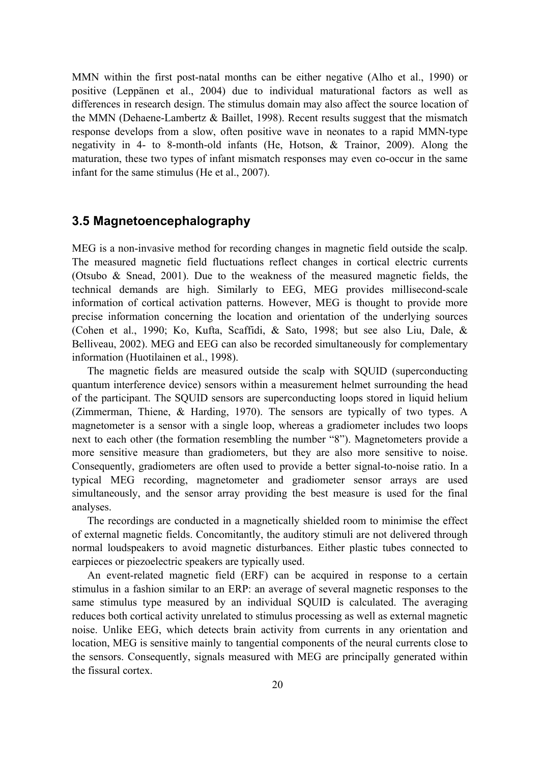MMN within the first post-natal months can be either negative (Alho et al., 1990) or positive (Leppänen et al., 2004) due to individual maturational factors as well as differences in research design. The stimulus domain may also affect the source location of the MMN (Dehaene-Lambertz & Baillet, 1998). Recent results suggest that the mismatch response develops from a slow, often positive wave in neonates to a rapid MMN-type negativity in 4- to 8-month-old infants (He, Hotson, & Trainor, 2009). Along the maturation, these two types of infant mismatch responses may even co-occur in the same infant for the same stimulus (He et al., 2007).

## 3.5 Magnetoencephalography

MEG is a non-invasive method for recording changes in magnetic field outside the scalp. The measured magnetic field fluctuations reflect changes in cortical electric currents (Otsubo & Snead, 2001). Due to the weakness of the measured magnetic fields, the technical demands are high. Similarly to EEG, MEG provides millisecond-scale information of cortical activation patterns. However, MEG is thought to provide more precise information concerning the location and orientation of the underlying sources (Cohen et al., 1990; Ko, Kufta, Scaffidi, & Sato, 1998; but see also Liu, Dale, & Belliveau, 2002). MEG and EEG can also be recorded simultaneously for complementary information (Huotilainen et al., 1998).

The magnetic fields are measured outside the scalp with SQUID (superconducting quantum interference device) sensors within a measurement helmet surrounding the head of the participant. The SQUID sensors are superconducting loops stored in liquid helium (Zimmerman, Thiene, & Harding, 1970). The sensors are typically of two types. A magnetometer is a sensor with a single loop, whereas a gradiometer includes two loops next to each other (the formation resembling the number "8"). Magnetometers provide a more sensitive measure than gradiometers, but they are also more sensitive to noise. Consequently, gradiometers are often used to provide a better signal-to-noise ratio. In a typical MEG recording, magnetometer and gradiometer sensor arrays are used simultaneously, and the sensor array providing the best measure is used for the final analyses.

The recordings are conducted in a magnetically shielded room to minimise the effect of external magnetic fields. Concomitantly, the auditory stimuli are not delivered through normal loudspeakers to avoid magnetic disturbances. Either plastic tubes connected to earpieces or piezoelectric speakers are typically used.

An event-related magnetic field (ERF) can be acquired in response to a certain stimulus in a fashion similar to an ERP: an average of several magnetic responses to the same stimulus type measured by an individual SQUID is calculated. The averaging reduces both cortical activity unrelated to stimulus processing as well as external magnetic noise. Unlike EEG, which detects brain activity from currents in any orientation and location, MEG is sensitive mainly to tangential components of the neural currents close to the sensors. Consequently, signals measured with MEG are principally generated within the fissural cortex.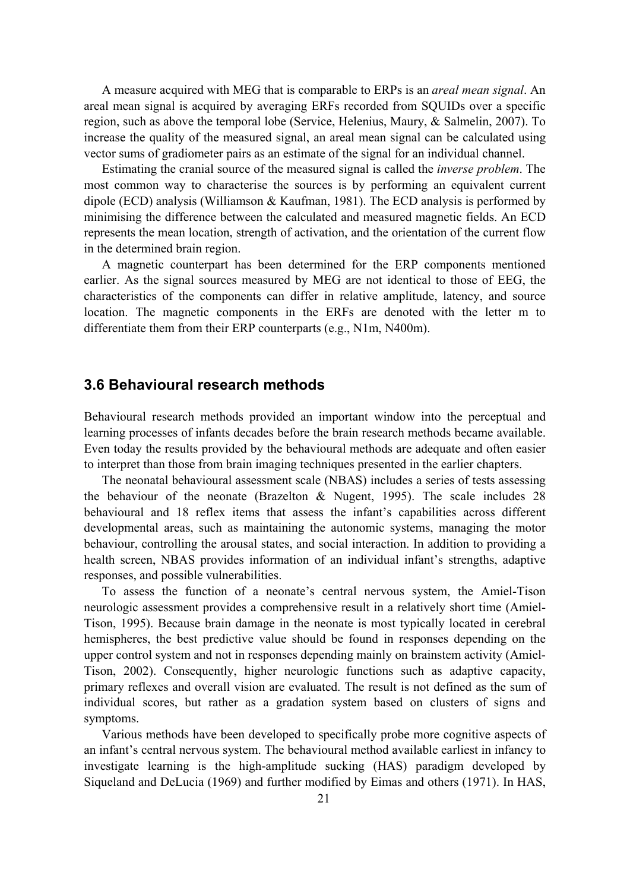A measure acquired with MEG that is comparable to ERPs is an *areal mean signal*. An areal mean signal is acquired by averaging ERFs recorded from SQUIDs over a specific region, such as above the temporal lobe (Service, Helenius, Maury, & Salmelin, 2007). To increase the quality of the measured signal, an areal mean signal can be calculated using vector sums of gradiometer pairs as an estimate of the signal for an individual channel.

Estimating the cranial source of the measured signal is called the *inverse problem*. The most common way to characterise the sources is by performing an equivalent current dipole (ECD) analysis (Williamson & Kaufman, 1981). The ECD analysis is performed by minimising the difference between the calculated and measured magnetic fields. An ECD represents the mean location, strength of activation, and the orientation of the current flow in the determined brain region.

A magnetic counterpart has been determined for the ERP components mentioned earlier. As the signal sources measured by MEG are not identical to those of EEG, the characteristics of the components can differ in relative amplitude, latency, and source location. The magnetic components in the ERFs are denoted with the letter m to differentiate them from their ERP counterparts (e.g., N1m, N400m).

## 3.6 Behavioural research methods

Behavioural research methods provided an important window into the perceptual and learning processes of infants decades before the brain research methods became available. Even today the results provided by the behavioural methods are adequate and often easier to interpret than those from brain imaging techniques presented in the earlier chapters.

The neonatal behavioural assessment scale (NBAS) includes a series of tests assessing the behaviour of the neonate (Brazelton & Nugent, 1995). The scale includes 28 behavioural and 18 reflex items that assess the infant's capabilities across different developmental areas, such as maintaining the autonomic systems, managing the motor behaviour, controlling the arousal states, and social interaction. In addition to providing a health screen, NBAS provides information of an individual infant's strengths, adaptive responses, and possible vulnerabilities.

To assess the function of a neonate's central nervous system, the Amiel-Tison neurologic assessment provides a comprehensive result in a relatively short time (Amiel-Tison, 1995). Because brain damage in the neonate is most typically located in cerebral hemispheres, the best predictive value should be found in responses depending on the upper control system and not in responses depending mainly on brainstem activity (Amiel-Tison, 2002). Consequently, higher neurologic functions such as adaptive capacity, primary reflexes and overall vision are evaluated. The result is not defined as the sum of individual scores, but rather as a gradation system based on clusters of signs and symptoms.

Various methods have been developed to specifically probe more cognitive aspects of an infant's central nervous system. The behavioural method available earliest in infancy to investigate learning is the high-amplitude sucking (HAS) paradigm developed by Siqueland and DeLucia (1969) and further modified by Eimas and others (1971). In HAS,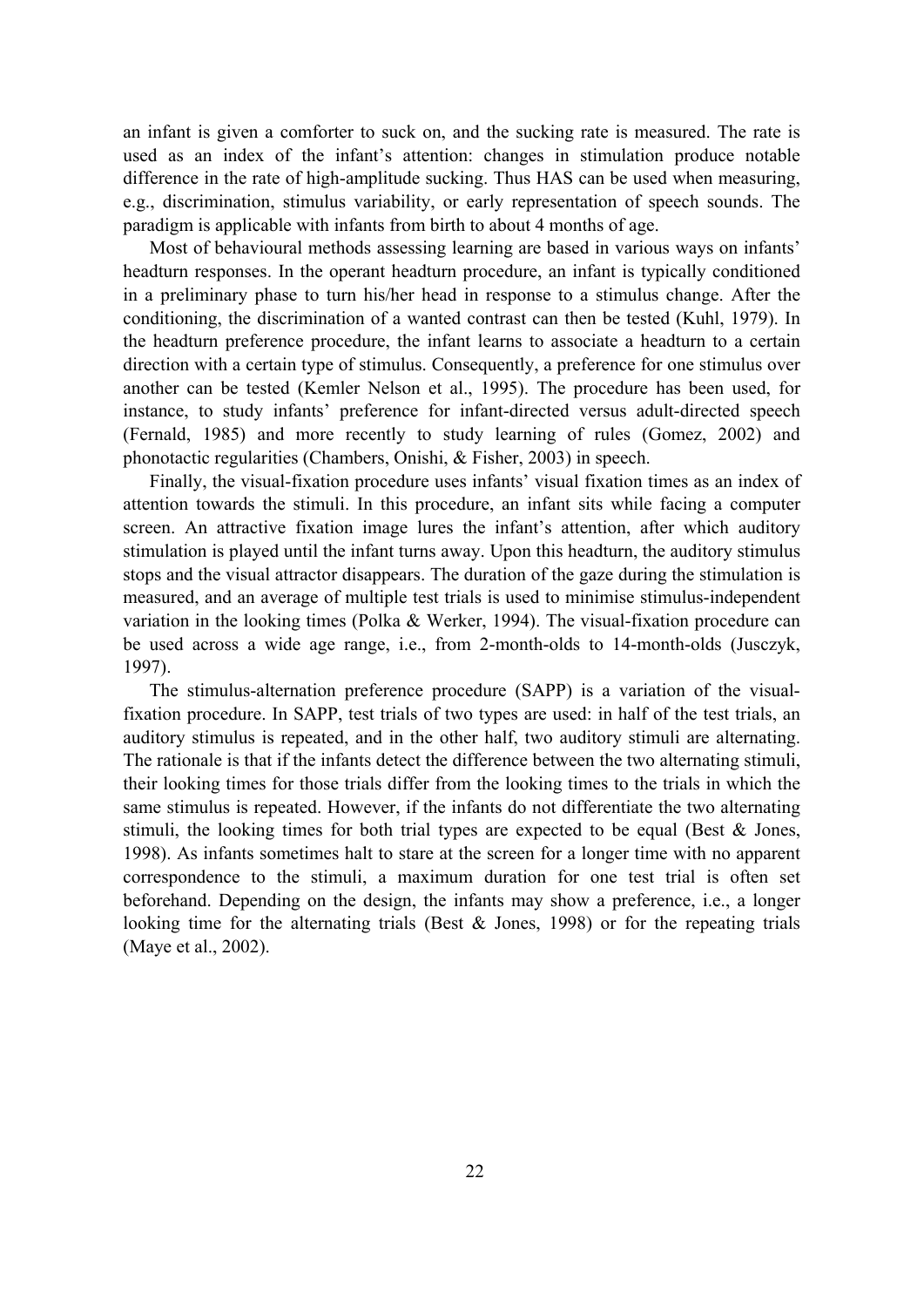an infant is given a comforter to suck on, and the sucking rate is measured. The rate is used as an index of the infant's attention: changes in stimulation produce notable difference in the rate of high-amplitude sucking. Thus HAS can be used when measuring, e.g., discrimination, stimulus variability, or early representation of speech sounds. The paradigm is applicable with infants from birth to about 4 months of age.

Most of behavioural methods assessing learning are based in various ways on infants' headturn responses. In the operant headturn procedure, an infant is typically conditioned in a preliminary phase to turn his/her head in response to a stimulus change. After the conditioning, the discrimination of a wanted contrast can then be tested (Kuhl, 1979). In the headturn preference procedure, the infant learns to associate a headturn to a certain direction with a certain type of stimulus. Consequently, a preference for one stimulus over another can be tested (Kemler Nelson et al., 1995). The procedure has been used, for instance, to study infants' preference for infant-directed versus adult-directed speech (Fernald, 1985) and more recently to study learning of rules (Gomez, 2002) and phonotactic regularities (Chambers, Onishi, & Fisher, 2003) in speech.

Finally, the visual-fixation procedure uses infants' visual fixation times as an index of attention towards the stimuli. In this procedure, an infant sits while facing a computer screen. An attractive fixation image lures the infant's attention, after which auditory stimulation is played until the infant turns away. Upon this headturn, the auditory stimulus stops and the visual attractor disappears. The duration of the gaze during the stimulation is measured, and an average of multiple test trials is used to minimise stimulus-independent variation in the looking times (Polka & Werker, 1994). The visual-fixation procedure can be used across a wide age range, i.e., from 2-month-olds to 14-month-olds (Jusczyk, 1997).

The stimulus-alternation preference procedure (SAPP) is a variation of the visual-fixation procedure. In SAPP, test trials of two types are used: in half of the test trials, an auditory stimulus is repeated, and in the other half, two auditory stimuli are alternating. The rationale is that if the infants detect the difference between the two alternating stimuli, their looking times for those trials differ from the looking times to the trials in which the same stimulus is repeated. However, if the infants do not differentiate the two alternating stimuli, the looking times for both trial types are expected to be equal (Best & Jones, 1998). As infants sometimes halt to stare at the screen for a longer time with no apparent correspondence to the stimuli, a maximum duration for one test trial is often set beforehand. Depending on the design, the infants may show a preference, i.e., a longer looking time for the alternating trials (Best & Jones, 1998) or for the repeating trials (Maye et al., 2002).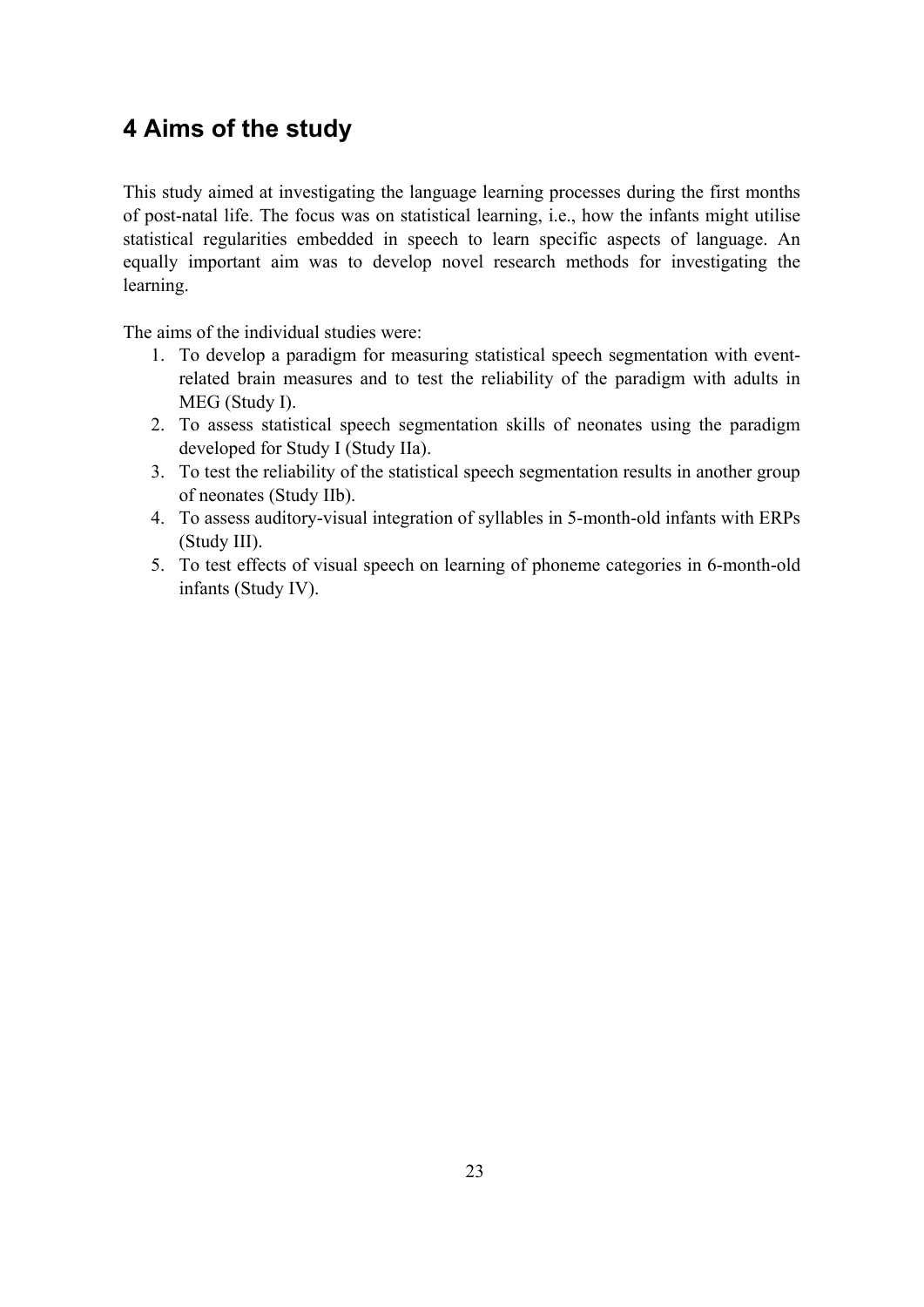# 4 Aims of the study

This study aimed at investigating the language learning processes during the first months of post-natal life. The focus was on statistical learning, i.e., how the infants might utilise statistical regularities embedded in speech to learn specific aspects of language. An equally important aim was to develop novel research methods for investigating the learning.

The aims of the individual studies were:

1. To develop a paradigm for measuring statistical speech segmentation with event-related brain measures and to test the reliability of the paradigm with adults in MEG (Study I).
2. To assess statistical speech segmentation skills of neonates using the paradigm developed for Study I (Study IIa).
3. To test the reliability of the statistical speech segmentation results in another group of neonates (Study IIb).
4. To assess auditory-visual integration of syllables in 5-month-old infants with ERPs (Study III).
5. To test effects of visual speech on learning of phoneme categories in 6-month-old infants (Study IV).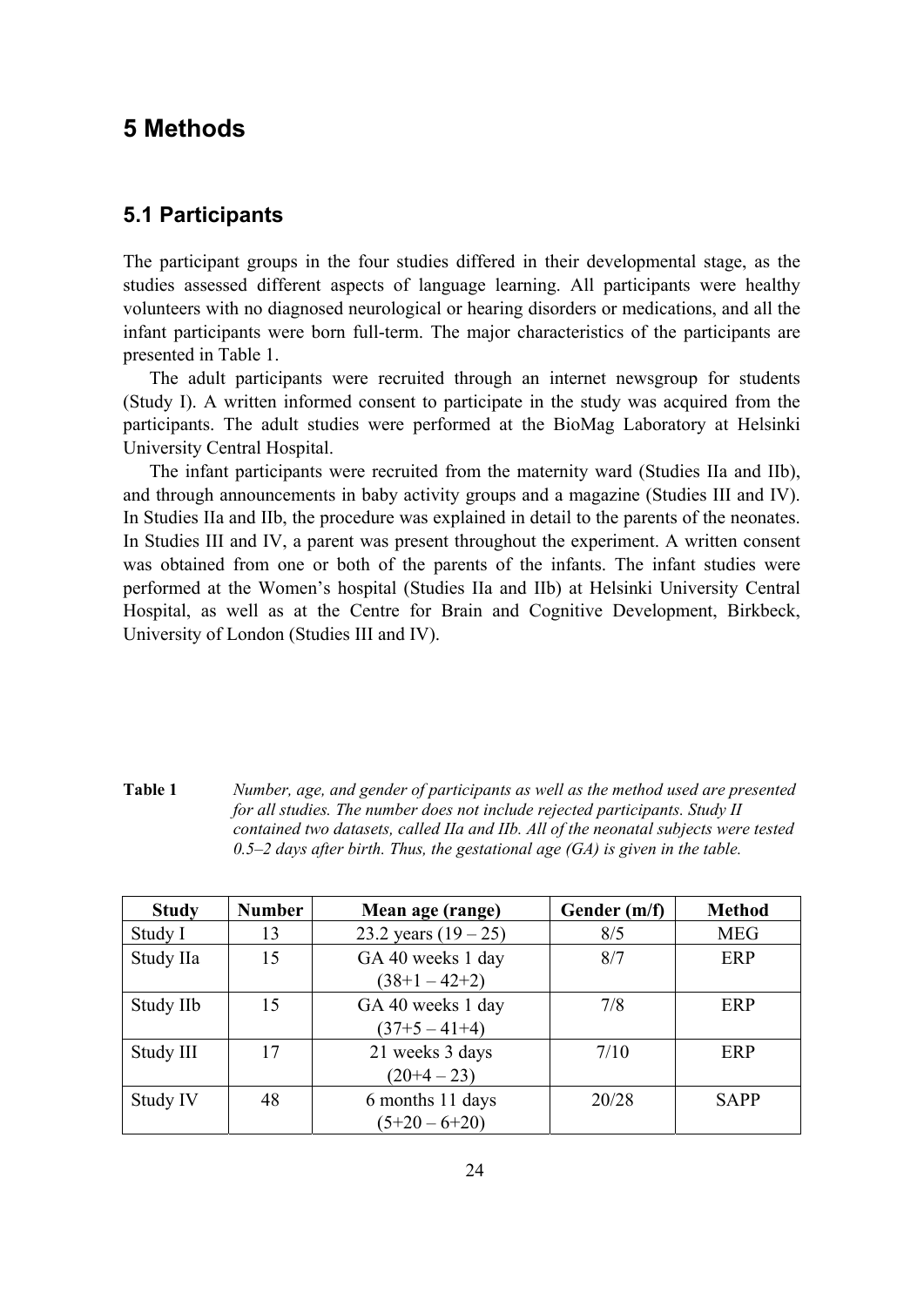# 5 Methods

## 5.1 Participants

The participant groups in the four studies differed in their developmental stage, as the studies assessed different aspects of language learning. All participants were healthy volunteers with no diagnosed neurological or hearing disorders or medications, and all the infant participants were born full-term. The major characteristics of the participants are presented in Table 1.

The adult participants were recruited through an internet newsgroup for students (Study I). A written informed consent to participate in the study was acquired from the participants. The adult studies were performed at the BioMag Laboratory at Helsinki University Central Hospital.

The infant participants were recruited from the maternity ward (Studies IIa and IIb), and through announcements in baby activity groups and a magazine (Studies III and IV). In Studies IIa and IIb, the procedure was explained in detail to the parents of the neonates. In Studies III and IV, a parent was present throughout the experiment. A written consent was obtained from one or both of the parents of the infants. The infant studies were performed at the Women's hospital (Studies IIa and IIb) at Helsinki University Central Hospital, as well as at the Centre for Brain and Cognitive Development, Birkbeck, University of London (Studies III and IV).

**Table 1** *Number, age, and gender of participants as well as the method used are presented for all studies. The number does not include rejected participants. Study II contained two datasets, called IIa and IIb. All of the neonatal subjects were tested 0.5–2 days after birth. Thus, the gestational age (GA) is given in the table.*

| Study | Number | Mean age (range) | Gender (m/f) | Method |
|---|---|---|---|---|
| Study I | 13 | 23.2 years (19 – 25) | 8/5 | MEG |
| Study IIa | 15 | GA 40 weeks 1 day (38+1 – 42+2) | 8/7 | ERP |
| Study IIb | 15 | GA 40 weeks 1 day (37+5 – 41+4) | 7/8 | ERP |
| Study III | 17 | 21 weeks 3 days (20+4 – 23) | 7/10 | ERP |
| Study IV | 48 | 6 months 11 days (5+20 – 6+20) | 20/28 | SAPP |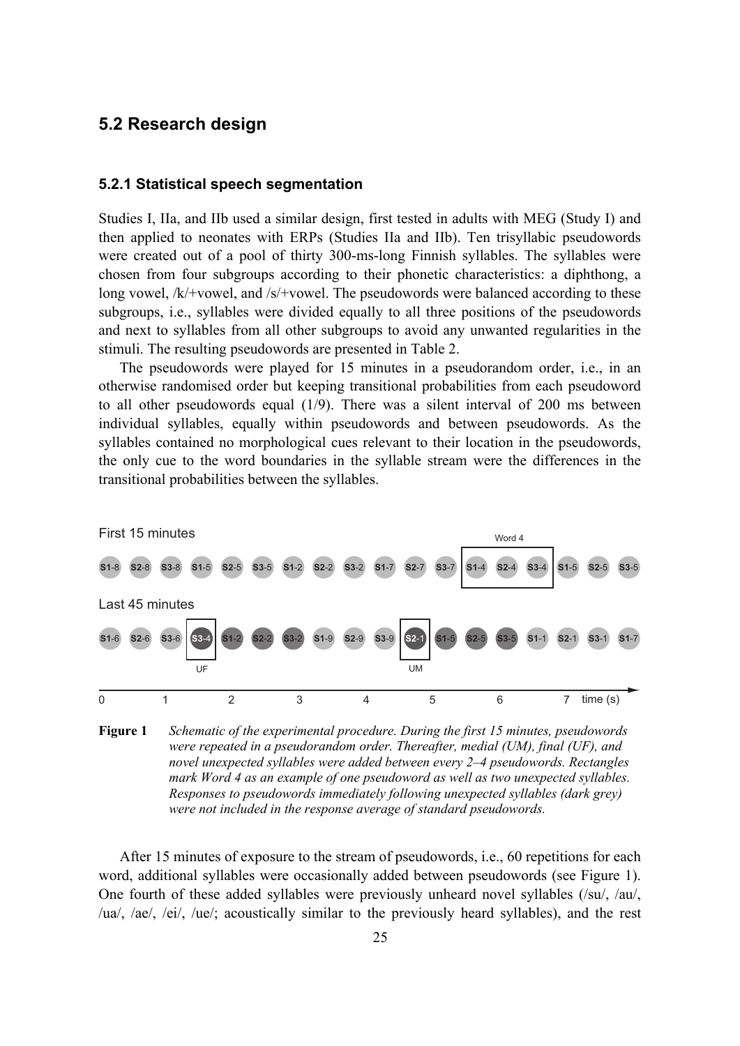## 5.2 Research design

### 5.2.1 Statistical speech segmentation

Studies I, IIa, and IIb used a similar design, first tested in adults with MEG (Study I) and then applied to neonates with ERPs (Studies IIa and IIb). Ten trisyllabic pseudowords were created out of a pool of thirty 300-ms-long Finnish syllables. The syllables were chosen from four subgroups according to their phonetic characteristics: a diphthong, a long vowel, /k/+vowel, and /s/+vowel. The pseudowords were balanced according to these subgroups, i.e., syllables were divided equally to all three positions of the pseudowords and next to syllables from all other subgroups to avoid any unwanted regularities in the stimuli. The resulting pseudowords are presented in Table 2.

The pseudowords were played for 15 minutes in a pseudorandom order, i.e., in an otherwise randomised order but keeping transitional probabilities from each pseudoword to all other pseudowords equal (1/9). There was a silent interval of 200 ms between individual syllables, equally within pseudowords and between pseudowords. As the syllables contained no morphological cues relevant to their location in the pseudowords, the only cue to the word boundaries in the syllable stream were the differences in the transitional probabilities between the syllables.

First 15 minutes

Word 4

S1-8 S2-8 S3-8 S1-5 S2-5 S3-5 S1-2 S2-2 S3-2 S1-7 S2-7 S3-7 S1-4 S2-4 S3-4 S1-5 S2-5 S3-5

Last 45 minutes

S1-6 S2-6 S3-6 S3-4 S1-2 S2-2 S3-2 S1-9 S2-9 S3-9 S2-1 S1-5 S2-5 S3-5 S1-1 S2-1 S3-1 S1-7

UF UM

0 1 2 3 4 5 6 7 time (s)

**Figure 1** *Schematic of the experimental procedure. During the first 15 minutes, pseudowords were repeated in a pseudorandom order. Thereafter, medial (UM), final (UF), and novel unexpected syllables were added between every 2–4 pseudowords. Rectangles mark Word 4 as an example of one pseudoword as well as two unexpected syllables. Responses to pseudowords immediately following unexpected syllables (dark grey) were not included in the response average of standard pseudowords.*

After 15 minutes of exposure to the stream of pseudowords, i.e., 60 repetitions for each word, additional syllables were occasionally added between pseudowords (see Figure 1). One fourth of these added syllables were previously unheard novel syllables (/su/, /au/, /ua/, /ae/, /ei/, /ue/; acoustically similar to the previously heard syllables), and the rest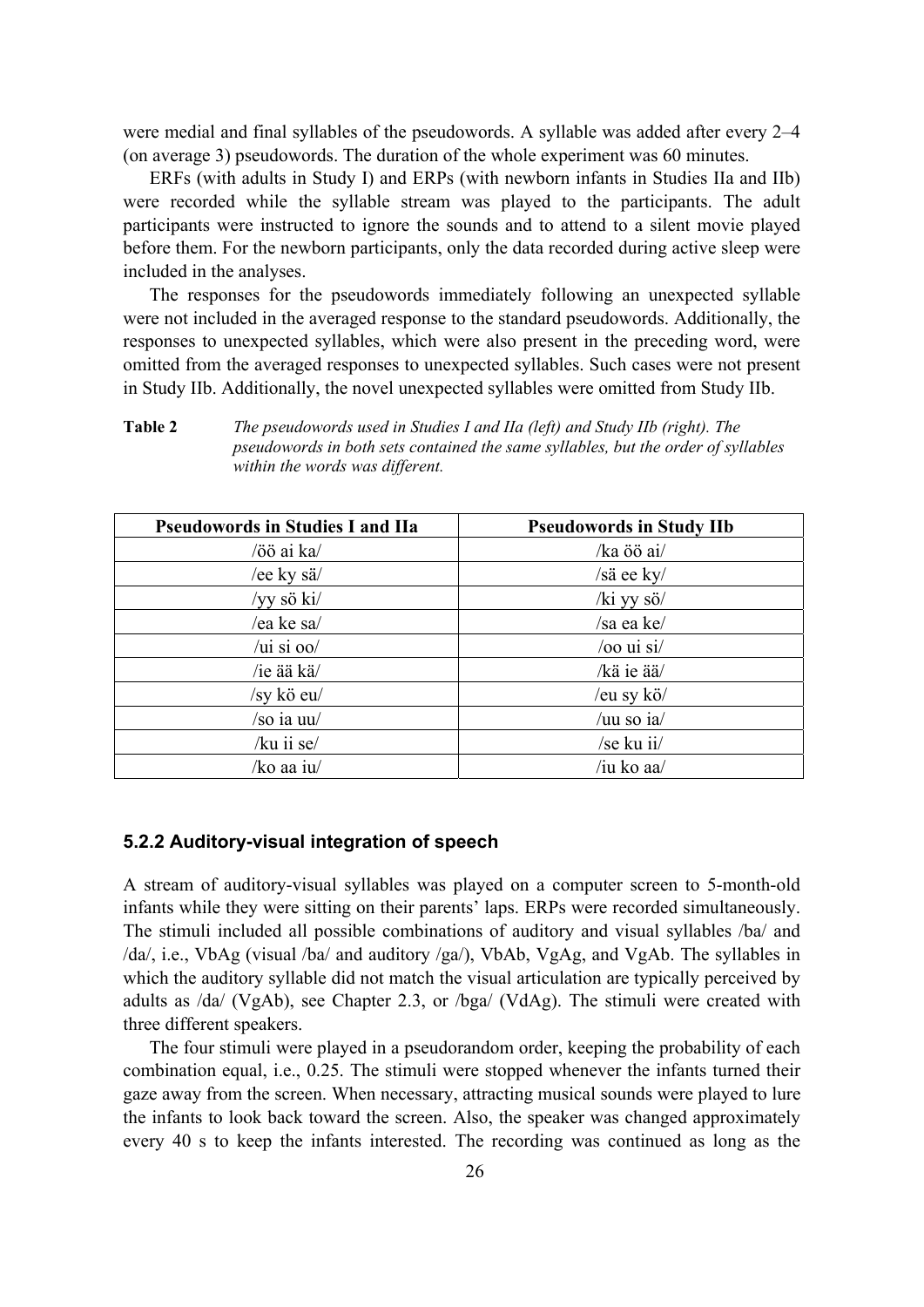were medial and final syllables of the pseudowords. A syllable was added after every 2–4 (on average 3) pseudowords. The duration of the whole experiment was 60 minutes.

ERFs (with adults in Study I) and ERPs (with newborn infants in Studies IIa and IIb) were recorded while the syllable stream was played to the participants. The adult participants were instructed to ignore the sounds and to attend to a silent movie played before them. For the newborn participants, only the data recorded during active sleep were included in the analyses.

The responses for the pseudowords immediately following an unexpected syllable were not included in the averaged response to the standard pseudowords. Additionally, the responses to unexpected syllables, which were also present in the preceding word, were omitted from the averaged responses to unexpected syllables. Such cases were not present in Study IIb. Additionally, the novel unexpected syllables were omitted from Study IIb.

**Table 2** *The pseudowords used in Studies I and IIa (left) and Study IIb (right). The pseudowords in both sets contained the same syllables, but the order of syllables within the words was different.*

| Pseudowords in Studies I and IIa | Pseudowords in Study IIb |
|---|---|
| /öö ai ka/ | /ka öö ai/ |
| /ee ky sä/ | /sä ee ky/ |
| /yy sö ki/ | /ki yy sö/ |
| /ea ke sa/ | /sa ea ke/ |
| /ui si oo/ | /oo ui si/ |
| /ie ää kä/ | /kä ie ää/ |
| /sy kö eu/ | /eu sy kö/ |
| /so ia uu/ | /uu so ia/ |
| /ku ii se/ | /se ku ii/ |
| /ko aa iu/ | /iu ko aa/ |

### 5.2.2 Auditory-visual integration of speech

A stream of auditory-visual syllables was played on a computer screen to 5-month-old infants while they were sitting on their parents' laps. ERPs were recorded simultaneously. The stimuli included all possible combinations of auditory and visual syllables /ba/ and /da/, i.e., VbAg (visual /ba/ and auditory /ga/), VbAb, VgAg, and VgAb. The syllables in which the auditory syllable did not match the visual articulation are typically perceived by adults as /da/ (VgAb), see Chapter 2.3, or /bga/ (VdAg). The stimuli were created with three different speakers.

The four stimuli were played in a pseudorandom order, keeping the probability of each combination equal, i.e., 0.25. The stimuli were stopped whenever the infants turned their gaze away from the screen. When necessary, attracting musical sounds were played to lure the infants to look back toward the screen. Also, the speaker was changed approximately every 40 s to keep the infants interested. The recording was continued as long as the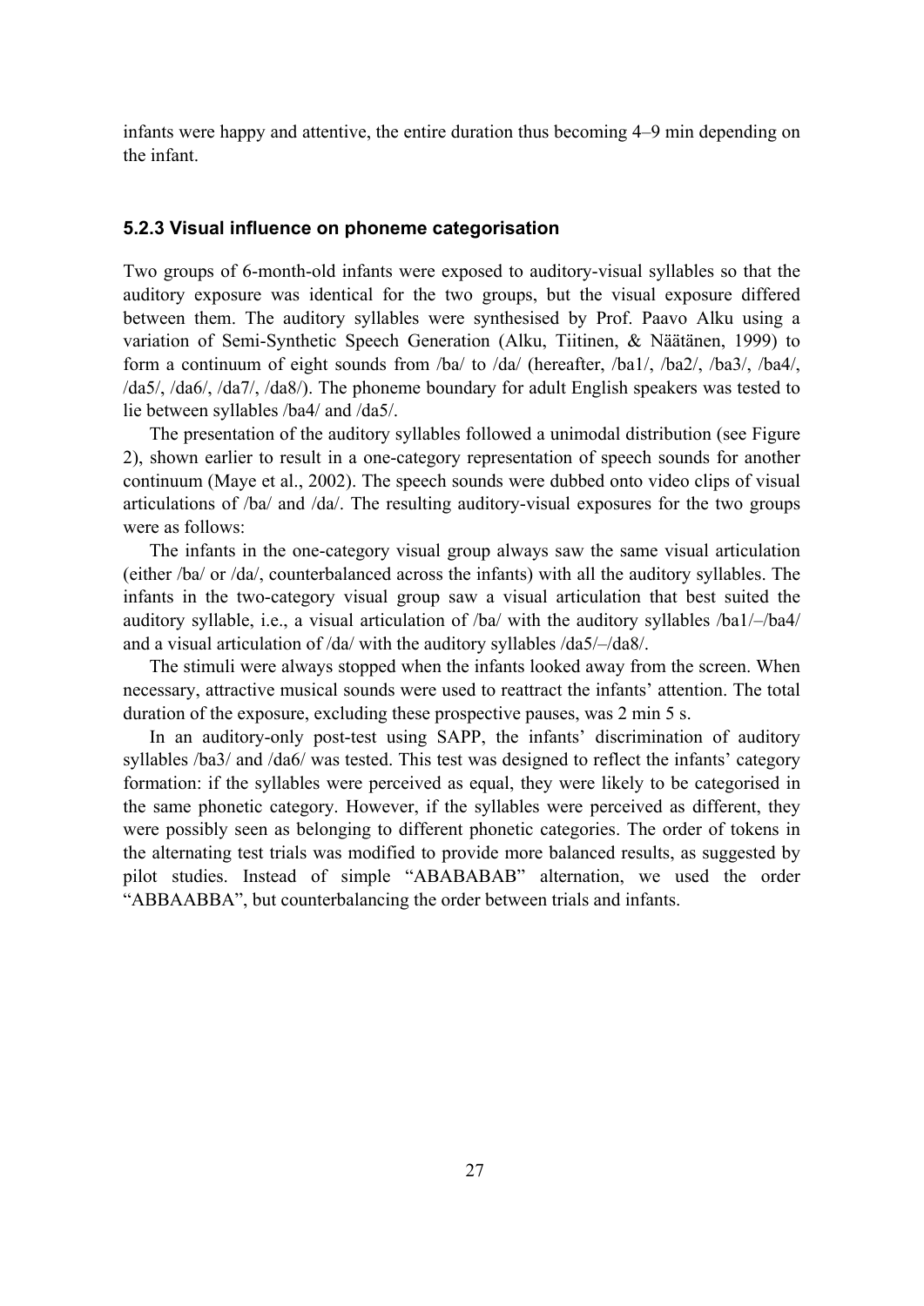infants were happy and attentive, the entire duration thus becoming 4–9 min depending on the infant.

### 5.2.3 Visual influence on phoneme categorisation

Two groups of 6-month-old infants were exposed to auditory-visual syllables so that the auditory exposure was identical for the two groups, but the visual exposure differed between them. The auditory syllables were synthesised by Prof. Paavo Alku using a variation of Semi-Synthetic Speech Generation (Alku, Tiitinen, & Näätänen, 1999) to form a continuum of eight sounds from /ba/ to /da/ (hereafter, /ba1/, /ba2/, /ba3/, /ba4/, /da5/, /da6/, /da7/, /da8/). The phoneme boundary for adult English speakers was tested to lie between syllables /ba4/ and /da5/.

The presentation of the auditory syllables followed a unimodal distribution (see Figure 2), shown earlier to result in a one-category representation of speech sounds for another continuum (Maye et al., 2002). The speech sounds were dubbed onto video clips of visual articulations of /ba/ and /da/. The resulting auditory-visual exposures for the two groups were as follows:

The infants in the one-category visual group always saw the same visual articulation (either /ba/ or /da/, counterbalanced across the infants) with all the auditory syllables. The infants in the two-category visual group saw a visual articulation that best suited the auditory syllable, i.e., a visual articulation of /ba/ with the auditory syllables /ba1/–/ba4/ and a visual articulation of /da/ with the auditory syllables /da5/–/da8/.

The stimuli were always stopped when the infants looked away from the screen. When necessary, attractive musical sounds were used to reattract the infants' attention. The total duration of the exposure, excluding these prospective pauses, was 2 min 5 s.

In an auditory-only post-test using SAPP, the infants' discrimination of auditory syllables /ba3/ and /da6/ was tested. This test was designed to reflect the infants' category formation: if the syllables were perceived as equal, they were likely to be categorised in the same phonetic category. However, if the syllables were perceived as different, they were possibly seen as belonging to different phonetic categories. The order of tokens in the alternating test trials was modified to provide more balanced results, as suggested by pilot studies. Instead of simple "ABABABAB" alternation, we used the order "ABBAABBA", but counterbalancing the order between trials and infants.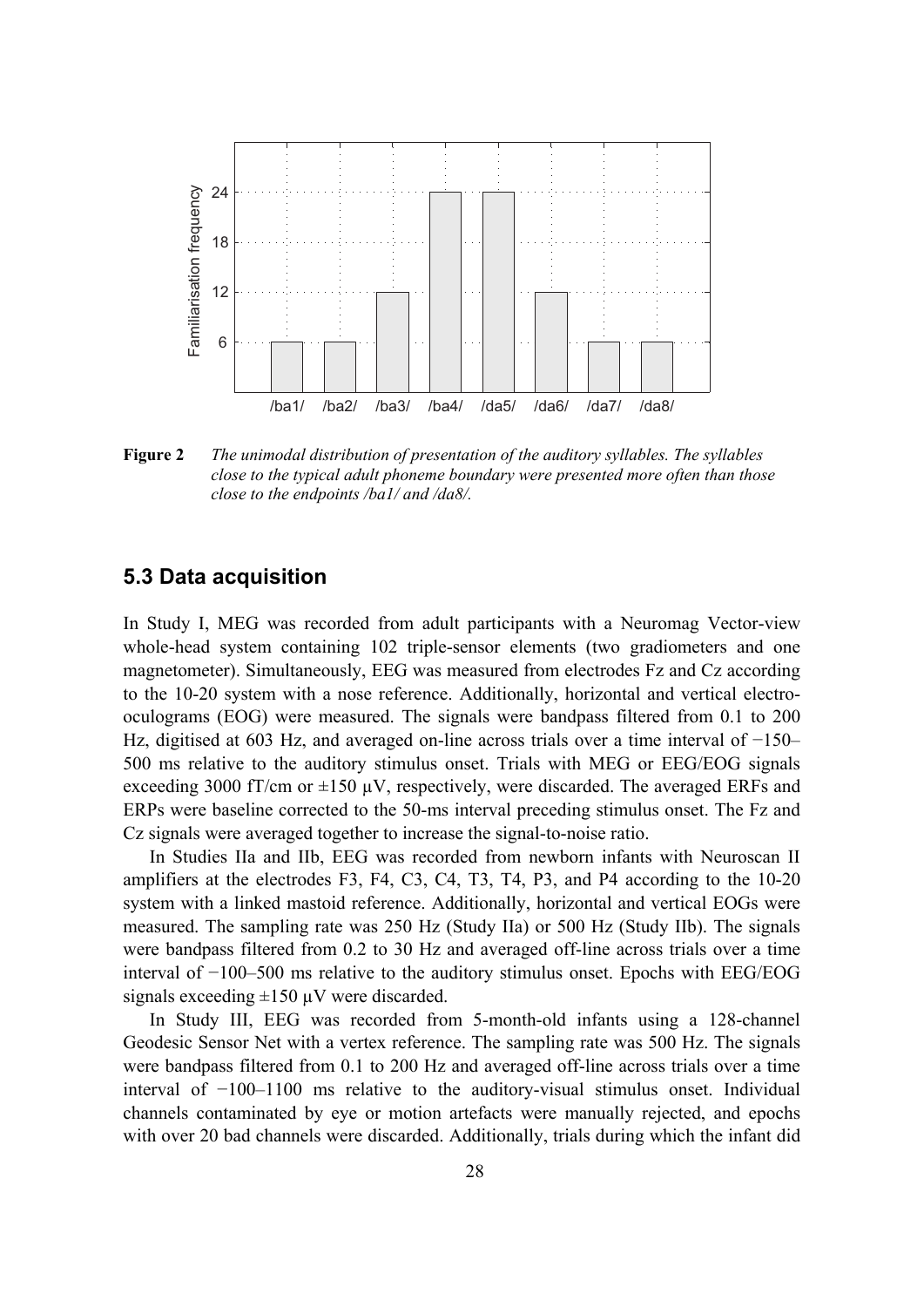**Figure 2** *The unimodal distribution of presentation of the auditory syllables. The syllables close to the typical adult phoneme boundary were presented more often than those close to the endpoints /ba1/ and /da8/.*

## 5.3 Data acquisition

In Study I, MEG was recorded from adult participants with a Neuromag Vector-view whole-head system containing 102 triple-sensor elements (two gradiometers and one magnetometer). Simultaneously, EEG was measured from electrodes Fz and Cz according to the 10-20 system with a nose reference. Additionally, horizontal and vertical electro-oculograms (EOG) were measured. The signals were bandpass filtered from 0.1 to 200 Hz, digitised at 603 Hz, and averaged on-line across trials over a time interval of −150–500 ms relative to the auditory stimulus onset. Trials with MEG or EEG/EOG signals exceeding 3000 fT/cm or ±150 µV, respectively, were discarded. The averaged ERFs and ERPs were baseline corrected to the 50-ms interval preceding stimulus onset. The Fz and Cz signals were averaged together to increase the signal-to-noise ratio.

In Studies IIa and IIb, EEG was recorded from newborn infants with Neuroscan II amplifiers at the electrodes F3, F4, C3, C4, T3, T4, P3, and P4 according to the 10-20 system with a linked mastoid reference. Additionally, horizontal and vertical EOGs were measured. The sampling rate was 250 Hz (Study IIa) or 500 Hz (Study IIb). The signals were bandpass filtered from 0.2 to 30 Hz and averaged off-line across trials over a time interval of −100–500 ms relative to the auditory stimulus onset. Epochs with EEG/EOG signals exceeding ±150 µV were discarded.

In Study III, EEG was recorded from 5-month-old infants using a 128-channel Geodesic Sensor Net with a vertex reference. The sampling rate was 500 Hz. The signals were bandpass filtered from 0.1 to 200 Hz and averaged off-line across trials over a time interval of −100–1100 ms relative to the auditory-visual stimulus onset. Individual channels contaminated by eye or motion artefacts were manually rejected, and epochs with over 20 bad channels were discarded. Additionally, trials during which the infant did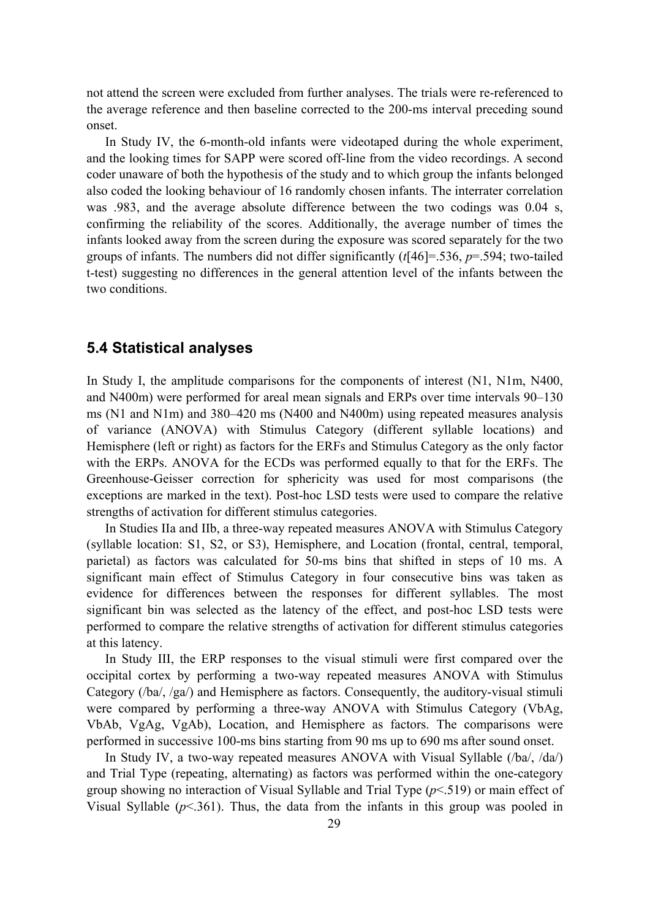not attend the screen were excluded from further analyses. The trials were re-referenced to the average reference and then baseline corrected to the 200-ms interval preceding sound onset.

In Study IV, the 6-month-old infants were videotaped during the whole experiment, and the looking times for SAPP were scored off-line from the video recordings. A second coder unaware of both the hypothesis of the study and to which group the infants belonged also coded the looking behaviour of 16 randomly chosen infants. The interrater correlation was .983, and the average absolute difference between the two codings was 0.04 s, confirming the reliability of the scores. Additionally, the average number of times the infants looked away from the screen during the exposure was scored separately for the two groups of infants. The numbers did not differ significantly ($t[46]=.536$, $p=.594$; two-tailed t-test) suggesting no differences in the general attention level of the infants between the two conditions.

## 5.4 Statistical analyses

In Study I, the amplitude comparisons for the components of interest (N1, N1m, N400, and N400m) were performed for areal mean signals and ERPs over time intervals 90–130 ms (N1 and N1m) and 380–420 ms (N400 and N400m) using repeated measures analysis of variance (ANOVA) with Stimulus Category (different syllable locations) and Hemisphere (left or right) as factors for the ERFs and Stimulus Category as the only factor with the ERPs. ANOVA for the ECDs was performed equally to that for the ERFs. The Greenhouse-Geisser correction for sphericity was used for most comparisons (the exceptions are marked in the text). Post-hoc LSD tests were used to compare the relative strengths of activation for different stimulus categories.

In Studies IIa and IIb, a three-way repeated measures ANOVA with Stimulus Category (syllable location: S1, S2, or S3), Hemisphere, and Location (frontal, central, temporal, parietal) as factors was calculated for 50-ms bins that shifted in steps of 10 ms. A significant main effect of Stimulus Category in four consecutive bins was taken as evidence for differences between the responses for different syllables. The most significant bin was selected as the latency of the effect, and post-hoc LSD tests were performed to compare the relative strengths of activation for different stimulus categories at this latency.

In Study III, the ERP responses to the visual stimuli were first compared over the occipital cortex by performing a two-way repeated measures ANOVA with Stimulus Category (/ba/, /ga/) and Hemisphere as factors. Consequently, the auditory-visual stimuli were compared by performing a three-way ANOVA with Stimulus Category (VbAg, VbAb, VgAg, VgAb), Location, and Hemisphere as factors. The comparisons were performed in successive 100-ms bins starting from 90 ms up to 690 ms after sound onset.

In Study IV, a two-way repeated measures ANOVA with Visual Syllable (/ba/, /da/) and Trial Type (repeating, alternating) as factors was performed within the one-category group showing no interaction of Visual Syllable and Trial Type ($p<.519$) or main effect of Visual Syllable ($p<.361$). Thus, the data from the infants in this group was pooled in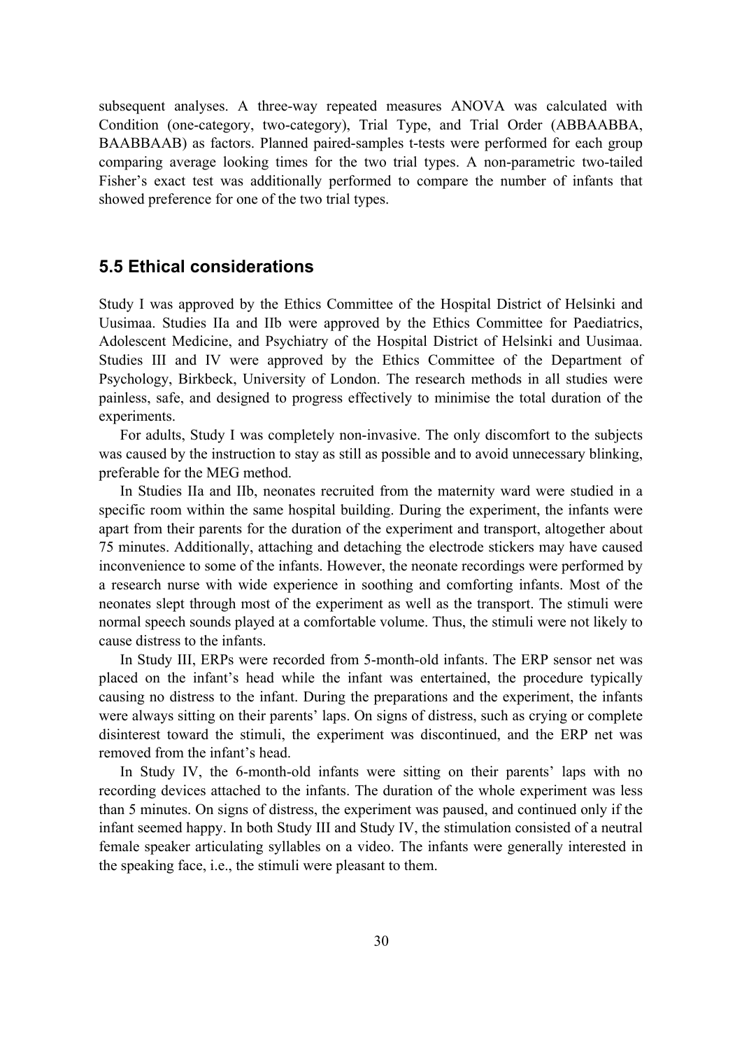subsequent analyses. A three-way repeated measures ANOVA was calculated with Condition (one-category, two-category), Trial Type, and Trial Order (ABBAABBA, BAABBAAB) as factors. Planned paired-samples t-tests were performed for each group comparing average looking times for the two trial types. A non-parametric two-tailed Fisher's exact test was additionally performed to compare the number of infants that showed preference for one of the two trial types.

## 5.5 Ethical considerations

Study I was approved by the Ethics Committee of the Hospital District of Helsinki and Uusimaa. Studies IIa and IIb were approved by the Ethics Committee for Paediatrics, Adolescent Medicine, and Psychiatry of the Hospital District of Helsinki and Uusimaa. Studies III and IV were approved by the Ethics Committee of the Department of Psychology, Birkbeck, University of London. The research methods in all studies were painless, safe, and designed to progress effectively to minimise the total duration of the experiments.

For adults, Study I was completely non-invasive. The only discomfort to the subjects was caused by the instruction to stay as still as possible and to avoid unnecessary blinking, preferable for the MEG method.

In Studies IIa and IIb, neonates recruited from the maternity ward were studied in a specific room within the same hospital building. During the experiment, the infants were apart from their parents for the duration of the experiment and transport, altogether about 75 minutes. Additionally, attaching and detaching the electrode stickers may have caused inconvenience to some of the infants. However, the neonate recordings were performed by a research nurse with wide experience in soothing and comforting infants. Most of the neonates slept through most of the experiment as well as the transport. The stimuli were normal speech sounds played at a comfortable volume. Thus, the stimuli were not likely to cause distress to the infants.

In Study III, ERPs were recorded from 5-month-old infants. The ERP sensor net was placed on the infant's head while the infant was entertained, the procedure typically causing no distress to the infant. During the preparations and the experiment, the infants were always sitting on their parents' laps. On signs of distress, such as crying or complete disinterest toward the stimuli, the experiment was discontinued, and the ERP net was removed from the infant's head.

In Study IV, the 6-month-old infants were sitting on their parents' laps with no recording devices attached to the infants. The duration of the whole experiment was less than 5 minutes. On signs of distress, the experiment was paused, and continued only if the infant seemed happy. In both Study III and Study IV, the stimulation consisted of a neutral female speaker articulating syllables on a video. The infants were generally interested in the speaking face, i.e., the stimuli were pleasant to them.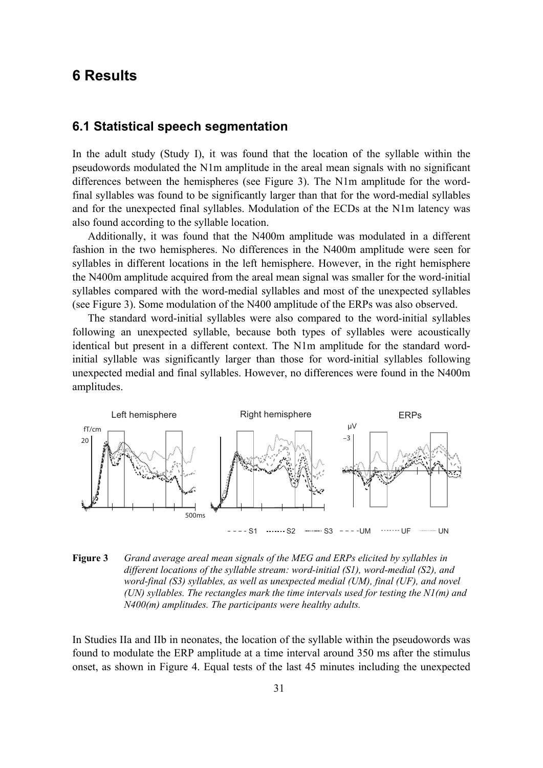# 6 Results

## 6.1 Statistical speech segmentation

In the adult study (Study I), it was found that the location of the syllable within the pseudowords modulated the N1m amplitude in the areal mean signals with no significant differences between the hemispheres (see Figure 3). The N1m amplitude for the word-final syllables was found to be significantly larger than that for the word-medial syllables and for the unexpected final syllables. Modulation of the ECDs at the N1m latency was also found according to the syllable location.

Additionally, it was found that the N400m amplitude was modulated in a different fashion in the two hemispheres. No differences in the N400m amplitude were seen for syllables in different locations in the left hemisphere. However, in the right hemisphere the N400m amplitude acquired from the areal mean signal was smaller for the word-initial syllables compared with the word-medial syllables and most of the unexpected syllables (see Figure 3). Some modulation of the N400 amplitude of the ERPs was also observed.

The standard word-initial syllables were also compared to the word-initial syllables following an unexpected syllable, because both types of syllables were acoustically identical but present in a different context. The N1m amplitude for the standard word-initial syllable was significantly larger than those for word-initial syllables following unexpected medial and final syllables. However, no differences were found in the N400m amplitudes.

**Figure 3** *Grand average areal mean signals of the MEG and ERPs elicited by syllables in different locations of the syllable stream: word-initial (S1), word-medial (S2), and word-final (S3) syllables, as well as unexpected medial (UM), final (UF), and novel (UN) syllables. The rectangles mark the time intervals used for testing the N1(m) and N400(m) amplitudes. The participants were healthy adults.*

In Studies IIa and IIb in neonates, the location of the syllable within the pseudowords was found to modulate the ERP amplitude at a time interval around 350 ms after the stimulus onset, as shown in Figure 4. Equal tests of the last 45 minutes including the unexpected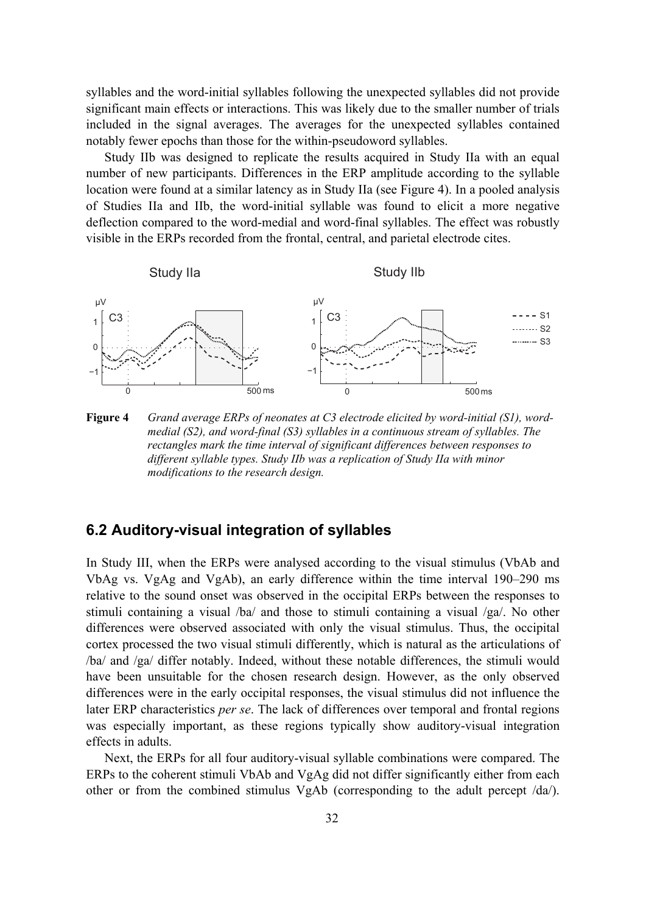syllables and the word-initial syllables following the unexpected syllables did not provide significant main effects or interactions. This was likely due to the smaller number of trials included in the signal averages. The averages for the unexpected syllables contained notably fewer epochs than those for the within-pseudoword syllables.

Study IIb was designed to replicate the results acquired in Study IIa with an equal number of new participants. Differences in the ERP amplitude according to the syllable location were found at a similar latency as in Study IIa (see Figure 4). In a pooled analysis of Studies IIa and IIb, the word-initial syllable was found to elicit a more negative deflection compared to the word-medial and word-final syllables. The effect was robustly visible in the ERPs recorded from the frontal, central, and parietal electrode cites.

**Figure 4** *Grand average ERPs of neonates at C3 electrode elicited by word-initial (S1), word-medial (S2), and word-final (S3) syllables in a continuous stream of syllables. The rectangles mark the time interval of significant differences between responses to different syllable types. Study IIb was a replication of Study IIa with minor modifications to the research design.*

## 6.2 Auditory-visual integration of syllables

In Study III, when the ERPs were analysed according to the visual stimulus (VbAb and VbAg vs. VgAg and VgAb), an early difference within the time interval 190–290 ms relative to the sound onset was observed in the occipital ERPs between the responses to stimuli containing a visual /ba/ and those to stimuli containing a visual /ga/. No other differences were observed associated with only the visual stimulus. Thus, the occipital cortex processed the two visual stimuli differently, which is natural as the articulations of /ba/ and /ga/ differ notably. Indeed, without these notable differences, the stimuli would have been unsuitable for the chosen research design. However, as the only observed differences were in the early occipital responses, the visual stimulus did not influence the later ERP characteristics *per se*. The lack of differences over temporal and frontal regions was especially important, as these regions typically show auditory-visual integration effects in adults.

Next, the ERPs for all four auditory-visual syllable combinations were compared. The ERPs to the coherent stimuli VbAb and VgAg did not differ significantly either from each other or from the combined stimulus VgAb (corresponding to the adult percept /da/).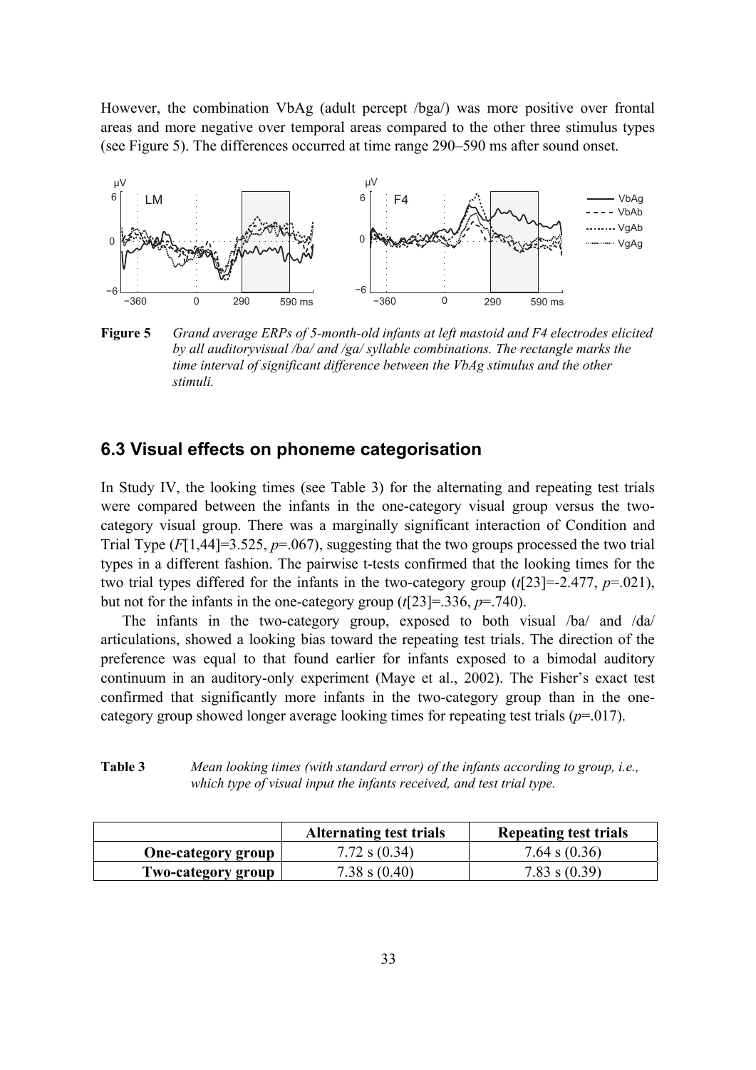However, the combination VbAg (adult percept /bga/) was more positive over frontal areas and more negative over temporal areas compared to the other three stimulus types (see Figure 5). The differences occurred at time range 290–590 ms after sound onset.

**Figure 5** *Grand average ERPs of 5-month-old infants at left mastoid and F4 electrodes elicited by all auditoryvisual /ba/ and /ga/ syllable combinations. The rectangle marks the time interval of significant difference between the VbAg stimulus and the other stimuli.*

## 6.3 Visual effects on phoneme categorisation

In Study IV, the looking times (see Table 3) for the alternating and repeating test trials were compared between the infants in the one-category visual group versus the two-category visual group. There was a marginally significant interaction of Condition and Trial Type ($F[1,44]=3.525$, $p=.067$), suggesting that the two groups processed the two trial types in a different fashion. The pairwise t-tests confirmed that the looking times for the two trial types differed for the infants in the two-category group ($t[23]=-2.477$, $p=.021$), but not for the infants in the one-category group ($t[23]=.336$, $p=.740$).

The infants in the two-category group, exposed to both visual /ba/ and /da/ articulations, showed a looking bias toward the repeating test trials. The direction of the preference was equal to that found earlier for infants exposed to a bimodal auditory continuum in an auditory-only experiment (Maye et al., 2002). The Fisher's exact test confirmed that significantly more infants in the two-category group than in the one-category group showed longer average looking times for repeating test trials ($p=.017$).

**Table 3** *Mean looking times (with standard error) of the infants according to group, i.e., which type of visual input the infants received, and test trial type.*

| | Alternating test trials | Repeating test trials |
|---|---|---|
| **One-category group** | 7.72 s (0.34) | 7.64 s (0.36) |
| **Two-category group** | 7.38 s (0.40) | 7.83 s (0.39) |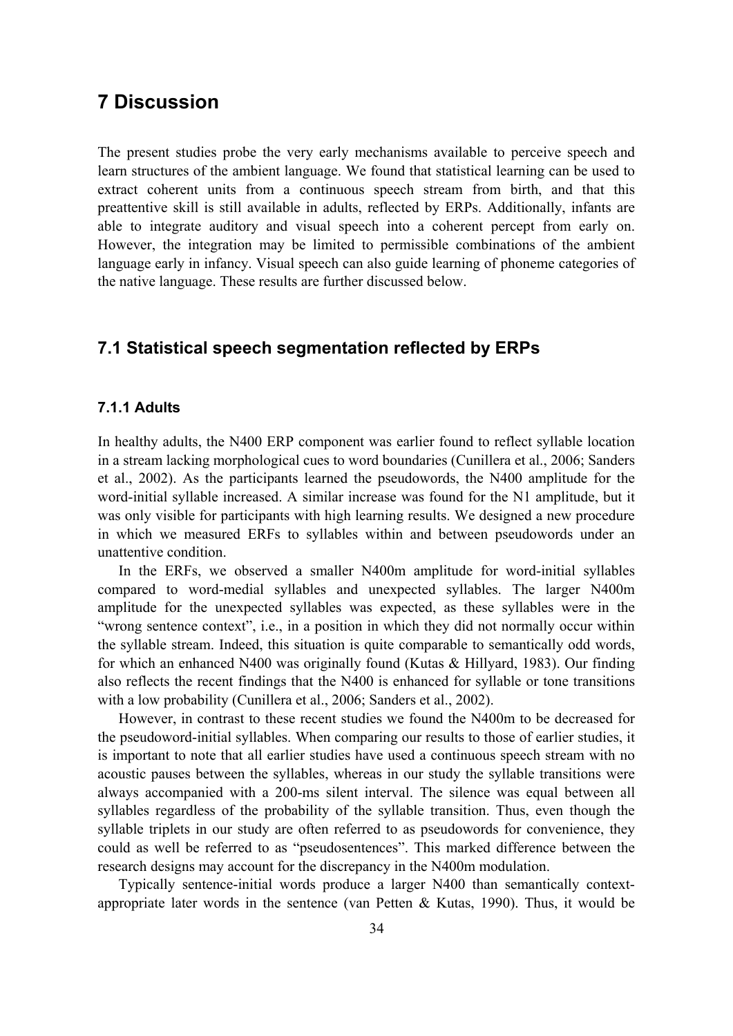# 7 Discussion

The present studies probe the very early mechanisms available to perceive speech and learn structures of the ambient language. We found that statistical learning can be used to extract coherent units from a continuous speech stream from birth, and that this preattentive skill is still available in adults, reflected by ERPs. Additionally, infants are able to integrate auditory and visual speech into a coherent percept from early on. However, the integration may be limited to permissible combinations of the ambient language early in infancy. Visual speech can also guide learning of phoneme categories of the native language. These results are further discussed below.

## 7.1 Statistical speech segmentation reflected by ERPs

### 7.1.1 Adults

In healthy adults, the N400 ERP component was earlier found to reflect syllable location in a stream lacking morphological cues to word boundaries (Cunillera et al., 2006; Sanders et al., 2002). As the participants learned the pseudowords, the N400 amplitude for the word-initial syllable increased. A similar increase was found for the N1 amplitude, but it was only visible for participants with high learning results. We designed a new procedure in which we measured ERFs to syllables within and between pseudowords under an unattentive condition.

In the ERFs, we observed a smaller N400m amplitude for word-initial syllables compared to word-medial syllables and unexpected syllables. The larger N400m amplitude for the unexpected syllables was expected, as these syllables were in the "wrong sentence context", i.e., in a position in which they did not normally occur within the syllable stream. Indeed, this situation is quite comparable to semantically odd words, for which an enhanced N400 was originally found (Kutas & Hillyard, 1983). Our finding also reflects the recent findings that the N400 is enhanced for syllable or tone transitions with a low probability (Cunillera et al., 2006; Sanders et al., 2002).

However, in contrast to these recent studies we found the N400m to be decreased for the pseudoword-initial syllables. When comparing our results to those of earlier studies, it is important to note that all earlier studies have used a continuous speech stream with no acoustic pauses between the syllables, whereas in our study the syllable transitions were always accompanied with a 200-ms silent interval. The silence was equal between all syllables regardless of the probability of the syllable transition. Thus, even though the syllable triplets in our study are often referred to as pseudowords for convenience, they could as well be referred to as "pseudosentences". This marked difference between the research designs may account for the discrepancy in the N400m modulation.

Typically sentence-initial words produce a larger N400 than semantically context-appropriate later words in the sentence (van Petten & Kutas, 1990). Thus, it would be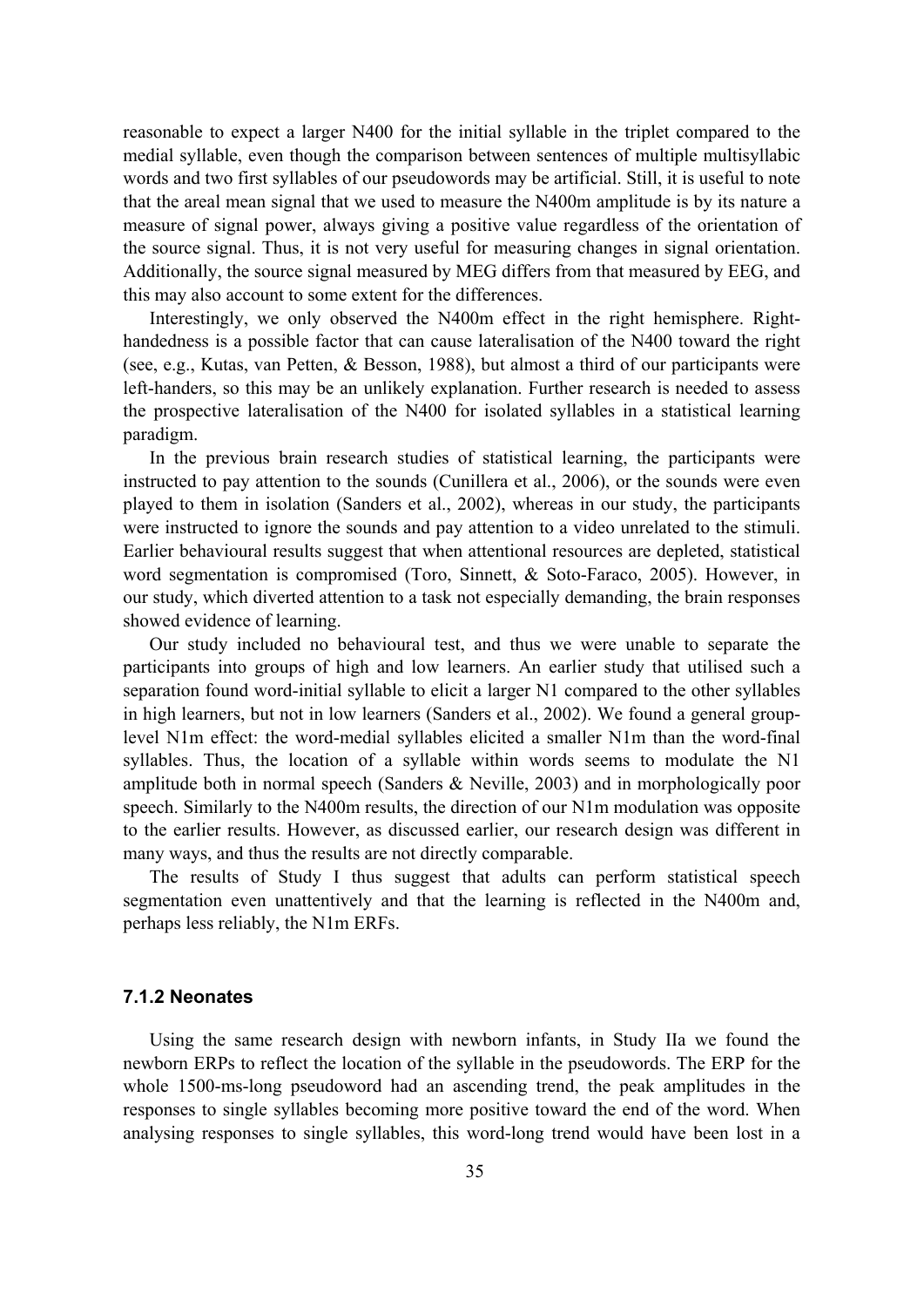reasonable to expect a larger N400 for the initial syllable in the triplet compared to the medial syllable, even though the comparison between sentences of multiple multisyllabic words and two first syllables of our pseudowords may be artificial. Still, it is useful to note that the areal mean signal that we used to measure the N400m amplitude is by its nature a measure of signal power, always giving a positive value regardless of the orientation of the source signal. Thus, it is not very useful for measuring changes in signal orientation. Additionally, the source signal measured by MEG differs from that measured by EEG, and this may also account to some extent for the differences.

Interestingly, we only observed the N400m effect in the right hemisphere. Right-handedness is a possible factor that can cause lateralisation of the N400 toward the right (see, e.g., Kutas, van Petten, & Besson, 1988), but almost a third of our participants were left-handers, so this may be an unlikely explanation. Further research is needed to assess the prospective lateralisation of the N400 for isolated syllables in a statistical learning paradigm.

In the previous brain research studies of statistical learning, the participants were instructed to pay attention to the sounds (Cunillera et al., 2006), or the sounds were even played to them in isolation (Sanders et al., 2002), whereas in our study, the participants were instructed to ignore the sounds and pay attention to a video unrelated to the stimuli. Earlier behavioural results suggest that when attentional resources are depleted, statistical word segmentation is compromised (Toro, Sinnett, & Soto-Faraco, 2005). However, in our study, which diverted attention to a task not especially demanding, the brain responses showed evidence of learning.

Our study included no behavioural test, and thus we were unable to separate the participants into groups of high and low learners. An earlier study that utilised such a separation found word-initial syllable to elicit a larger N1 compared to the other syllables in high learners, but not in low learners (Sanders et al., 2002). We found a general group-level N1m effect: the word-medial syllables elicited a smaller N1m than the word-final syllables. Thus, the location of a syllable within words seems to modulate the N1 amplitude both in normal speech (Sanders & Neville, 2003) and in morphologically poor speech. Similarly to the N400m results, the direction of our N1m modulation was opposite to the earlier results. However, as discussed earlier, our research design was different in many ways, and thus the results are not directly comparable.

The results of Study I thus suggest that adults can perform statistical speech segmentation even unattentively and that the learning is reflected in the N400m and, perhaps less reliably, the N1m ERFs.

### 7.1.2 Neonates

Using the same research design with newborn infants, in Study IIa we found the newborn ERPs to reflect the location of the syllable in the pseudowords. The ERP for the whole 1500-ms-long pseudoword had an ascending trend, the peak amplitudes in the responses to single syllables becoming more positive toward the end of the word. When analysing responses to single syllables, this word-long trend would have been lost in a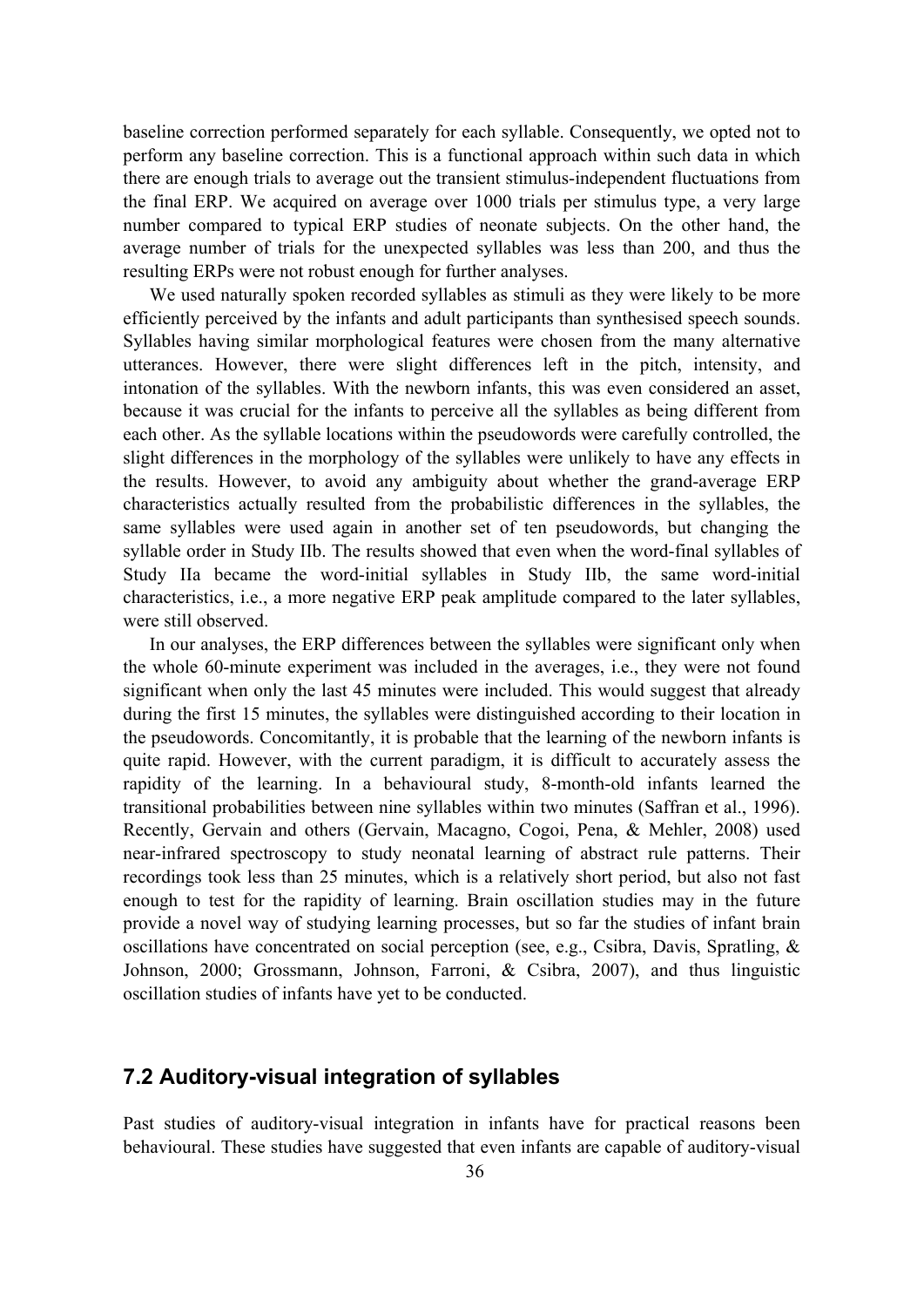baseline correction performed separately for each syllable. Consequently, we opted not to perform any baseline correction. This is a functional approach within such data in which there are enough trials to average out the transient stimulus-independent fluctuations from the final ERP. We acquired on average over 1000 trials per stimulus type, a very large number compared to typical ERP studies of neonate subjects. On the other hand, the average number of trials for the unexpected syllables was less than 200, and thus the resulting ERPs were not robust enough for further analyses.

We used naturally spoken recorded syllables as stimuli as they were likely to be more efficiently perceived by the infants and adult participants than synthesised speech sounds. Syllables having similar morphological features were chosen from the many alternative utterances. However, there were slight differences left in the pitch, intensity, and intonation of the syllables. With the newborn infants, this was even considered an asset, because it was crucial for the infants to perceive all the syllables as being different from each other. As the syllable locations within the pseudowords were carefully controlled, the slight differences in the morphology of the syllables were unlikely to have any effects in the results. However, to avoid any ambiguity about whether the grand-average ERP characteristics actually resulted from the probabilistic differences in the syllables, the same syllables were used again in another set of ten pseudowords, but changing the syllable order in Study IIb. The results showed that even when the word-final syllables of Study IIa became the word-initial syllables in Study IIb, the same word-initial characteristics, i.e., a more negative ERP peak amplitude compared to the later syllables, were still observed.

In our analyses, the ERP differences between the syllables were significant only when the whole 60-minute experiment was included in the averages, i.e., they were not found significant when only the last 45 minutes were included. This would suggest that already during the first 15 minutes, the syllables were distinguished according to their location in the pseudowords. Concomitantly, it is probable that the learning of the newborn infants is quite rapid. However, with the current paradigm, it is difficult to accurately assess the rapidity of the learning. In a behavioural study, 8-month-old infants learned the transitional probabilities between nine syllables within two minutes (Saffran et al., 1996). Recently, Gervain and others (Gervain, Macagno, Cogoi, Pena, & Mehler, 2008) used near-infrared spectroscopy to study neonatal learning of abstract rule patterns. Their recordings took less than 25 minutes, which is a relatively short period, but also not fast enough to test for the rapidity of learning. Brain oscillation studies may in the future provide a novel way of studying learning processes, but so far the studies of infant brain oscillations have concentrated on social perception (see, e.g., Csibra, Davis, Spratling, & Johnson, 2000; Grossmann, Johnson, Farroni, & Csibra, 2007), and thus linguistic oscillation studies of infants have yet to be conducted.

## 7.2 Auditory-visual integration of syllables

Past studies of auditory-visual integration in infants have for practical reasons been behavioural. These studies have suggested that even infants are capable of auditory-visual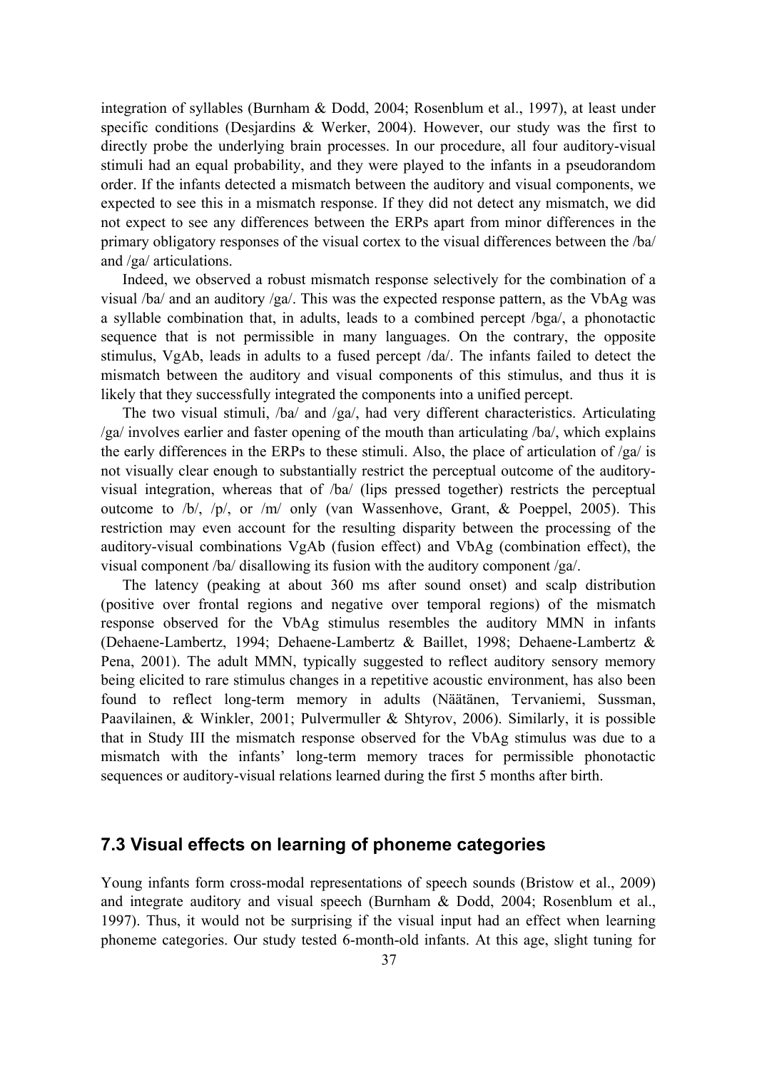integration of syllables (Burnham & Dodd, 2004; Rosenblum et al., 1997), at least under specific conditions (Desjardins & Werker, 2004). However, our study was the first to directly probe the underlying brain processes. In our procedure, all four auditory-visual stimuli had an equal probability, and they were played to the infants in a pseudorandom order. If the infants detected a mismatch between the auditory and visual components, we expected to see this in a mismatch response. If they did not detect any mismatch, we did not expect to see any differences between the ERPs apart from minor differences in the primary obligatory responses of the visual cortex to the visual differences between the /ba/ and /ga/ articulations.

Indeed, we observed a robust mismatch response selectively for the combination of a visual /ba/ and an auditory /ga/. This was the expected response pattern, as the VbAg was a syllable combination that, in adults, leads to a combined percept /bga/, a phonotactic sequence that is not permissible in many languages. On the contrary, the opposite stimulus, VgAb, leads in adults to a fused percept /da/. The infants failed to detect the mismatch between the auditory and visual components of this stimulus, and thus it is likely that they successfully integrated the components into a unified percept.

The two visual stimuli, /ba/ and /ga/, had very different characteristics. Articulating /ga/ involves earlier and faster opening of the mouth than articulating /ba/, which explains the early differences in the ERPs to these stimuli. Also, the place of articulation of /ga/ is not visually clear enough to substantially restrict the perceptual outcome of the auditory-visual integration, whereas that of /ba/ (lips pressed together) restricts the perceptual outcome to /b/, /p/, or /m/ only (van Wassenhove, Grant, & Poeppel, 2005). This restriction may even account for the resulting disparity between the processing of the auditory-visual combinations VgAb (fusion effect) and VbAg (combination effect), the visual component /ba/ disallowing its fusion with the auditory component /ga/.

The latency (peaking at about 360 ms after sound onset) and scalp distribution (positive over frontal regions and negative over temporal regions) of the mismatch response observed for the VbAg stimulus resembles the auditory MMN in infants (Dehaene-Lambertz, 1994; Dehaene-Lambertz & Baillet, 1998; Dehaene-Lambertz & Pena, 2001). The adult MMN, typically suggested to reflect auditory sensory memory being elicited to rare stimulus changes in a repetitive acoustic environment, has also been found to reflect long-term memory in adults (Näätänen, Tervaniemi, Sussman, Paavilainen, & Winkler, 2001; Pulvermuller & Shtyrov, 2006). Similarly, it is possible that in Study III the mismatch response observed for the VbAg stimulus was due to a mismatch with the infants' long-term memory traces for permissible phonotactic sequences or auditory-visual relations learned during the first 5 months after birth.

## 7.3 Visual effects on learning of phoneme categories

Young infants form cross-modal representations of speech sounds (Bristow et al., 2009) and integrate auditory and visual speech (Burnham & Dodd, 2004; Rosenblum et al., 1997). Thus, it would not be surprising if the visual input had an effect when learning phoneme categories. Our study tested 6-month-old infants. At this age, slight tuning for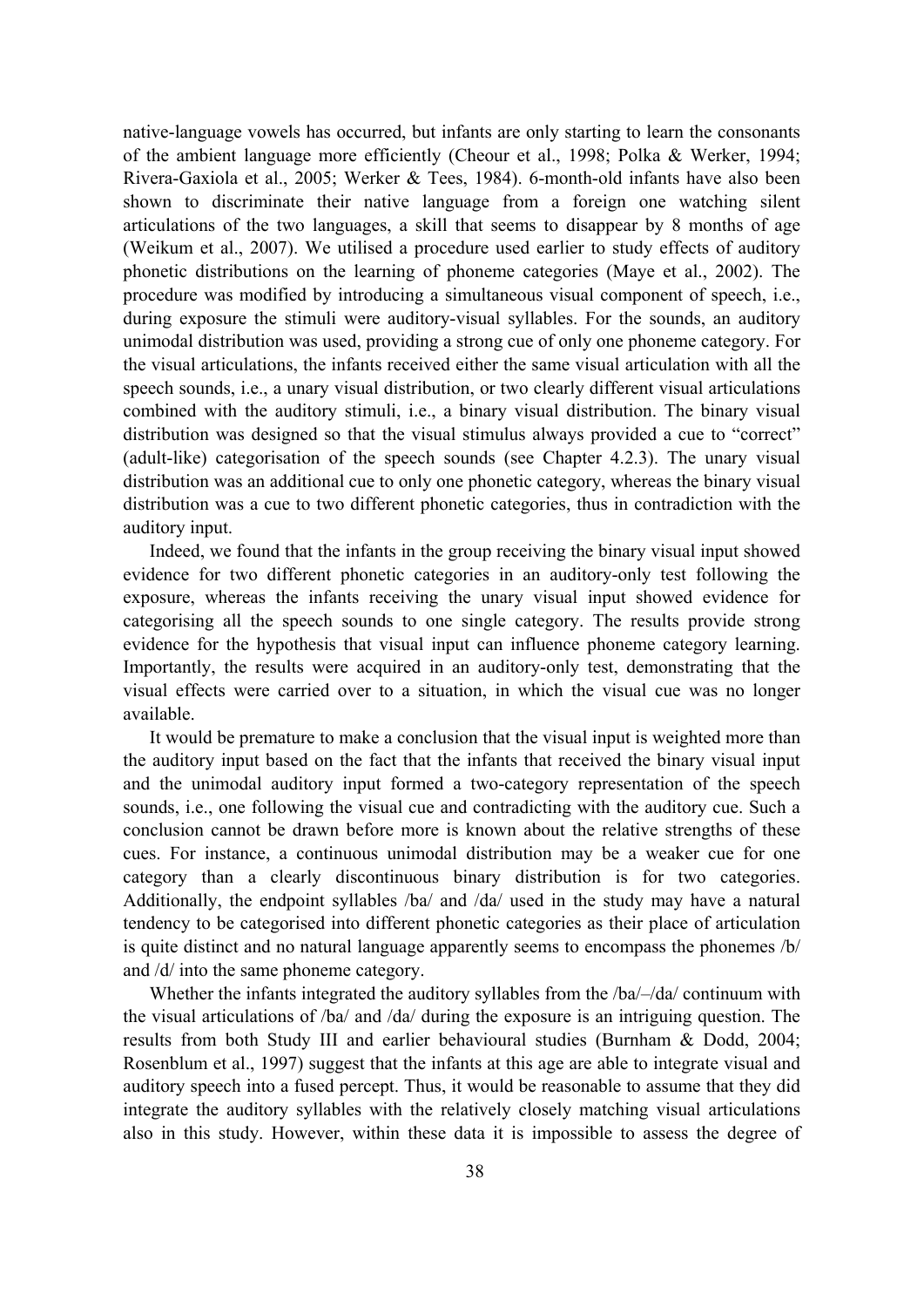native-language vowels has occurred, but infants are only starting to learn the consonants of the ambient language more efficiently (Cheour et al., 1998; Polka & Werker, 1994; Rivera-Gaxiola et al., 2005; Werker & Tees, 1984). 6-month-old infants have also been shown to discriminate their native language from a foreign one watching silent articulations of the two languages, a skill that seems to disappear by 8 months of age (Weikum et al., 2007). We utilised a procedure used earlier to study effects of auditory phonetic distributions on the learning of phoneme categories (Maye et al., 2002). The procedure was modified by introducing a simultaneous visual component of speech, i.e., during exposure the stimuli were auditory-visual syllables. For the sounds, an auditory unimodal distribution was used, providing a strong cue of only one phoneme category. For the visual articulations, the infants received either the same visual articulation with all the speech sounds, i.e., a unary visual distribution, or two clearly different visual articulations combined with the auditory stimuli, i.e., a binary visual distribution. The binary visual distribution was designed so that the visual stimulus always provided a cue to "correct" (adult-like) categorisation of the speech sounds (see Chapter 4.2.3). The unary visual distribution was an additional cue to only one phonetic category, whereas the binary visual distribution was a cue to two different phonetic categories, thus in contradiction with the auditory input.

Indeed, we found that the infants in the group receiving the binary visual input showed evidence for two different phonetic categories in an auditory-only test following the exposure, whereas the infants receiving the unary visual input showed evidence for categorising all the speech sounds to one single category. The results provide strong evidence for the hypothesis that visual input can influence phoneme category learning. Importantly, the results were acquired in an auditory-only test, demonstrating that the visual effects were carried over to a situation, in which the visual cue was no longer available.

It would be premature to make a conclusion that the visual input is weighted more than the auditory input based on the fact that the infants that received the binary visual input and the unimodal auditory input formed a two-category representation of the speech sounds, i.e., one following the visual cue and contradicting with the auditory cue. Such a conclusion cannot be drawn before more is known about the relative strengths of these cues. For instance, a continuous unimodal distribution may be a weaker cue for one category than a clearly discontinuous binary distribution is for two categories. Additionally, the endpoint syllables /ba/ and /da/ used in the study may have a natural tendency to be categorised into different phonetic categories as their place of articulation is quite distinct and no natural language apparently seems to encompass the phonemes /b/ and /d/ into the same phoneme category.

Whether the infants integrated the auditory syllables from the /ba/–/da/ continuum with the visual articulations of /ba/ and /da/ during the exposure is an intriguing question. The results from both Study III and earlier behavioural studies (Burnham & Dodd, 2004; Rosenblum et al., 1997) suggest that the infants at this age are able to integrate visual and auditory speech into a fused percept. Thus, it would be reasonable to assume that they did integrate the auditory syllables with the relatively closely matching visual articulations also in this study. However, within these data it is impossible to assess the degree of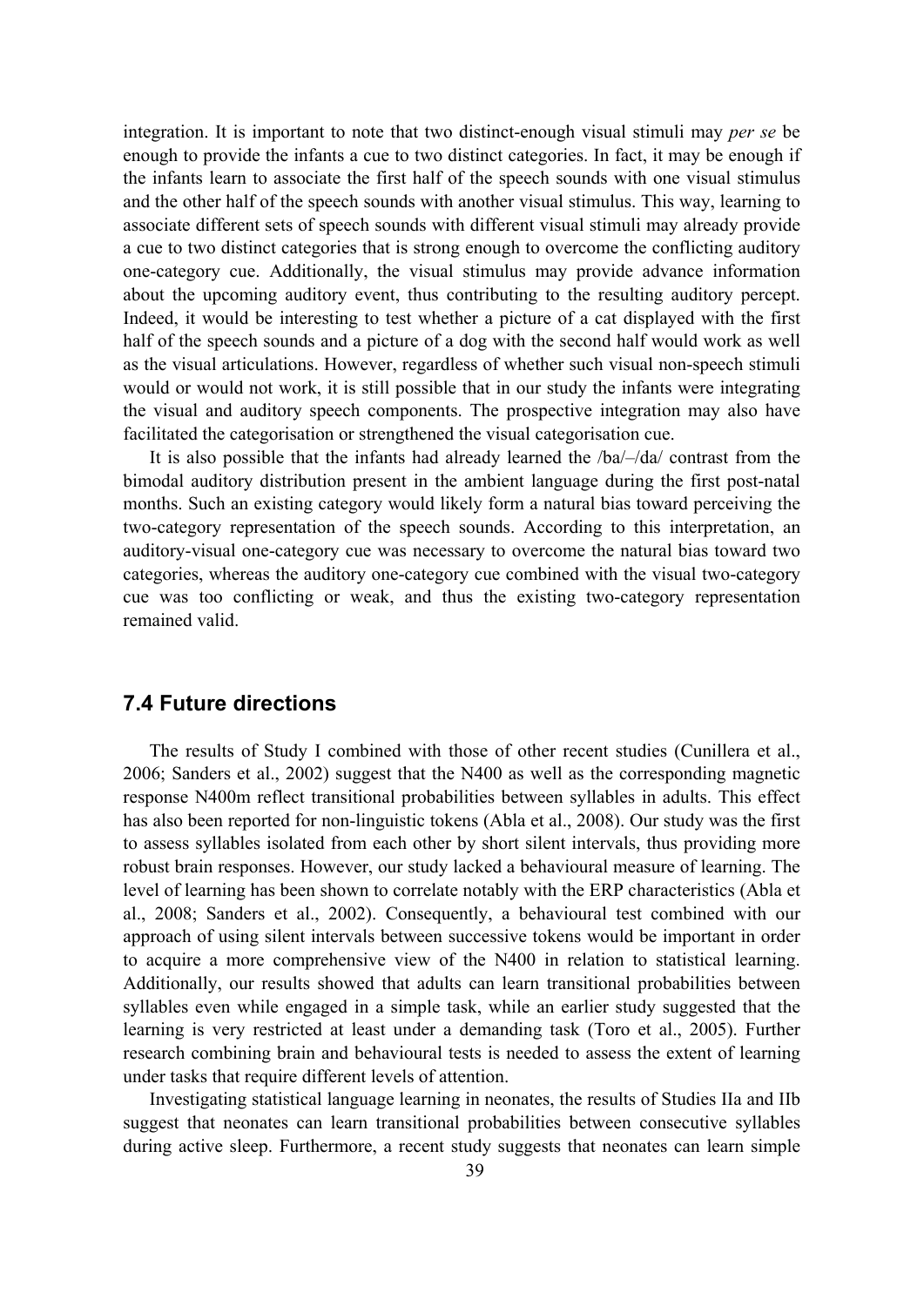integration. It is important to note that two distinct-enough visual stimuli may *per se* be enough to provide the infants a cue to two distinct categories. In fact, it may be enough if the infants learn to associate the first half of the speech sounds with one visual stimulus and the other half of the speech sounds with another visual stimulus. This way, learning to associate different sets of speech sounds with different visual stimuli may already provide a cue to two distinct categories that is strong enough to overcome the conflicting auditory one-category cue. Additionally, the visual stimulus may provide advance information about the upcoming auditory event, thus contributing to the resulting auditory percept. Indeed, it would be interesting to test whether a picture of a cat displayed with the first half of the speech sounds and a picture of a dog with the second half would work as well as the visual articulations. However, regardless of whether such visual non-speech stimuli would or would not work, it is still possible that in our study the infants were integrating the visual and auditory speech components. The prospective integration may also have facilitated the categorisation or strengthened the visual categorisation cue.

It is also possible that the infants had already learned the /ba/–/da/ contrast from the bimodal auditory distribution present in the ambient language during the first post-natal months. Such an existing category would likely form a natural bias toward perceiving the two-category representation of the speech sounds. According to this interpretation, an auditory-visual one-category cue was necessary to overcome the natural bias toward two categories, whereas the auditory one-category cue combined with the visual two-category cue was too conflicting or weak, and thus the existing two-category representation remained valid.

## 7.4 Future directions

The results of Study I combined with those of other recent studies (Cunillera et al., 2006; Sanders et al., 2002) suggest that the N400 as well as the corresponding magnetic response N400m reflect transitional probabilities between syllables in adults. This effect has also been reported for non-linguistic tokens (Abla et al., 2008). Our study was the first to assess syllables isolated from each other by short silent intervals, thus providing more robust brain responses. However, our study lacked a behavioural measure of learning. The level of learning has been shown to correlate notably with the ERP characteristics (Abla et al., 2008; Sanders et al., 2002). Consequently, a behavioural test combined with our approach of using silent intervals between successive tokens would be important in order to acquire a more comprehensive view of the N400 in relation to statistical learning. Additionally, our results showed that adults can learn transitional probabilities between syllables even while engaged in a simple task, while an earlier study suggested that the learning is very restricted at least under a demanding task (Toro et al., 2005). Further research combining brain and behavioural tests is needed to assess the extent of learning under tasks that require different levels of attention.

Investigating statistical language learning in neonates, the results of Studies IIa and IIb suggest that neonates can learn transitional probabilities between consecutive syllables during active sleep. Furthermore, a recent study suggests that neonates can learn simple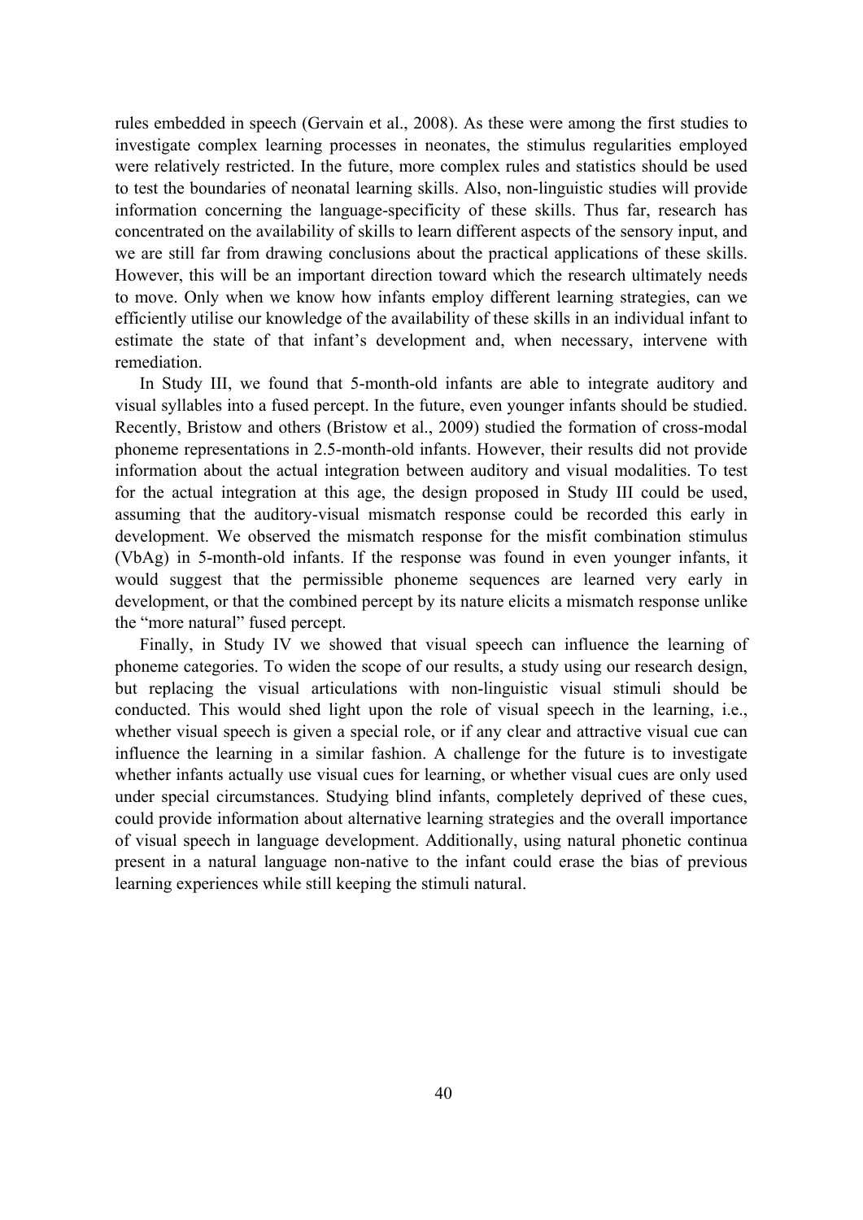rules embedded in speech (Gervain et al., 2008). As these were among the first studies to investigate complex learning processes in neonates, the stimulus regularities employed were relatively restricted. In the future, more complex rules and statistics should be used to test the boundaries of neonatal learning skills. Also, non-linguistic studies will provide information concerning the language-specificity of these skills. Thus far, research has concentrated on the availability of skills to learn different aspects of the sensory input, and we are still far from drawing conclusions about the practical applications of these skills. However, this will be an important direction toward which the research ultimately needs to move. Only when we know how infants employ different learning strategies, can we efficiently utilise our knowledge of the availability of these skills in an individual infant to estimate the state of that infant's development and, when necessary, intervene with remediation.

In Study III, we found that 5-month-old infants are able to integrate auditory and visual syllables into a fused percept. In the future, even younger infants should be studied. Recently, Bristow and others (Bristow et al., 2009) studied the formation of cross-modal phoneme representations in 2.5-month-old infants. However, their results did not provide information about the actual integration between auditory and visual modalities. To test for the actual integration at this age, the design proposed in Study III could be used, assuming that the auditory-visual mismatch response could be recorded this early in development. We observed the mismatch response for the misfit combination stimulus (VbAg) in 5-month-old infants. If the response was found in even younger infants, it would suggest that the permissible phoneme sequences are learned very early in development, or that the combined percept by its nature elicits a mismatch response unlike the "more natural" fused percept.

Finally, in Study IV we showed that visual speech can influence the learning of phoneme categories. To widen the scope of our results, a study using our research design, but replacing the visual articulations with non-linguistic visual stimuli should be conducted. This would shed light upon the role of visual speech in the learning, i.e., whether visual speech is given a special role, or if any clear and attractive visual cue can influence the learning in a similar fashion. A challenge for the future is to investigate whether infants actually use visual cues for learning, or whether visual cues are only used under special circumstances. Studying blind infants, completely deprived of these cues, could provide information about alternative learning strategies and the overall importance of visual speech in language development. Additionally, using natural phonetic continua present in a natural language non-native to the infant could erase the bias of previous learning experiences while still keeping the stimuli natural.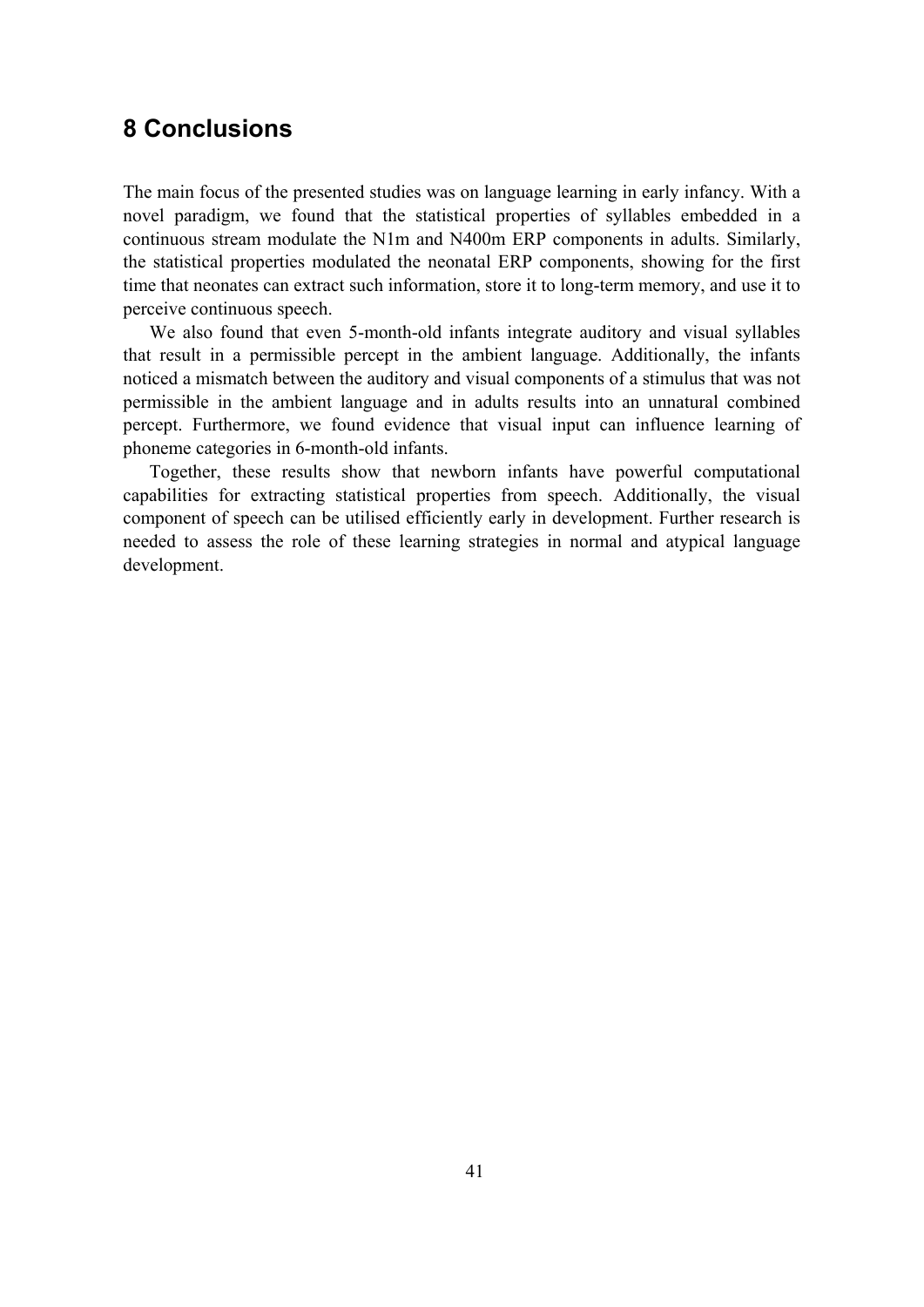# 8 Conclusions

The main focus of the presented studies was on language learning in early infancy. With a novel paradigm, we found that the statistical properties of syllables embedded in a continuous stream modulate the N1m and N400m ERP components in adults. Similarly, the statistical properties modulated the neonatal ERP components, showing for the first time that neonates can extract such information, store it to long-term memory, and use it to perceive continuous speech.

We also found that even 5-month-old infants integrate auditory and visual syllables that result in a permissible percept in the ambient language. Additionally, the infants noticed a mismatch between the auditory and visual components of a stimulus that was not permissible in the ambient language and in adults results into an unnatural combined percept. Furthermore, we found evidence that visual input can influence learning of phoneme categories in 6-month-old infants.

Together, these results show that newborn infants have powerful computational capabilities for extracting statistical properties from speech. Additionally, the visual component of speech can be utilised efficiently early in development. Further research is needed to assess the role of these learning strategies in normal and atypical language development.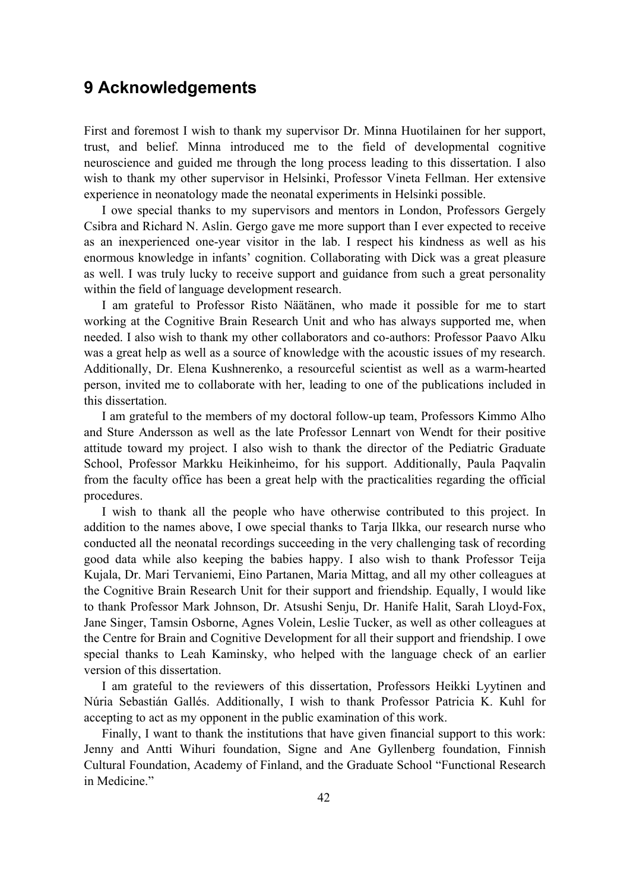## 9 Acknowledgements

First and foremost I wish to thank my supervisor Dr. Minna Huotilainen for her support, trust, and belief. Minna introduced me to the field of developmental cognitive neuroscience and guided me through the long process leading to this dissertation. I also wish to thank my other supervisor in Helsinki, Professor Vineta Fellman. Her extensive experience in neonatology made the neonatal experiments in Helsinki possible.

I owe special thanks to my supervisors and mentors in London, Professors Gergely Csibra and Richard N. Aslin. Gergo gave me more support than I ever expected to receive as an inexperienced one-year visitor in the lab. I respect his kindness as well as his enormous knowledge in infants' cognition. Collaborating with Dick was a great pleasure as well. I was truly lucky to receive support and guidance from such a great personality within the field of language development research.

I am grateful to Professor Risto Näätänen, who made it possible for me to start working at the Cognitive Brain Research Unit and who has always supported me, when needed. I also wish to thank my other collaborators and co-authors: Professor Paavo Alku was a great help as well as a source of knowledge with the acoustic issues of my research. Additionally, Dr. Elena Kushnerenko, a resourceful scientist as well as a warm-hearted person, invited me to collaborate with her, leading to one of the publications included in this dissertation.

I am grateful to the members of my doctoral follow-up team, Professors Kimmo Alho and Sture Andersson as well as the late Professor Lennart von Wendt for their positive attitude toward my project. I also wish to thank the director of the Pediatric Graduate School, Professor Markku Heikinheimo, for his support. Additionally, Paula Paqvalin from the faculty office has been a great help with the practicalities regarding the official procedures.

I wish to thank all the people who have otherwise contributed to this project. In addition to the names above, I owe special thanks to Tarja Ilkka, our research nurse who conducted all the neonatal recordings succeeding in the very challenging task of recording good data while also keeping the babies happy. I also wish to thank Professor Teija Kujala, Dr. Mari Tervaniemi, Eino Partanen, Maria Mittag, and all my other colleagues at the Cognitive Brain Research Unit for their support and friendship. Equally, I would like to thank Professor Mark Johnson, Dr. Atsushi Senju, Dr. Hanife Halit, Sarah Lloyd-Fox, Jane Singer, Tamsin Osborne, Agnes Volein, Leslie Tucker, as well as other colleagues at the Centre for Brain and Cognitive Development for all their support and friendship. I owe special thanks to Leah Kaminsky, who helped with the language check of an earlier version of this dissertation.

I am grateful to the reviewers of this dissertation, Professors Heikki Lyytinen and Núria Sebastián Gallés. Additionally, I wish to thank Professor Patricia K. Kuhl for accepting to act as my opponent in the public examination of this work.

Finally, I want to thank the institutions that have given financial support to this work: Jenny and Antti Wihuri foundation, Signe and Ane Gyllenberg foundation, Finnish Cultural Foundation, Academy of Finland, and the Graduate School "Functional Research in Medicine."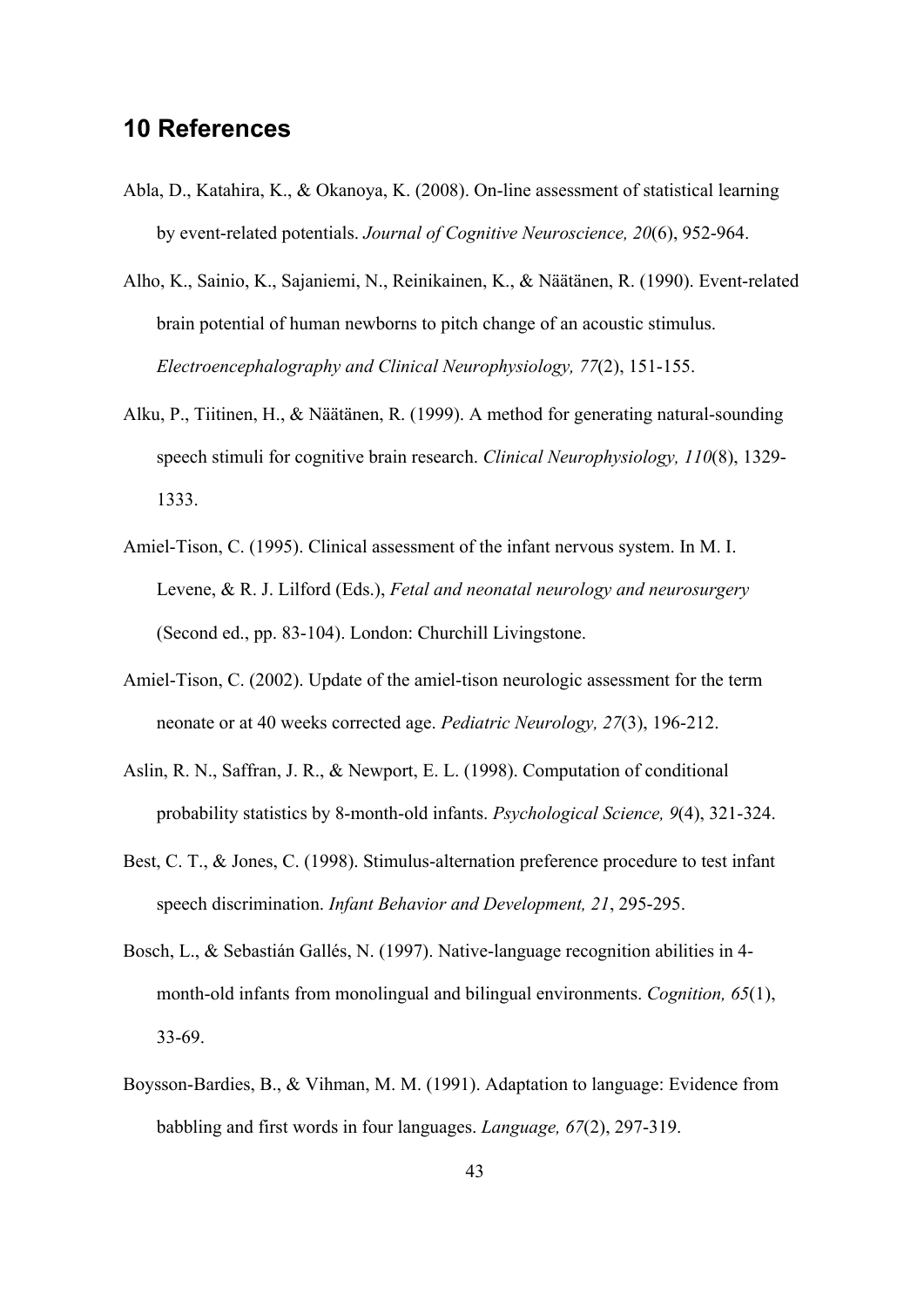## 10 References

Abla, D., Katahira, K., & Okanoya, K. (2008). On-line assessment of statistical learning by event-related potentials. *Journal of Cognitive Neuroscience, 20*(6), 952-964.

Alho, K., Sainio, K., Sajaniemi, N., Reinikainen, K., & Näätänen, R. (1990). Event-related brain potential of human newborns to pitch change of an acoustic stimulus. *Electroencephalography and Clinical Neurophysiology, 77*(2), 151-155.

Alku, P., Tiitinen, H., & Näätänen, R. (1999). A method for generating natural-sounding speech stimuli for cognitive brain research. *Clinical Neurophysiology, 110*(8), 1329-1333.

Amiel-Tison, C. (1995). Clinical assessment of the infant nervous system. In M. I. Levene, & R. J. Lilford (Eds.), *Fetal and neonatal neurology and neurosurgery* (Second ed., pp. 83-104). London: Churchill Livingstone.

Amiel-Tison, C. (2002). Update of the amiel-tison neurologic assessment for the term neonate or at 40 weeks corrected age. *Pediatric Neurology, 27*(3), 196-212.

Aslin, R. N., Saffran, J. R., & Newport, E. L. (1998). Computation of conditional probability statistics by 8-month-old infants. *Psychological Science, 9*(4), 321-324.

Best, C. T., & Jones, C. (1998). Stimulus-alternation preference procedure to test infant speech discrimination. *Infant Behavior and Development, 21*, 295-295.

Bosch, L., & Sebastián Gallés, N. (1997). Native-language recognition abilities in 4-month-old infants from monolingual and bilingual environments. *Cognition, 65*(1), 33-69.

Boysson-Bardies, B., & Vihman, M. M. (1991). Adaptation to language: Evidence from babbling and first words in four languages. *Language, 67*(2), 297-319.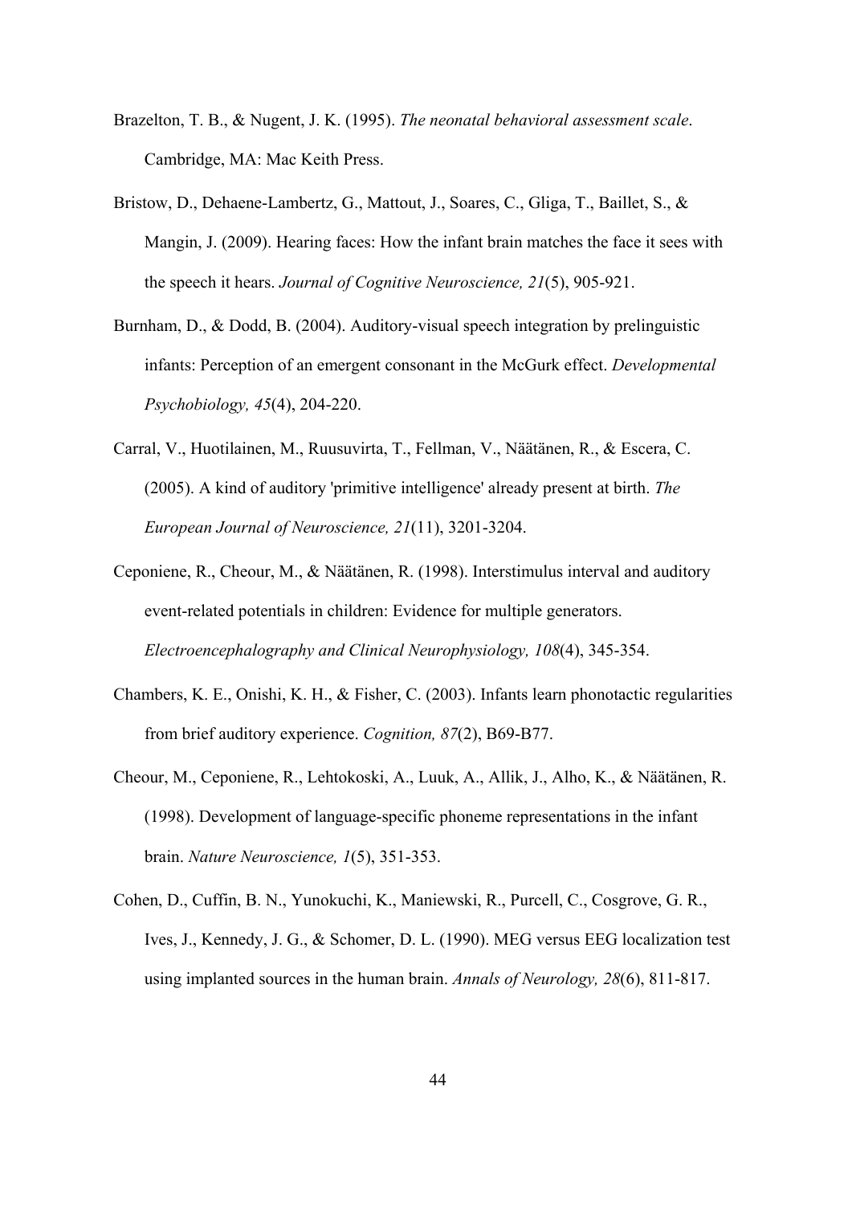Brazelton, T. B., & Nugent, J. K. (1995). *The neonatal behavioral assessment scale*. Cambridge, MA: Mac Keith Press.

Bristow, D., Dehaene-Lambertz, G., Mattout, J., Soares, C., Gliga, T., Baillet, S., & Mangin, J. (2009). Hearing faces: How the infant brain matches the face it sees with the speech it hears. *Journal of Cognitive Neuroscience, 21*(5), 905-921.

Burnham, D., & Dodd, B. (2004). Auditory-visual speech integration by prelinguistic infants: Perception of an emergent consonant in the McGurk effect. *Developmental Psychobiology, 45*(4), 204-220.

Carral, V., Huotilainen, M., Ruusuvirta, T., Fellman, V., Näätänen, R., & Escera, C. (2005). A kind of auditory 'primitive intelligence' already present at birth. *The European Journal of Neuroscience, 21*(11), 3201-3204.

Ceponiene, R., Cheour, M., & Näätänen, R. (1998). Interstimulus interval and auditory event-related potentials in children: Evidence for multiple generators. *Electroencephalography and Clinical Neurophysiology, 108*(4), 345-354.

Chambers, K. E., Onishi, K. H., & Fisher, C. (2003). Infants learn phonotactic regularities from brief auditory experience. *Cognition, 87*(2), B69-B77.

Cheour, M., Ceponiene, R., Lehtokoski, A., Luuk, A., Allik, J., Alho, K., & Näätänen, R. (1998). Development of language-specific phoneme representations in the infant brain. *Nature Neuroscience, 1*(5), 351-353.

Cohen, D., Cuffin, B. N., Yunokuchi, K., Maniewski, R., Purcell, C., Cosgrove, G. R., Ives, J., Kennedy, J. G., & Schomer, D. L. (1990). MEG versus EEG localization test using implanted sources in the human brain. *Annals of Neurology, 28*(6), 811-817.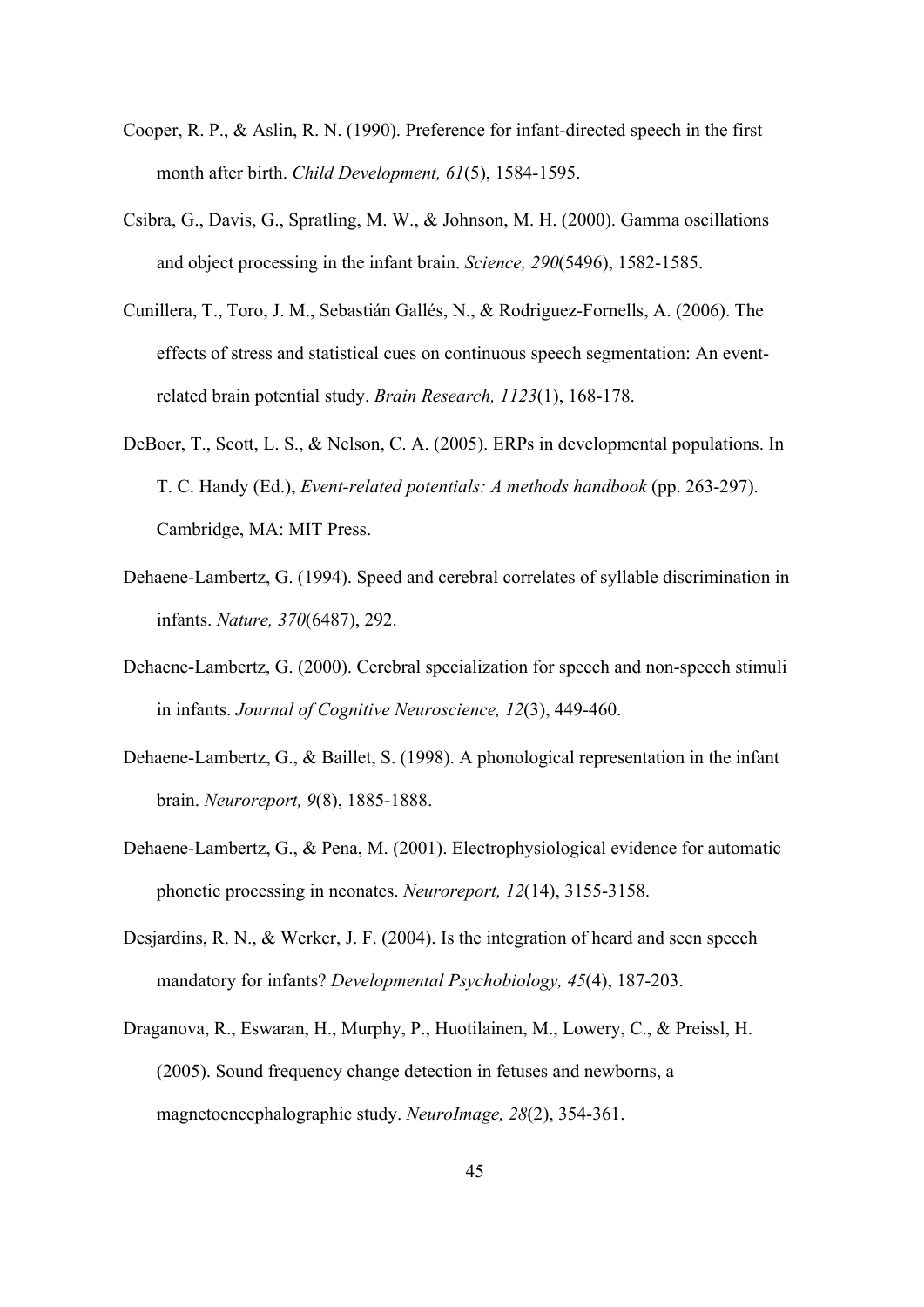Cooper, R. P., & Aslin, R. N. (1990). Preference for infant-directed speech in the first month after birth. *Child Development, 61*(5), 1584-1595.

Csibra, G., Davis, G., Spratling, M. W., & Johnson, M. H. (2000). Gamma oscillations and object processing in the infant brain. *Science, 290*(5496), 1582-1585.

Cunillera, T., Toro, J. M., Sebastián Gallés, N., & Rodriguez-Fornells, A. (2006). The effects of stress and statistical cues on continuous speech segmentation: An event-related brain potential study. *Brain Research, 1123*(1), 168-178.

DeBoer, T., Scott, L. S., & Nelson, C. A. (2005). ERPs in developmental populations. In T. C. Handy (Ed.), *Event-related potentials: A methods handbook* (pp. 263-297). Cambridge, MA: MIT Press.

Dehaene-Lambertz, G. (1994). Speed and cerebral correlates of syllable discrimination in infants. *Nature, 370*(6487), 292.

Dehaene-Lambertz, G. (2000). Cerebral specialization for speech and non-speech stimuli in infants. *Journal of Cognitive Neuroscience, 12*(3), 449-460.

Dehaene-Lambertz, G., & Baillet, S. (1998). A phonological representation in the infant brain. *Neuroreport, 9*(8), 1885-1888.

Dehaene-Lambertz, G., & Pena, M. (2001). Electrophysiological evidence for automatic phonetic processing in neonates. *Neuroreport, 12*(14), 3155-3158.

Desjardins, R. N., & Werker, J. F. (2004). Is the integration of heard and seen speech mandatory for infants? *Developmental Psychobiology, 45*(4), 187-203.

Draganova, R., Eswaran, H., Murphy, P., Huotilainen, M., Lowery, C., & Preissl, H. (2005). Sound frequency change detection in fetuses and newborns, a magnetoencephalographic study. *NeuroImage, 28*(2), 354-361.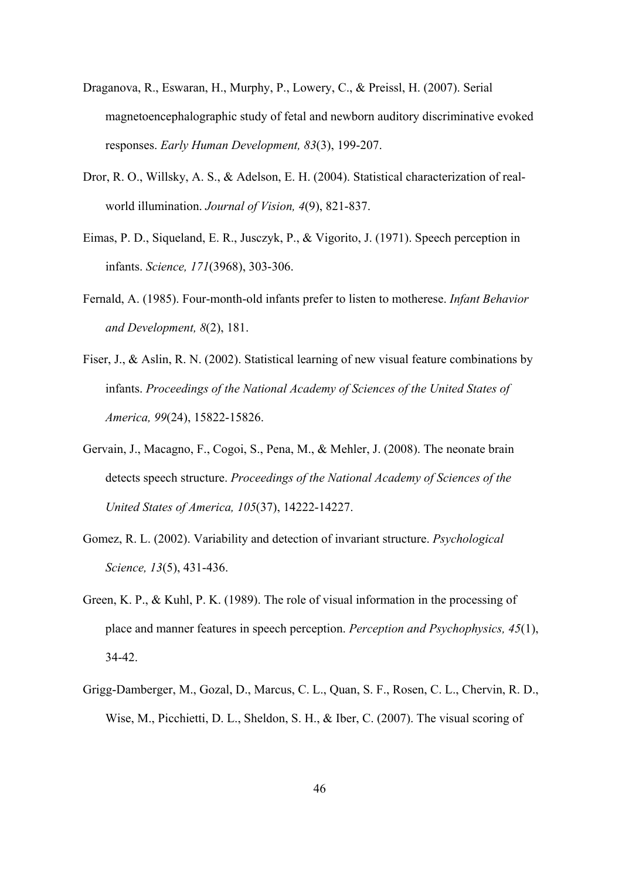Draganova, R., Eswaran, H., Murphy, P., Lowery, C., & Preissl, H. (2007). Serial magnetoencephalographic study of fetal and newborn auditory discriminative evoked responses. *Early Human Development, 83*(3), 199-207.

Dror, R. O., Willsky, A. S., & Adelson, E. H. (2004). Statistical characterization of real-world illumination. *Journal of Vision, 4*(9), 821-837.

Eimas, P. D., Siqueland, E. R., Jusczyk, P., & Vigorito, J. (1971). Speech perception in infants. *Science, 171*(3968), 303-306.

Fernald, A. (1985). Four-month-old infants prefer to listen to motherese. *Infant Behavior and Development, 8*(2), 181.

Fiser, J., & Aslin, R. N. (2002). Statistical learning of new visual feature combinations by infants. *Proceedings of the National Academy of Sciences of the United States of America, 99*(24), 15822-15826.

Gervain, J., Macagno, F., Cogoi, S., Pena, M., & Mehler, J. (2008). The neonate brain detects speech structure. *Proceedings of the National Academy of Sciences of the United States of America, 105*(37), 14222-14227.

Gomez, R. L. (2002). Variability and detection of invariant structure. *Psychological Science, 13*(5), 431-436.

Green, K. P., & Kuhl, P. K. (1989). The role of visual information in the processing of place and manner features in speech perception. *Perception and Psychophysics, 45*(1), 34-42.

Grigg-Damberger, M., Gozal, D., Marcus, C. L., Quan, S. F., Rosen, C. L., Chervin, R. D., Wise, M., Picchietti, D. L., Sheldon, S. H., & Iber, C. (2007). The visual scoring of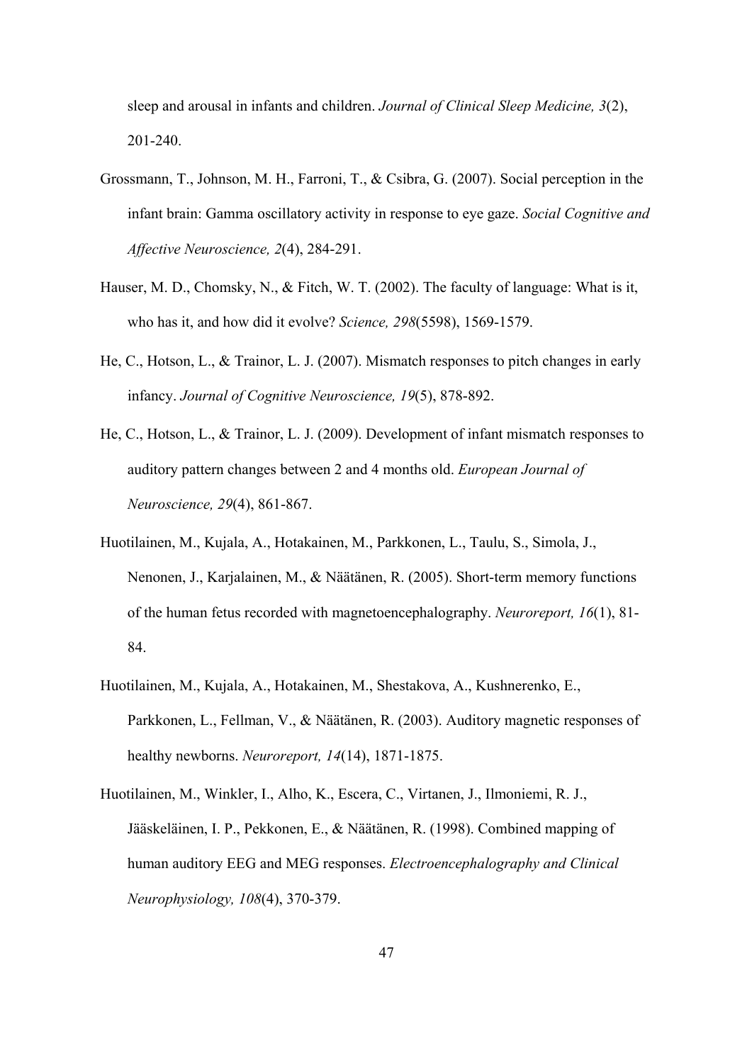sleep and arousal in infants and children. *Journal of Clinical Sleep Medicine, 3*(2), 201-240.

Grossmann, T., Johnson, M. H., Farroni, T., & Csibra, G. (2007). Social perception in the infant brain: Gamma oscillatory activity in response to eye gaze. *Social Cognitive and Affective Neuroscience, 2*(4), 284-291.

Hauser, M. D., Chomsky, N., & Fitch, W. T. (2002). The faculty of language: What is it, who has it, and how did it evolve? *Science, 298*(5598), 1569-1579.

He, C., Hotson, L., & Trainor, L. J. (2007). Mismatch responses to pitch changes in early infancy. *Journal of Cognitive Neuroscience, 19*(5), 878-892.

He, C., Hotson, L., & Trainor, L. J. (2009). Development of infant mismatch responses to auditory pattern changes between 2 and 4 months old. *European Journal of Neuroscience, 29*(4), 861-867.

Huotilainen, M., Kujala, A., Hotakainen, M., Parkkonen, L., Taulu, S., Simola, J., Nenonen, J., Karjalainen, M., & Näätänen, R. (2005). Short-term memory functions of the human fetus recorded with magnetoencephalography. *Neuroreport, 16*(1), 81-84.

Huotilainen, M., Kujala, A., Hotakainen, M., Shestakova, A., Kushnerenko, E., Parkkonen, L., Fellman, V., & Näätänen, R. (2003). Auditory magnetic responses of healthy newborns. *Neuroreport, 14*(14), 1871-1875.

Huotilainen, M., Winkler, I., Alho, K., Escera, C., Virtanen, J., Ilmoniemi, R. J., Jääskeläinen, I. P., Pekkonen, E., & Näätänen, R. (1998). Combined mapping of human auditory EEG and MEG responses. *Electroencephalography and Clinical Neurophysiology, 108*(4), 370-379.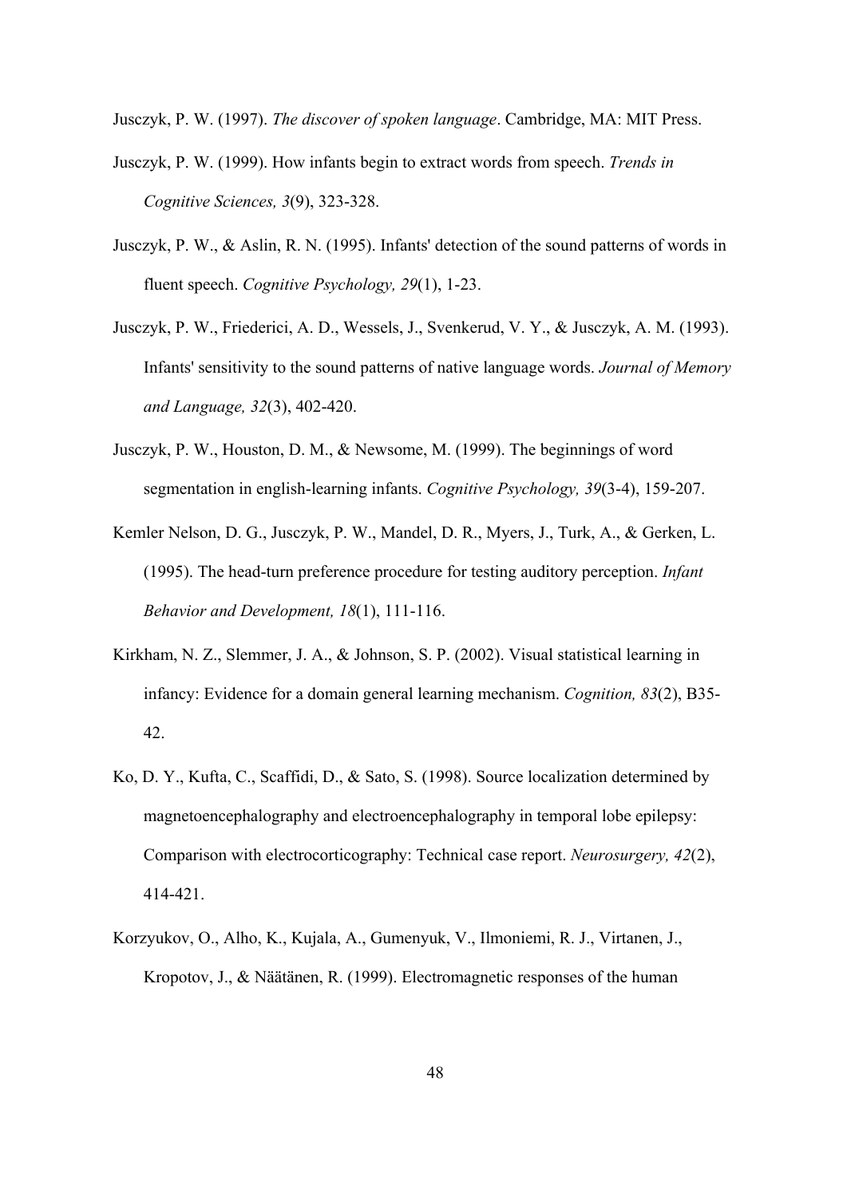Jusczyk, P. W. (1997). *The discover of spoken language*. Cambridge, MA: MIT Press.

Jusczyk, P. W. (1999). How infants begin to extract words from speech. *Trends in Cognitive Sciences, 3*(9), 323-328.

Jusczyk, P. W., & Aslin, R. N. (1995). Infants' detection of the sound patterns of words in fluent speech. *Cognitive Psychology, 29*(1), 1-23.

Jusczyk, P. W., Friederici, A. D., Wessels, J., Svenkerud, V. Y., & Jusczyk, A. M. (1993). Infants' sensitivity to the sound patterns of native language words. *Journal of Memory and Language, 32*(3), 402-420.

Jusczyk, P. W., Houston, D. M., & Newsome, M. (1999). The beginnings of word segmentation in english-learning infants. *Cognitive Psychology, 39*(3-4), 159-207.

Kemler Nelson, D. G., Jusczyk, P. W., Mandel, D. R., Myers, J., Turk, A., & Gerken, L. (1995). The head-turn preference procedure for testing auditory perception. *Infant Behavior and Development, 18*(1), 111-116.

Kirkham, N. Z., Slemmer, J. A., & Johnson, S. P. (2002). Visual statistical learning in infancy: Evidence for a domain general learning mechanism. *Cognition, 83*(2), B35-42.

Ko, D. Y., Kufta, C., Scaffidi, D., & Sato, S. (1998). Source localization determined by magnetoencephalography and electroencephalography in temporal lobe epilepsy: Comparison with electrocorticography: Technical case report. *Neurosurgery, 42*(2), 414-421.

Korzyukov, O., Alho, K., Kujala, A., Gumenyuk, V., Ilmoniemi, R. J., Virtanen, J., Kropotov, J., & Näätänen, R. (1999). Electromagnetic responses of the human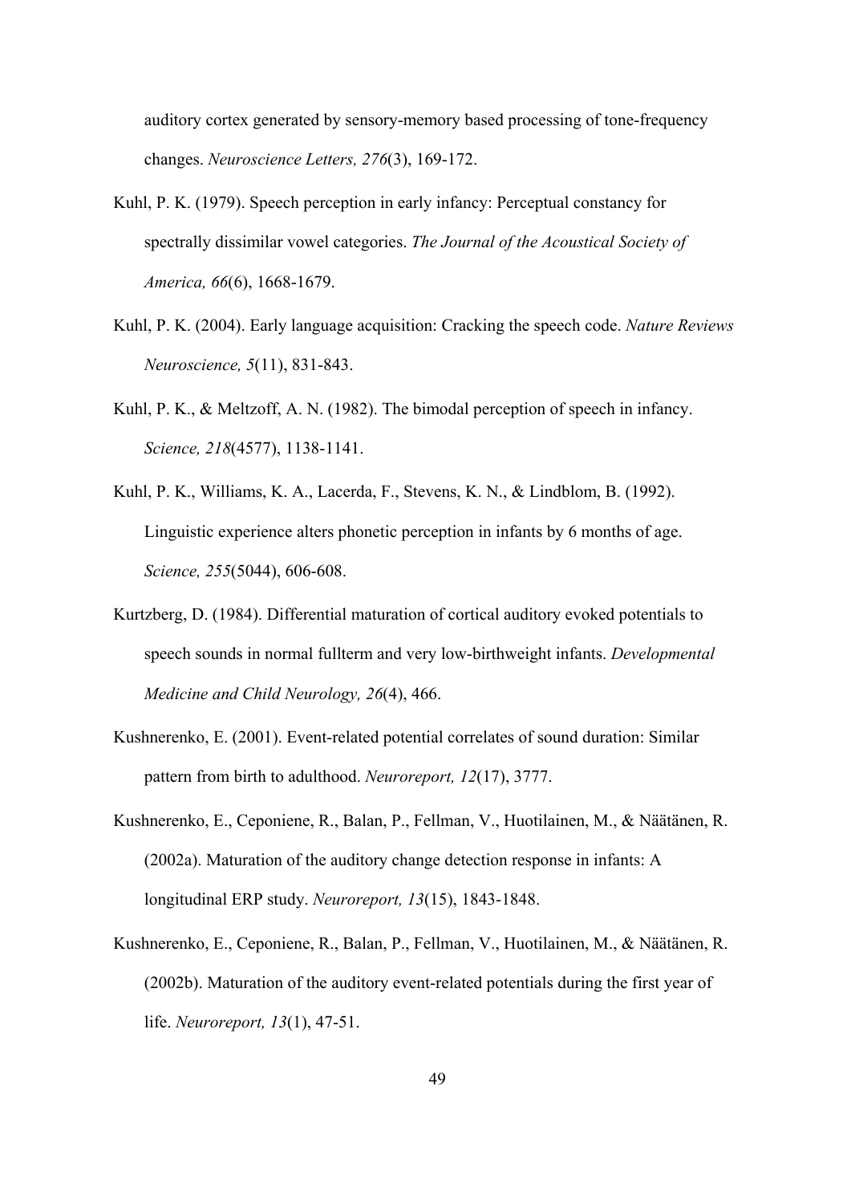auditory cortex generated by sensory-memory based processing of tone-frequency changes. *Neuroscience Letters, 276*(3), 169-172.

Kuhl, P. K. (1979). Speech perception in early infancy: Perceptual constancy for spectrally dissimilar vowel categories. *The Journal of the Acoustical Society of America, 66*(6), 1668-1679.

Kuhl, P. K. (2004). Early language acquisition: Cracking the speech code. *Nature Reviews Neuroscience, 5*(11), 831-843.

Kuhl, P. K., & Meltzoff, A. N. (1982). The bimodal perception of speech in infancy. *Science, 218*(4577), 1138-1141.

Kuhl, P. K., Williams, K. A., Lacerda, F., Stevens, K. N., & Lindblom, B. (1992). Linguistic experience alters phonetic perception in infants by 6 months of age. *Science, 255*(5044), 606-608.

Kurtzberg, D. (1984). Differential maturation of cortical auditory evoked potentials to speech sounds in normal fullterm and very low-birthweight infants. *Developmental Medicine and Child Neurology, 26*(4), 466.

Kushnerenko, E. (2001). Event-related potential correlates of sound duration: Similar pattern from birth to adulthood. *Neuroreport, 12*(17), 3777.

Kushnerenko, E., Ceponiene, R., Balan, P., Fellman, V., Huotilainen, M., & Näätänen, R. (2002a). Maturation of the auditory change detection response in infants: A longitudinal ERP study. *Neuroreport, 13*(15), 1843-1848.

Kushnerenko, E., Ceponiene, R., Balan, P., Fellman, V., Huotilainen, M., & Näätänen, R. (2002b). Maturation of the auditory event-related potentials during the first year of life. *Neuroreport, 13*(1), 47-51.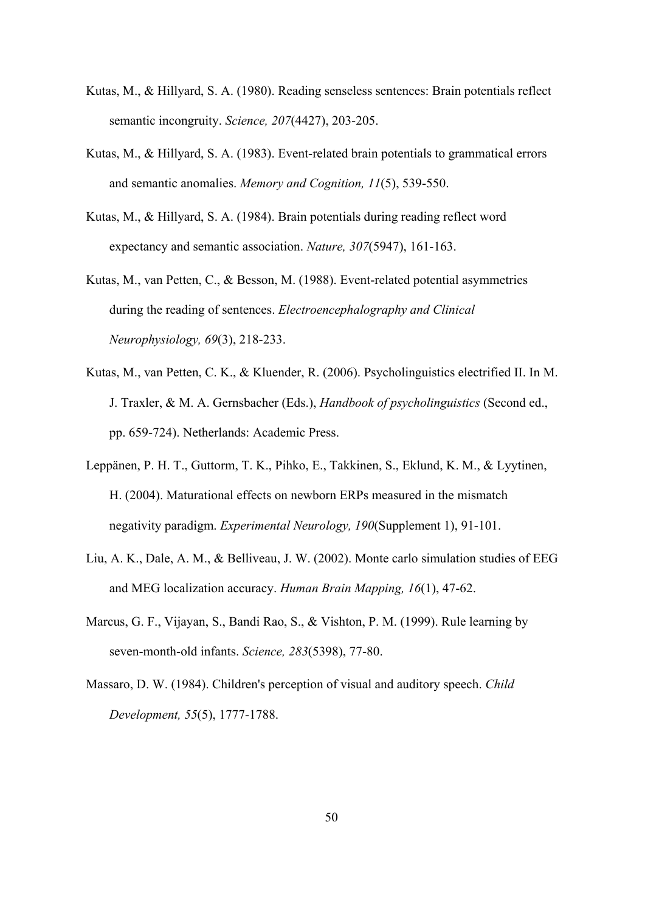Kutas, M., & Hillyard, S. A. (1980). Reading senseless sentences: Brain potentials reflect semantic incongruity. *Science, 207*(4427), 203-205.

Kutas, M., & Hillyard, S. A. (1983). Event-related brain potentials to grammatical errors and semantic anomalies. *Memory and Cognition, 11*(5), 539-550.

Kutas, M., & Hillyard, S. A. (1984). Brain potentials during reading reflect word expectancy and semantic association. *Nature, 307*(5947), 161-163.

Kutas, M., van Petten, C., & Besson, M. (1988). Event-related potential asymmetries during the reading of sentences. *Electroencephalography and Clinical Neurophysiology, 69*(3), 218-233.

Kutas, M., van Petten, C. K., & Kluender, R. (2006). Psycholinguistics electrified II. In M. J. Traxler, & M. A. Gernsbacher (Eds.), *Handbook of psycholinguistics* (Second ed., pp. 659-724). Netherlands: Academic Press.

Leppänen, P. H. T., Guttorm, T. K., Pihko, E., Takkinen, S., Eklund, K. M., & Lyytinen, H. (2004). Maturational effects on newborn ERPs measured in the mismatch negativity paradigm. *Experimental Neurology, 190*(Supplement 1), 91-101.

Liu, A. K., Dale, A. M., & Belliveau, J. W. (2002). Monte carlo simulation studies of EEG and MEG localization accuracy. *Human Brain Mapping, 16*(1), 47-62.

Marcus, G. F., Vijayan, S., Bandi Rao, S., & Vishton, P. M. (1999). Rule learning by seven-month-old infants. *Science, 283*(5398), 77-80.

Massaro, D. W. (1984). Children's perception of visual and auditory speech. *Child Development, 55*(5), 1777-1788.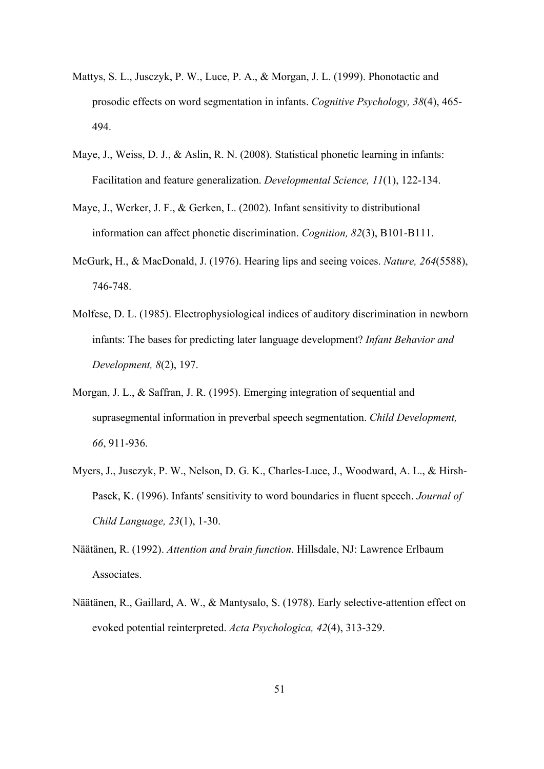Mattys, S. L., Jusczyk, P. W., Luce, P. A., & Morgan, J. L. (1999). Phonotactic and prosodic effects on word segmentation in infants. *Cognitive Psychology, 38*(4), 465-494.

Maye, J., Weiss, D. J., & Aslin, R. N. (2008). Statistical phonetic learning in infants: Facilitation and feature generalization. *Developmental Science, 11*(1), 122-134.

Maye, J., Werker, J. F., & Gerken, L. (2002). Infant sensitivity to distributional information can affect phonetic discrimination. *Cognition, 82*(3), B101-B111.

McGurk, H., & MacDonald, J. (1976). Hearing lips and seeing voices. *Nature, 264*(5588), 746-748.

Molfese, D. L. (1985). Electrophysiological indices of auditory discrimination in newborn infants: The bases for predicting later language development? *Infant Behavior and Development, 8*(2), 197.

Morgan, J. L., & Saffran, J. R. (1995). Emerging integration of sequential and suprasegmental information in preverbal speech segmentation. *Child Development, 66*, 911-936.

Myers, J., Jusczyk, P. W., Nelson, D. G. K., Charles-Luce, J., Woodward, A. L., & Hirsh-Pasek, K. (1996). Infants' sensitivity to word boundaries in fluent speech. *Journal of Child Language, 23*(1), 1-30.

Näätänen, R. (1992). *Attention and brain function*. Hillsdale, NJ: Lawrence Erlbaum Associates.

Näätänen, R., Gaillard, A. W., & Mantysalo, S. (1978). Early selective-attention effect on evoked potential reinterpreted. *Acta Psychologica, 42*(4), 313-329.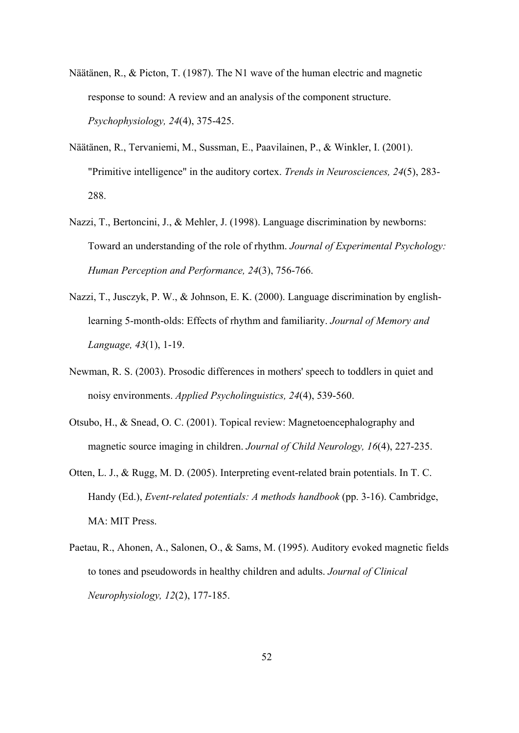Näätänen, R., & Picton, T. (1987). The N1 wave of the human electric and magnetic response to sound: A review and an analysis of the component structure. *Psychophysiology, 24*(4), 375-425.

Näätänen, R., Tervaniemi, M., Sussman, E., Paavilainen, P., & Winkler, I. (2001). "Primitive intelligence" in the auditory cortex. *Trends in Neurosciences, 24*(5), 283-288.

Nazzi, T., Bertoncini, J., & Mehler, J. (1998). Language discrimination by newborns: Toward an understanding of the role of rhythm. *Journal of Experimental Psychology: Human Perception and Performance, 24*(3), 756-766.

Nazzi, T., Jusczyk, P. W., & Johnson, E. K. (2000). Language discrimination by english-learning 5-month-olds: Effects of rhythm and familiarity. *Journal of Memory and Language, 43*(1), 1-19.

Newman, R. S. (2003). Prosodic differences in mothers' speech to toddlers in quiet and noisy environments. *Applied Psycholinguistics, 24*(4), 539-560.

Otsubo, H., & Snead, O. C. (2001). Topical review: Magnetoencephalography and magnetic source imaging in children. *Journal of Child Neurology, 16*(4), 227-235.

Otten, L. J., & Rugg, M. D. (2005). Interpreting event-related brain potentials. In T. C. Handy (Ed.), *Event-related potentials: A methods handbook* (pp. 3-16). Cambridge, MA: MIT Press.

Paetau, R., Ahonen, A., Salonen, O., & Sams, M. (1995). Auditory evoked magnetic fields to tones and pseudowords in healthy children and adults. *Journal of Clinical Neurophysiology, 12*(2), 177-185.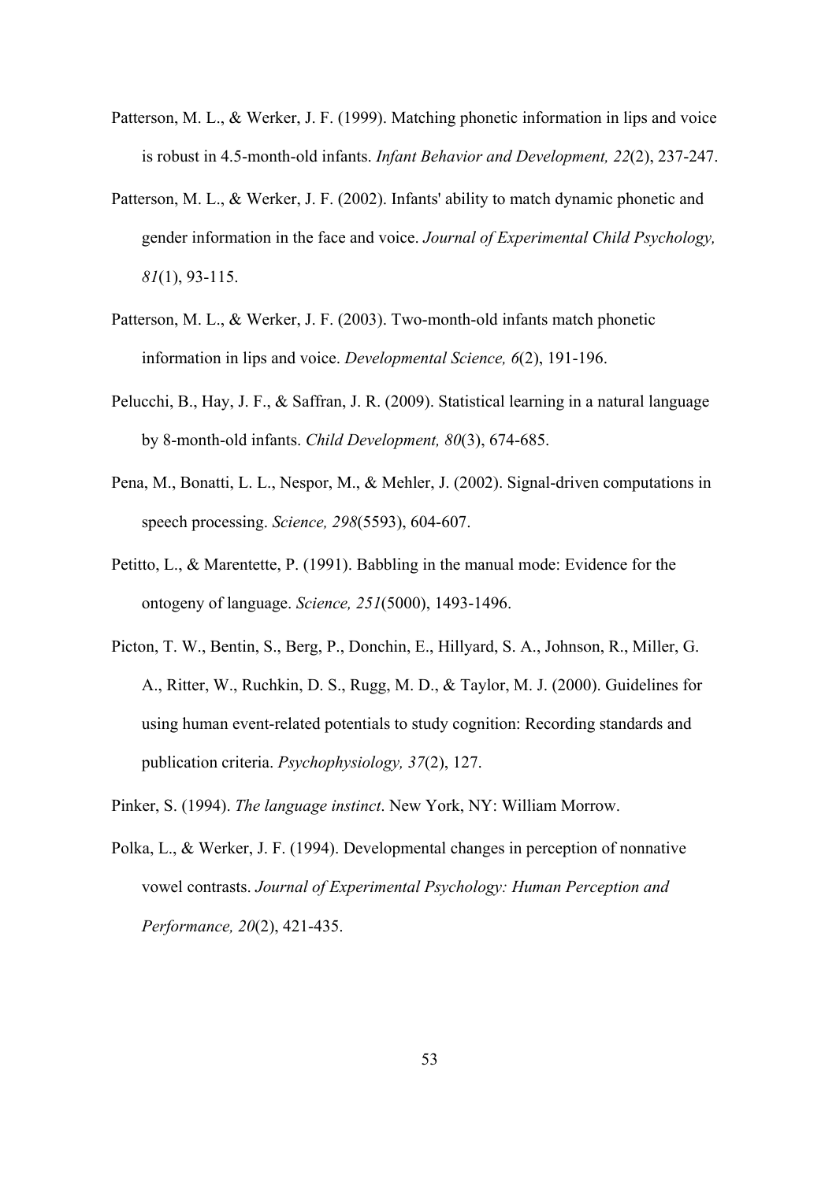Patterson, M. L., & Werker, J. F. (1999). Matching phonetic information in lips and voice is robust in 4.5-month-old infants. *Infant Behavior and Development, 22*(2), 237-247.

Patterson, M. L., & Werker, J. F. (2002). Infants' ability to match dynamic phonetic and gender information in the face and voice. *Journal of Experimental Child Psychology, 81*(1), 93-115.

Patterson, M. L., & Werker, J. F. (2003). Two-month-old infants match phonetic information in lips and voice. *Developmental Science, 6*(2), 191-196.

Pelucchi, B., Hay, J. F., & Saffran, J. R. (2009). Statistical learning in a natural language by 8-month-old infants. *Child Development, 80*(3), 674-685.

Pena, M., Bonatti, L. L., Nespor, M., & Mehler, J. (2002). Signal-driven computations in speech processing. *Science, 298*(5593), 604-607.

Petitto, L., & Marentette, P. (1991). Babbling in the manual mode: Evidence for the ontogeny of language. *Science, 251*(5000), 1493-1496.

Picton, T. W., Bentin, S., Berg, P., Donchin, E., Hillyard, S. A., Johnson, R., Miller, G. A., Ritter, W., Ruchkin, D. S., Rugg, M. D., & Taylor, M. J. (2000). Guidelines for using human event-related potentials to study cognition: Recording standards and publication criteria. *Psychophysiology, 37*(2), 127.

Pinker, S. (1994). *The language instinct*. New York, NY: William Morrow.

Polka, L., & Werker, J. F. (1994). Developmental changes in perception of nonnative vowel contrasts. *Journal of Experimental Psychology: Human Perception and Performance, 20*(2), 421-435.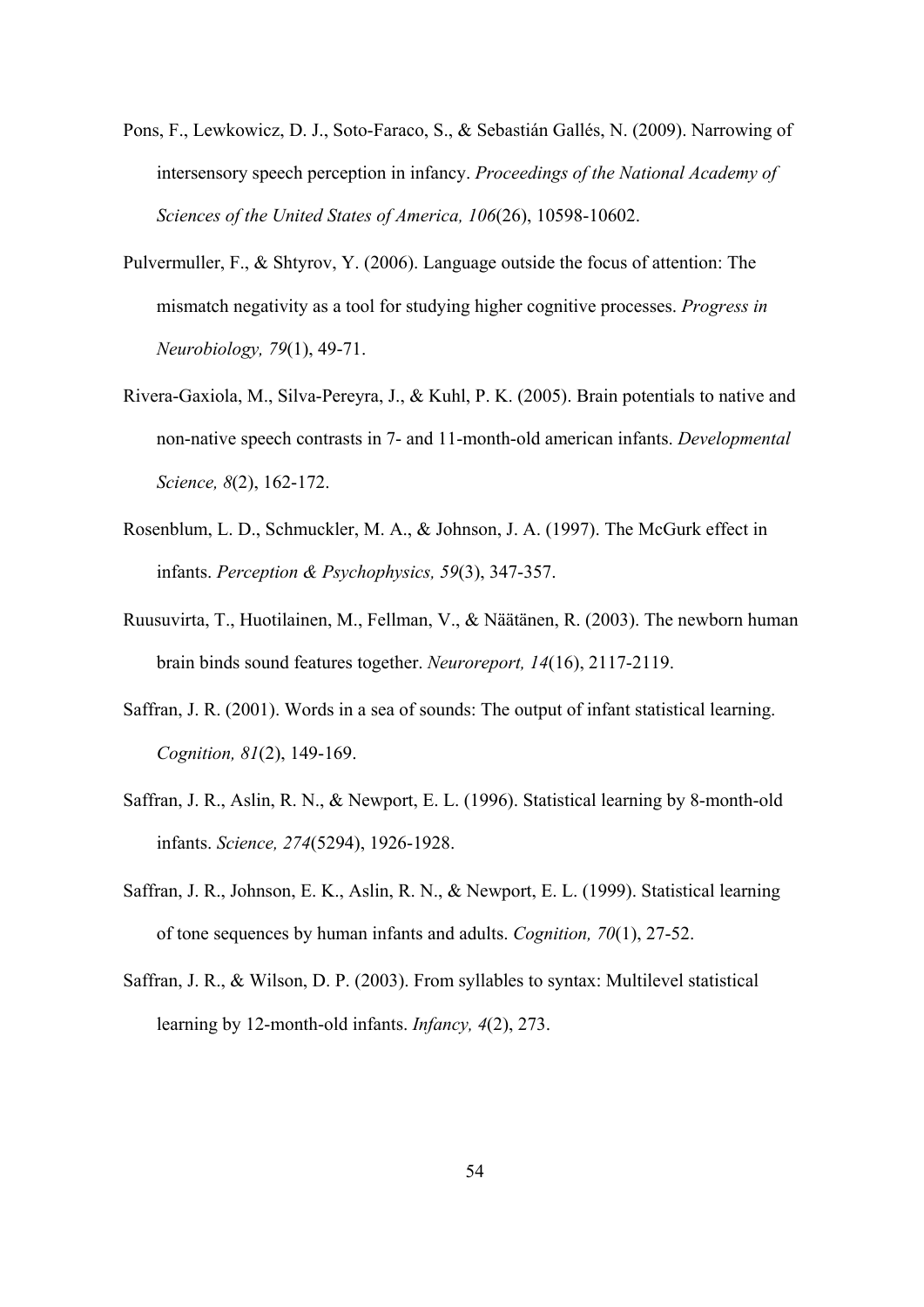Pons, F., Lewkowicz, D. J., Soto-Faraco, S., & Sebastián Gallés, N. (2009). Narrowing of intersensory speech perception in infancy. *Proceedings of the National Academy of Sciences of the United States of America, 106*(26), 10598-10602.

Pulvermuller, F., & Shtyrov, Y. (2006). Language outside the focus of attention: The mismatch negativity as a tool for studying higher cognitive processes. *Progress in Neurobiology, 79*(1), 49-71.

Rivera-Gaxiola, M., Silva-Pereyra, J., & Kuhl, P. K. (2005). Brain potentials to native and non-native speech contrasts in 7- and 11-month-old american infants. *Developmental Science, 8*(2), 162-172.

Rosenblum, L. D., Schmuckler, M. A., & Johnson, J. A. (1997). The McGurk effect in infants. *Perception & Psychophysics, 59*(3), 347-357.

Ruusuvirta, T., Huotilainen, M., Fellman, V., & Näätänen, R. (2003). The newborn human brain binds sound features together. *Neuroreport, 14*(16), 2117-2119.

Saffran, J. R. (2001). Words in a sea of sounds: The output of infant statistical learning. *Cognition, 81*(2), 149-169.

Saffran, J. R., Aslin, R. N., & Newport, E. L. (1996). Statistical learning by 8-month-old infants. *Science, 274*(5294), 1926-1928.

Saffran, J. R., Johnson, E. K., Aslin, R. N., & Newport, E. L. (1999). Statistical learning of tone sequences by human infants and adults. *Cognition, 70*(1), 27-52.

Saffran, J. R., & Wilson, D. P. (2003). From syllables to syntax: Multilevel statistical learning by 12-month-old infants. *Infancy, 4*(2), 273.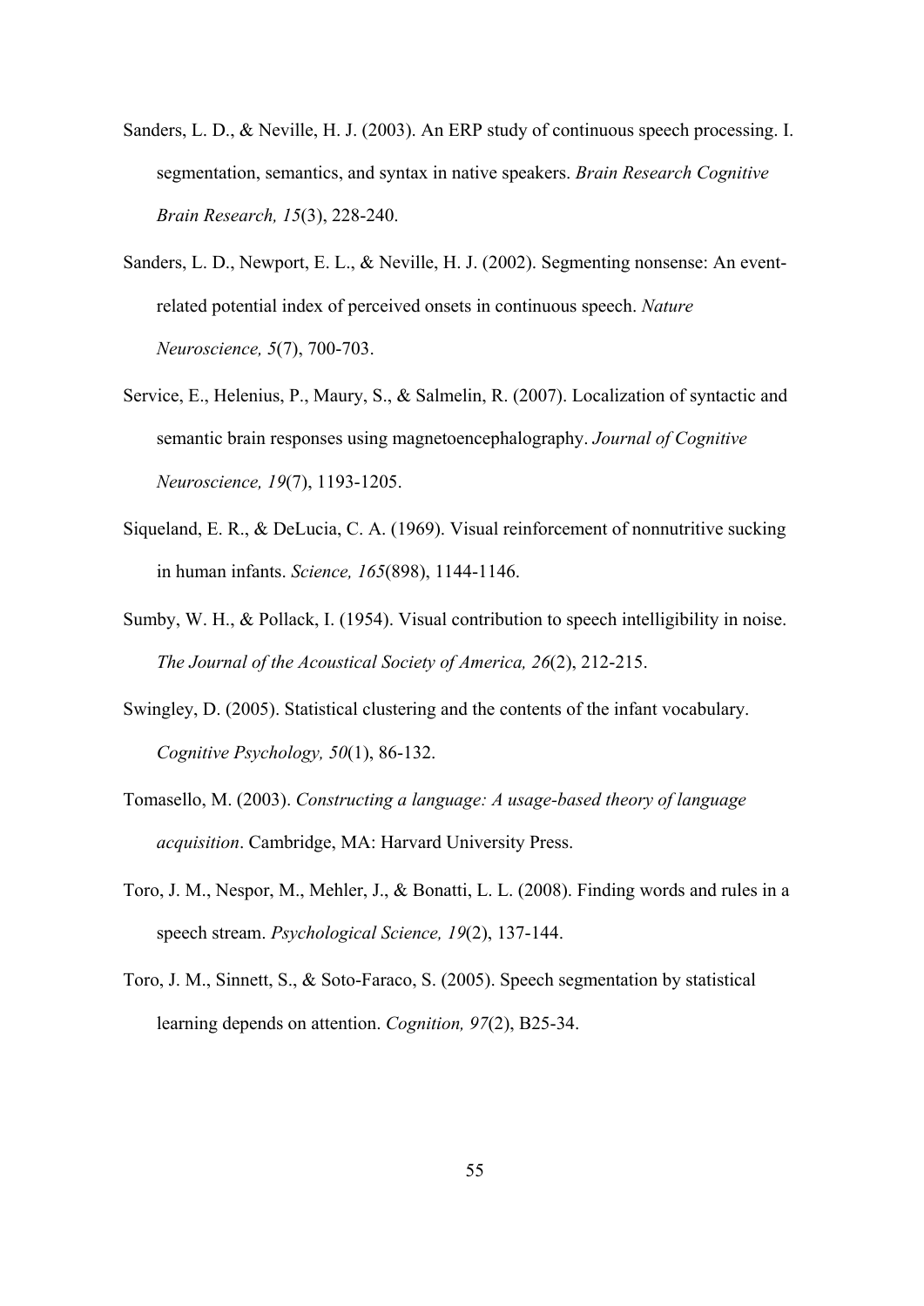Sanders, L. D., & Neville, H. J. (2003). An ERP study of continuous speech processing. I. segmentation, semantics, and syntax in native speakers. *Brain Research Cognitive Brain Research, 15*(3), 228-240.

Sanders, L. D., Newport, E. L., & Neville, H. J. (2002). Segmenting nonsense: An event-related potential index of perceived onsets in continuous speech. *Nature Neuroscience, 5*(7), 700-703.

Service, E., Helenius, P., Maury, S., & Salmelin, R. (2007). Localization of syntactic and semantic brain responses using magnetoencephalography. *Journal of Cognitive Neuroscience, 19*(7), 1193-1205.

Siqueland, E. R., & DeLucia, C. A. (1969). Visual reinforcement of nonnutritive sucking in human infants. *Science, 165*(898), 1144-1146.

Sumby, W. H., & Pollack, I. (1954). Visual contribution to speech intelligibility in noise. *The Journal of the Acoustical Society of America, 26*(2), 212-215.

Swingley, D. (2005). Statistical clustering and the contents of the infant vocabulary. *Cognitive Psychology, 50*(1), 86-132.

Tomasello, M. (2003). *Constructing a language: A usage-based theory of language acquisition*. Cambridge, MA: Harvard University Press.

Toro, J. M., Nespor, M., Mehler, J., & Bonatti, L. L. (2008). Finding words and rules in a speech stream. *Psychological Science, 19*(2), 137-144.

Toro, J. M., Sinnett, S., & Soto-Faraco, S. (2005). Speech segmentation by statistical learning depends on attention. *Cognition, 97*(2), B25-34.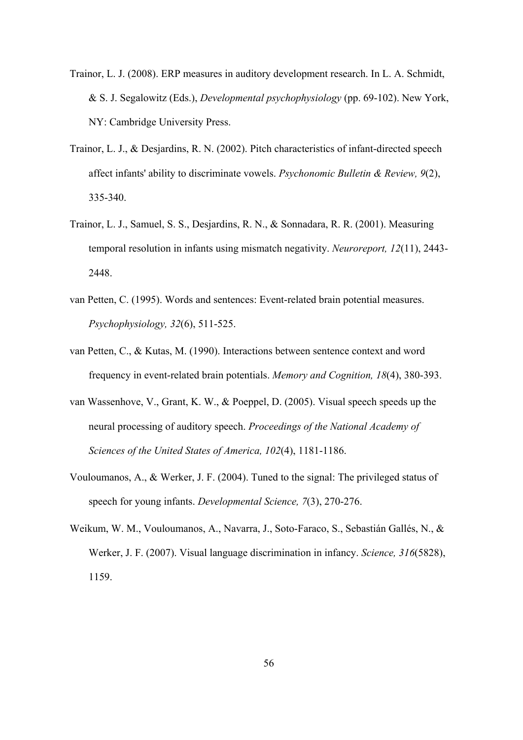Trainor, L. J. (2008). ERP measures in auditory development research. In L. A. Schmidt, & S. J. Segalowitz (Eds.), *Developmental psychophysiology* (pp. 69-102). New York, NY: Cambridge University Press.

Trainor, L. J., & Desjardins, R. N. (2002). Pitch characteristics of infant-directed speech affect infants' ability to discriminate vowels. *Psychonomic Bulletin & Review, 9*(2), 335-340.

Trainor, L. J., Samuel, S. S., Desjardins, R. N., & Sonnadara, R. R. (2001). Measuring temporal resolution in infants using mismatch negativity. *Neuroreport, 12*(11), 2443-2448.

van Petten, C. (1995). Words and sentences: Event-related brain potential measures. *Psychophysiology, 32*(6), 511-525.

van Petten, C., & Kutas, M. (1990). Interactions between sentence context and word frequency in event-related brain potentials. *Memory and Cognition, 18*(4), 380-393.

van Wassenhove, V., Grant, K. W., & Poeppel, D. (2005). Visual speech speeds up the neural processing of auditory speech. *Proceedings of the National Academy of Sciences of the United States of America, 102*(4), 1181-1186.

Vouloumanos, A., & Werker, J. F. (2004). Tuned to the signal: The privileged status of speech for young infants. *Developmental Science, 7*(3), 270-276.

Weikum, W. M., Vouloumanos, A., Navarra, J., Soto-Faraco, S., Sebastián Gallés, N., & Werker, J. F. (2007). Visual language discrimination in infancy. *Science, 316*(5828), 1159.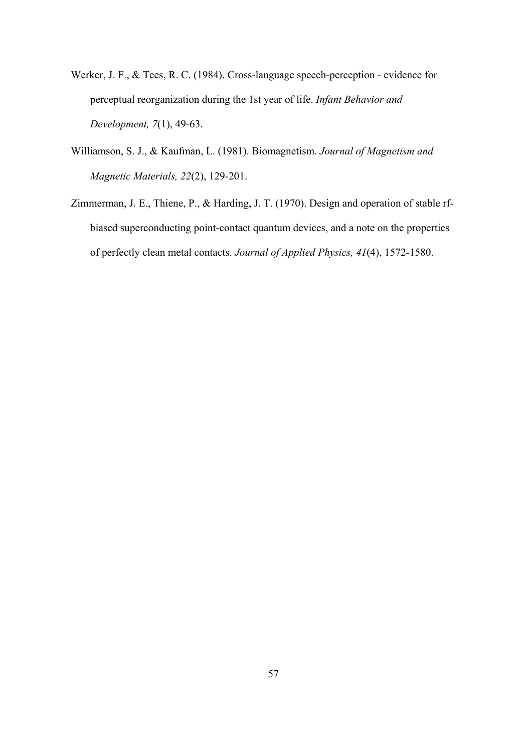Werker, J. F., & Tees, R. C. (1984). Cross-language speech-perception - evidence for perceptual reorganization during the 1st year of life. *Infant Behavior and Development, 7*(1), 49-63.

Williamson, S. J., & Kaufman, L. (1981). Biomagnetism. *Journal of Magnetism and Magnetic Materials, 22*(2), 129-201.

Zimmerman, J. E., Thiene, P., & Harding, J. T. (1970). Design and operation of stable rf-biased superconducting point-contact quantum devices, and a note on the properties of perfectly clean metal contacts. *Journal of Applied Physics, 41*(4), 1572-1580.